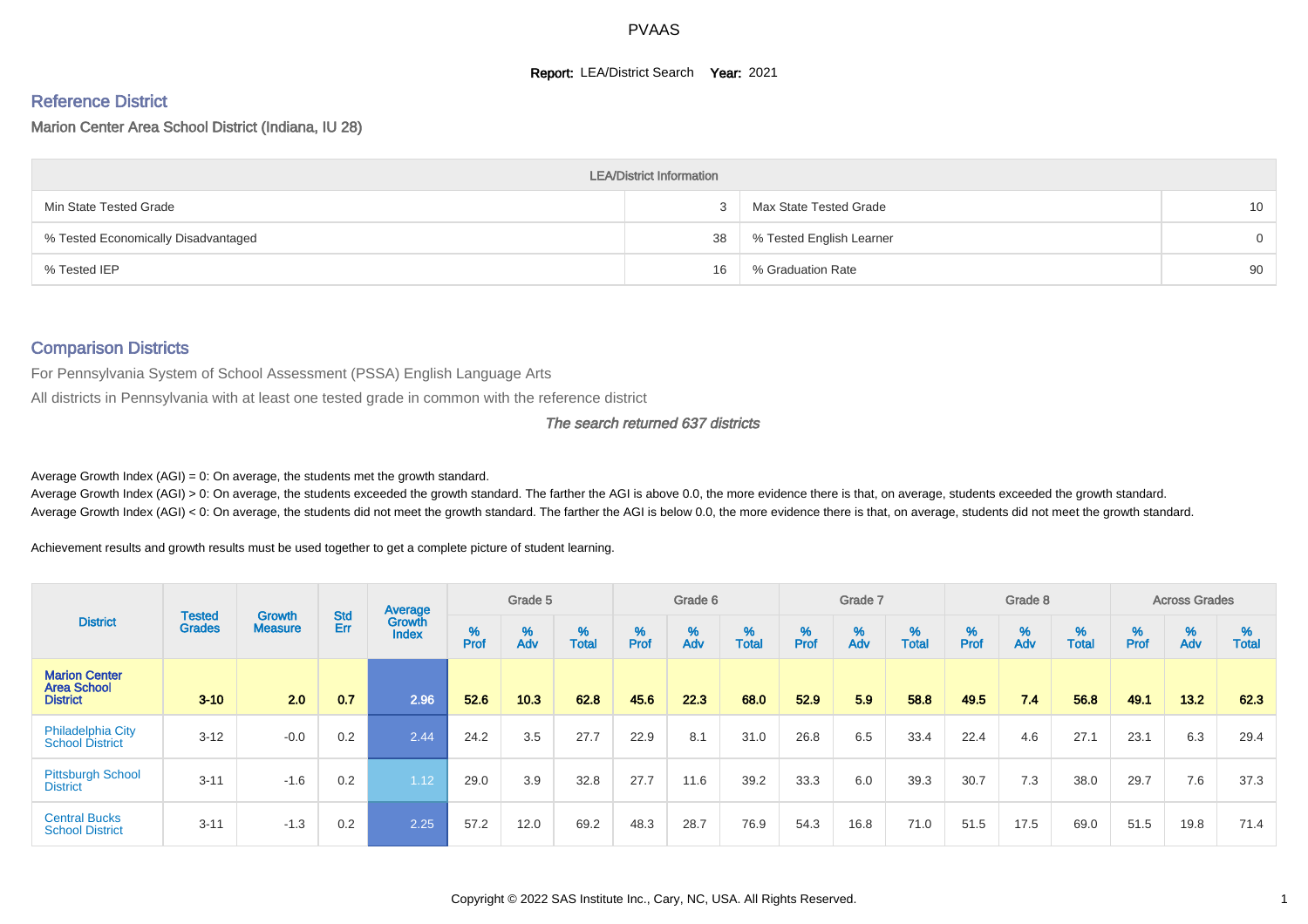# PVAAS

**Report:** LEA/District Search **Year:** 2021

## Reference District

Marion Center Area School District (Indiana, IU 28)

| LEA/District Information | | | |
|---|---|---|---|
| Min State Tested Grade | 3 | Max State Tested Grade | 10 |
| % Tested Economically Disadvantaged | 38 | % Tested English Learner | 0 |
| % Tested IEP | 16 | % Graduation Rate | 90 |

## Comparison Districts

For Pennsylvania System of School Assessment (PSSA) English Language Arts

All districts in Pennsylvania with at least one tested grade in common with the reference district

*The search returned 637 districts*

Average Growth Index (AGI) = 0: On average, the students met the growth standard.

Average Growth Index (AGI) > 0: On average, the students exceeded the growth standard. The farther the AGI is above 0.0, the more evidence there is that, on average, students exceeded the growth standard.

Average Growth Index (AGI) < 0: On average, the students did not meet the growth standard. The farther the AGI is below 0.0, the more evidence there is that, on average, students did not meet the growth standard.

Achievement results and growth results must be used together to get a complete picture of student learning.

| District | Tested Grades | Growth Measure | Std Err | Average Growth Index | Grade 5 | | | Grade 6 | | | Grade 7 | | | Grade 8 | | | Across Grades | | |
|---|---|---|---|---|---|---|---|---|---|---|---|---|---|---|---|---|---|---|---|
| | | | | | % Prof | % Adv | % Total | % Prof | % Adv | % Total | % Prof | % Adv | % Total | % Prof | % Adv | % Total | % Prof | % Adv | % Total |
| **Marion Center Area School District** | **3-10** | **2.0** | **0.7** | **2.96** | **52.6** | **10.3** | **62.8** | **45.6** | **22.3** | **68.0** | **52.9** | **5.9** | **58.8** | **49.5** | **7.4** | **56.8** | **49.1** | **13.2** | **62.3** |
| Philadelphia City School District | 3-12 | -0.0 | 0.2 | 2.44 | 24.2 | 3.5 | 27.7 | 22.9 | 8.1 | 31.0 | 26.8 | 6.5 | 33.4 | 22.4 | 4.6 | 27.1 | 23.1 | 6.3 | 29.4 |
| Pittsburgh School District | 3-11 | -1.6 | 0.2 | 1.12 | 29.0 | 3.9 | 32.8 | 27.7 | 11.6 | 39.2 | 33.3 | 6.0 | 39.3 | 30.7 | 7.3 | 38.0 | 29.7 | 7.6 | 37.3 |
| Central Bucks School District | 3-11 | -1.3 | 0.2 | 2.25 | 57.2 | 12.0 | 69.2 | 48.3 | 28.7 | 76.9 | 54.3 | 16.8 | 71.0 | 51.5 | 17.5 | 69.0 | 51.5 | 19.8 | 71.4 |

Copyright © 2022 SAS Institute Inc., Cary, NC, USA. All Rights Reserved.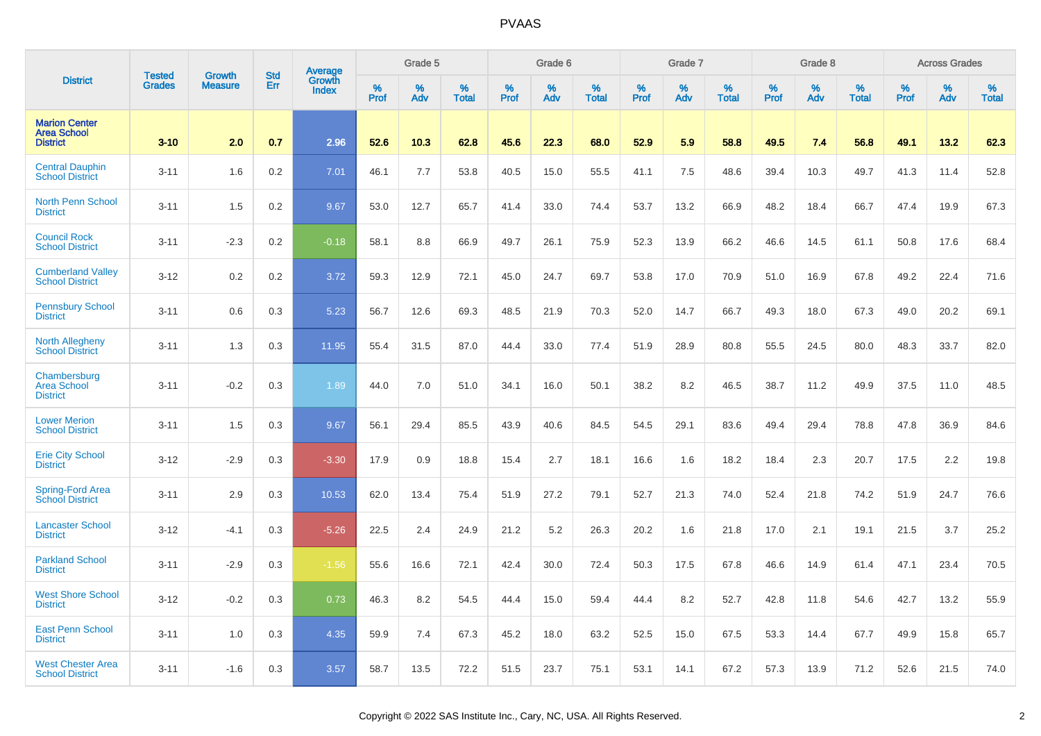| District | Tested Grades | Growth Measure | Std Err | Average Growth Index | Grade 5 | | | Grade 6 | | | Grade 7 | | | Grade 8 | | | Across Grades | | |
|---|---|---|---|---|---|---|---|---|---|---|---|---|---|---|---|---|---|---|---|
| | | | | | % Prof | % Adv | % Total | % Prof | % Adv | % Total | % Prof | % Adv | % Total | % Prof | % Adv | % Total | % Prof | % Adv | % Total |
| **Marion Center Area School District** | **3-10** | **2.0** | **0.7** | **2.96** | **52.6** | **10.3** | **62.8** | **45.6** | **22.3** | **68.0** | **52.9** | **5.9** | **58.8** | **49.5** | **7.4** | **56.8** | **49.1** | **13.2** | **62.3** |
| Central Dauphin School District | 3-11 | 1.6 | 0.2 | 7.01 | 46.1 | 7.7 | 53.8 | 40.5 | 15.0 | 55.5 | 41.1 | 7.5 | 48.6 | 39.4 | 10.3 | 49.7 | 41.3 | 11.4 | 52.8 |
| North Penn School District | 3-11 | 1.5 | 0.2 | 9.67 | 53.0 | 12.7 | 65.7 | 41.4 | 33.0 | 74.4 | 53.7 | 13.2 | 66.9 | 48.2 | 18.4 | 66.7 | 47.4 | 19.9 | 67.3 |
| Council Rock School District | 3-11 | -2.3 | 0.2 | -0.18 | 58.1 | 8.8 | 66.9 | 49.7 | 26.1 | 75.9 | 52.3 | 13.9 | 66.2 | 46.6 | 14.5 | 61.1 | 50.8 | 17.6 | 68.4 |
| Cumberland Valley School District | 3-12 | 0.2 | 0.2 | 3.72 | 59.3 | 12.9 | 72.1 | 45.0 | 24.7 | 69.7 | 53.8 | 17.0 | 70.9 | 51.0 | 16.9 | 67.8 | 49.2 | 22.4 | 71.6 |
| Pennsbury School District | 3-11 | 0.6 | 0.3 | 5.23 | 56.7 | 12.6 | 69.3 | 48.5 | 21.9 | 70.3 | 52.0 | 14.7 | 66.7 | 49.3 | 18.0 | 67.3 | 49.0 | 20.2 | 69.1 |
| North Allegheny School District | 3-11 | 1.3 | 0.3 | 11.95 | 55.4 | 31.5 | 87.0 | 44.4 | 33.0 | 77.4 | 51.9 | 28.9 | 80.8 | 55.5 | 24.5 | 80.0 | 48.3 | 33.7 | 82.0 |
| Chambersburg Area School District | 3-11 | -0.2 | 0.3 | 1.89 | 44.0 | 7.0 | 51.0 | 34.1 | 16.0 | 50.1 | 38.2 | 8.2 | 46.5 | 38.7 | 11.2 | 49.9 | 37.5 | 11.0 | 48.5 |
| Lower Merion School District | 3-11 | 1.5 | 0.3 | 9.67 | 56.1 | 29.4 | 85.5 | 43.9 | 40.6 | 84.5 | 54.5 | 29.1 | 83.6 | 49.4 | 29.4 | 78.8 | 47.8 | 36.9 | 84.6 |
| Erie City School District | 3-12 | -2.9 | 0.3 | -3.30 | 17.9 | 0.9 | 18.8 | 15.4 | 2.7 | 18.1 | 16.6 | 1.6 | 18.2 | 18.4 | 2.3 | 20.7 | 17.5 | 2.2 | 19.8 |
| Spring-Ford Area School District | 3-11 | 2.9 | 0.3 | 10.53 | 62.0 | 13.4 | 75.4 | 51.9 | 27.2 | 79.1 | 52.7 | 21.3 | 74.0 | 52.4 | 21.8 | 74.2 | 51.9 | 24.7 | 76.6 |
| Lancaster School District | 3-12 | -4.1 | 0.3 | -5.26 | 22.5 | 2.4 | 24.9 | 21.2 | 5.2 | 26.3 | 20.2 | 1.6 | 21.8 | 17.0 | 2.1 | 19.1 | 21.5 | 3.7 | 25.2 |
| Parkland School District | 3-11 | -2.9 | 0.3 | -1.56 | 55.6 | 16.6 | 72.1 | 42.4 | 30.0 | 72.4 | 50.3 | 17.5 | 67.8 | 46.6 | 14.9 | 61.4 | 47.1 | 23.4 | 70.5 |
| West Shore School District | 3-12 | -0.2 | 0.3 | 0.73 | 46.3 | 8.2 | 54.5 | 44.4 | 15.0 | 59.4 | 44.4 | 8.2 | 52.7 | 42.8 | 11.8 | 54.6 | 42.7 | 13.2 | 55.9 |
| East Penn School District | 3-11 | 1.0 | 0.3 | 4.35 | 59.9 | 7.4 | 67.3 | 45.2 | 18.0 | 63.2 | 52.5 | 15.0 | 67.5 | 53.3 | 14.4 | 67.7 | 49.9 | 15.8 | 65.7 |
| West Chester Area School District | 3-11 | -1.6 | 0.3 | 3.57 | 58.7 | 13.5 | 72.2 | 51.5 | 23.7 | 75.1 | 53.1 | 14.1 | 67.2 | 57.3 | 13.9 | 71.2 | 52.6 | 21.5 | 74.0 |

Copyright © 2022 SAS Institute Inc., Cary, NC, USA. All Rights Reserved.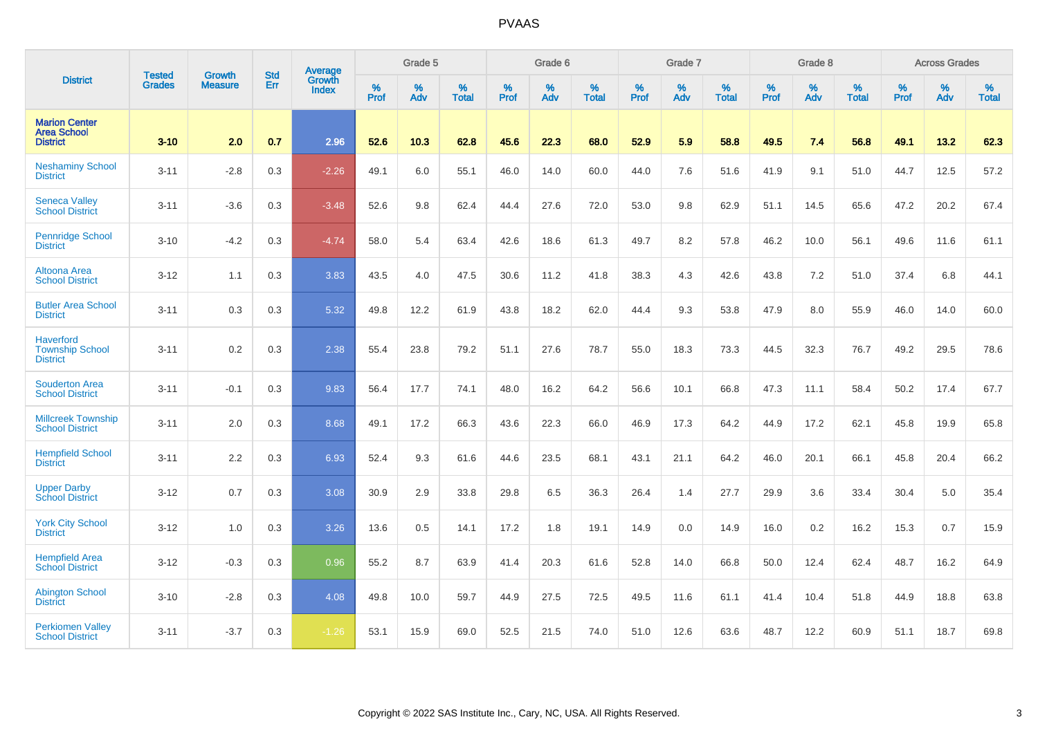# PVAAS

| District | Tested Grades | Growth Measure | Std Err | Average Growth Index | Grade 5 | | | Grade 6 | | | Grade 7 | | | Grade 8 | | | Across Grades | | |
|---|---|---|---|---|---|---|---|---|---|---|---|---|---|---|---|---|---|---|---|
| | | | | | % Prof | % Adv | % Total | % Prof | % Adv | % Total | % Prof | % Adv | % Total | % Prof | % Adv | % Total | % Prof | % Adv | % Total |
| **Marion Center Area School District** | **3-10** | **2.0** | **0.7** | **2.96** | **52.6** | **10.3** | **62.8** | **45.6** | **22.3** | **68.0** | **52.9** | **5.9** | **58.8** | **49.5** | **7.4** | **56.8** | **49.1** | **13.2** | **62.3** |
| Neshaminy School District | 3-11 | -2.8 | 0.3 | -2.26 | 49.1 | 6.0 | 55.1 | 46.0 | 14.0 | 60.0 | 44.0 | 7.6 | 51.6 | 41.9 | 9.1 | 51.0 | 44.7 | 12.5 | 57.2 |
| Seneca Valley School District | 3-11 | -3.6 | 0.3 | -3.48 | 52.6 | 9.8 | 62.4 | 44.4 | 27.6 | 72.0 | 53.0 | 9.8 | 62.9 | 51.1 | 14.5 | 65.6 | 47.2 | 20.2 | 67.4 |
| Pennridge School District | 3-10 | -4.2 | 0.3 | -4.74 | 58.0 | 5.4 | 63.4 | 42.6 | 18.6 | 61.3 | 49.7 | 8.2 | 57.8 | 46.2 | 10.0 | 56.1 | 49.6 | 11.6 | 61.1 |
| Altoona Area School District | 3-12 | 1.1 | 0.3 | 3.83 | 43.5 | 4.0 | 47.5 | 30.6 | 11.2 | 41.8 | 38.3 | 4.3 | 42.6 | 43.8 | 7.2 | 51.0 | 37.4 | 6.8 | 44.1 |
| Butler Area School District | 3-11 | 0.3 | 0.3 | 5.32 | 49.8 | 12.2 | 61.9 | 43.8 | 18.2 | 62.0 | 44.4 | 9.3 | 53.8 | 47.9 | 8.0 | 55.9 | 46.0 | 14.0 | 60.0 |
| Haverford Township School District | 3-11 | 0.2 | 0.3 | 2.38 | 55.4 | 23.8 | 79.2 | 51.1 | 27.6 | 78.7 | 55.0 | 18.3 | 73.3 | 44.5 | 32.3 | 76.7 | 49.2 | 29.5 | 78.6 |
| Souderton Area School District | 3-11 | -0.1 | 0.3 | 9.83 | 56.4 | 17.7 | 74.1 | 48.0 | 16.2 | 64.2 | 56.6 | 10.1 | 66.8 | 47.3 | 11.1 | 58.4 | 50.2 | 17.4 | 67.7 |
| Millcreek Township School District | 3-11 | 2.0 | 0.3 | 8.68 | 49.1 | 17.2 | 66.3 | 43.6 | 22.3 | 66.0 | 46.9 | 17.3 | 64.2 | 44.9 | 17.2 | 62.1 | 45.8 | 19.9 | 65.8 |
| Hempfield School District | 3-11 | 2.2 | 0.3 | 6.93 | 52.4 | 9.3 | 61.6 | 44.6 | 23.5 | 68.1 | 43.1 | 21.1 | 64.2 | 46.0 | 20.1 | 66.1 | 45.8 | 20.4 | 66.2 |
| Upper Darby School District | 3-12 | 0.7 | 0.3 | 3.08 | 30.9 | 2.9 | 33.8 | 29.8 | 6.5 | 36.3 | 26.4 | 1.4 | 27.7 | 29.9 | 3.6 | 33.4 | 30.4 | 5.0 | 35.4 |
| York City School District | 3-12 | 1.0 | 0.3 | 3.26 | 13.6 | 0.5 | 14.1 | 17.2 | 1.8 | 19.1 | 14.9 | 0.0 | 14.9 | 16.0 | 0.2 | 16.2 | 15.3 | 0.7 | 15.9 |
| Hempfield Area School District | 3-12 | -0.3 | 0.3 | 0.96 | 55.2 | 8.7 | 63.9 | 41.4 | 20.3 | 61.6 | 52.8 | 14.0 | 66.8 | 50.0 | 12.4 | 62.4 | 48.7 | 16.2 | 64.9 |
| Abington School District | 3-10 | -2.8 | 0.3 | 4.08 | 49.8 | 10.0 | 59.7 | 44.9 | 27.5 | 72.5 | 49.5 | 11.6 | 61.1 | 41.4 | 10.4 | 51.8 | 44.9 | 18.8 | 63.8 |
| Perkiomen Valley School District | 3-11 | -3.7 | 0.3 | -1.26 | 53.1 | 15.9 | 69.0 | 52.5 | 21.5 | 74.0 | 51.0 | 12.6 | 63.6 | 48.7 | 12.2 | 60.9 | 51.1 | 18.7 | 69.8 |

Copyright © 2022 SAS Institute Inc., Cary, NC, USA. All Rights Reserved.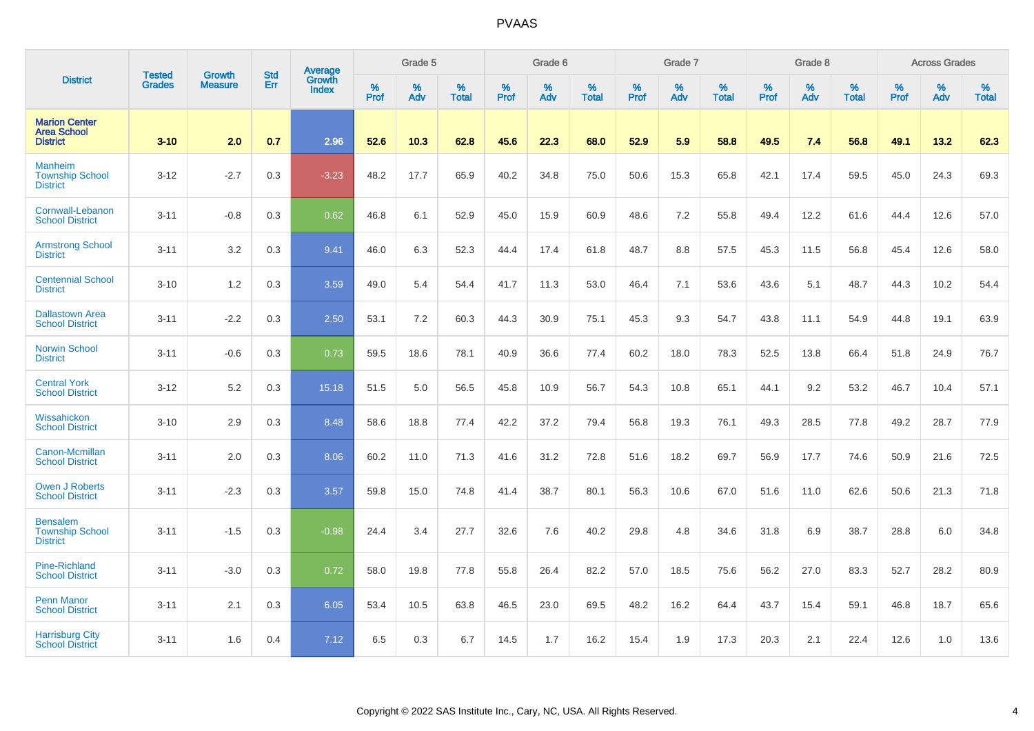| District | Tested Grades | Growth Measure | Std Err | Average Growth Index | Grade 5 | | | Grade 6 | | | Grade 7 | | | Grade 8 | | | Across Grades | | |
|---|---|---|---|---|---|---|---|---|---|---|---|---|---|---|---|---|---|---|---|
| | | | | | % Prof | % Adv | % Total | % Prof | % Adv | % Total | % Prof | % Adv | % Total | % Prof | % Adv | % Total | % Prof | % Adv | % Total |
| **Marion Center Area School District** | **3-10** | **2.0** | **0.7** | **2.96** | **52.6** | **10.3** | **62.8** | **45.6** | **22.3** | **68.0** | **52.9** | **5.9** | **58.8** | **49.5** | **7.4** | **56.8** | **49.1** | **13.2** | **62.3** |
| Manheim Township School District | 3-12 | -2.7 | 0.3 | -3.23 | 48.2 | 17.7 | 65.9 | 40.2 | 34.8 | 75.0 | 50.6 | 15.3 | 65.8 | 42.1 | 17.4 | 59.5 | 45.0 | 24.3 | 69.3 |
| Cornwall-Lebanon School District | 3-11 | -0.8 | 0.3 | 0.62 | 46.8 | 6.1 | 52.9 | 45.0 | 15.9 | 60.9 | 48.6 | 7.2 | 55.8 | 49.4 | 12.2 | 61.6 | 44.4 | 12.6 | 57.0 |
| Armstrong School District | 3-11 | 3.2 | 0.3 | 9.41 | 46.0 | 6.3 | 52.3 | 44.4 | 17.4 | 61.8 | 48.7 | 8.8 | 57.5 | 45.3 | 11.5 | 56.8 | 45.4 | 12.6 | 58.0 |
| Centennial School District | 3-10 | 1.2 | 0.3 | 3.59 | 49.0 | 5.4 | 54.4 | 41.7 | 11.3 | 53.0 | 46.4 | 7.1 | 53.6 | 43.6 | 5.1 | 48.7 | 44.3 | 10.2 | 54.4 |
| Dallastown Area School District | 3-11 | -2.2 | 0.3 | 2.50 | 53.1 | 7.2 | 60.3 | 44.3 | 30.9 | 75.1 | 45.3 | 9.3 | 54.7 | 43.8 | 11.1 | 54.9 | 44.8 | 19.1 | 63.9 |
| Norwin School District | 3-11 | -0.6 | 0.3 | 0.73 | 59.5 | 18.6 | 78.1 | 40.9 | 36.6 | 77.4 | 60.2 | 18.0 | 78.3 | 52.5 | 13.8 | 66.4 | 51.8 | 24.9 | 76.7 |
| Central York School District | 3-12 | 5.2 | 0.3 | 15.18 | 51.5 | 5.0 | 56.5 | 45.8 | 10.9 | 56.7 | 54.3 | 10.8 | 65.1 | 44.1 | 9.2 | 53.2 | 46.7 | 10.4 | 57.1 |
| Wissahickon School District | 3-10 | 2.9 | 0.3 | 8.48 | 58.6 | 18.8 | 77.4 | 42.2 | 37.2 | 79.4 | 56.8 | 19.3 | 76.1 | 49.3 | 28.5 | 77.8 | 49.2 | 28.7 | 77.9 |
| Canon-Mcmillan School District | 3-11 | 2.0 | 0.3 | 8.06 | 60.2 | 11.0 | 71.3 | 41.6 | 31.2 | 72.8 | 51.6 | 18.2 | 69.7 | 56.9 | 17.7 | 74.6 | 50.9 | 21.6 | 72.5 |
| Owen J Roberts School District | 3-11 | -2.3 | 0.3 | 3.57 | 59.8 | 15.0 | 74.8 | 41.4 | 38.7 | 80.1 | 56.3 | 10.6 | 67.0 | 51.6 | 11.0 | 62.6 | 50.6 | 21.3 | 71.8 |
| Bensalem Township School District | 3-11 | -1.5 | 0.3 | -0.98 | 24.4 | 3.4 | 27.7 | 32.6 | 7.6 | 40.2 | 29.8 | 4.8 | 34.6 | 31.8 | 6.9 | 38.7 | 28.8 | 6.0 | 34.8 |
| Pine-Richland School District | 3-11 | -3.0 | 0.3 | 0.72 | 58.0 | 19.8 | 77.8 | 55.8 | 26.4 | 82.2 | 57.0 | 18.5 | 75.6 | 56.2 | 27.0 | 83.3 | 52.7 | 28.2 | 80.9 |
| Penn Manor School District | 3-11 | 2.1 | 0.3 | 6.05 | 53.4 | 10.5 | 63.8 | 46.5 | 23.0 | 69.5 | 48.2 | 16.2 | 64.4 | 43.7 | 15.4 | 59.1 | 46.8 | 18.7 | 65.6 |
| Harrisburg City School District | 3-11 | 1.6 | 0.4 | 7.12 | 6.5 | 0.3 | 6.7 | 14.5 | 1.7 | 16.2 | 15.4 | 1.9 | 17.3 | 20.3 | 2.1 | 22.4 | 12.6 | 1.0 | 13.6 |

Copyright © 2022 SAS Institute Inc., Cary, NC, USA. All Rights Reserved.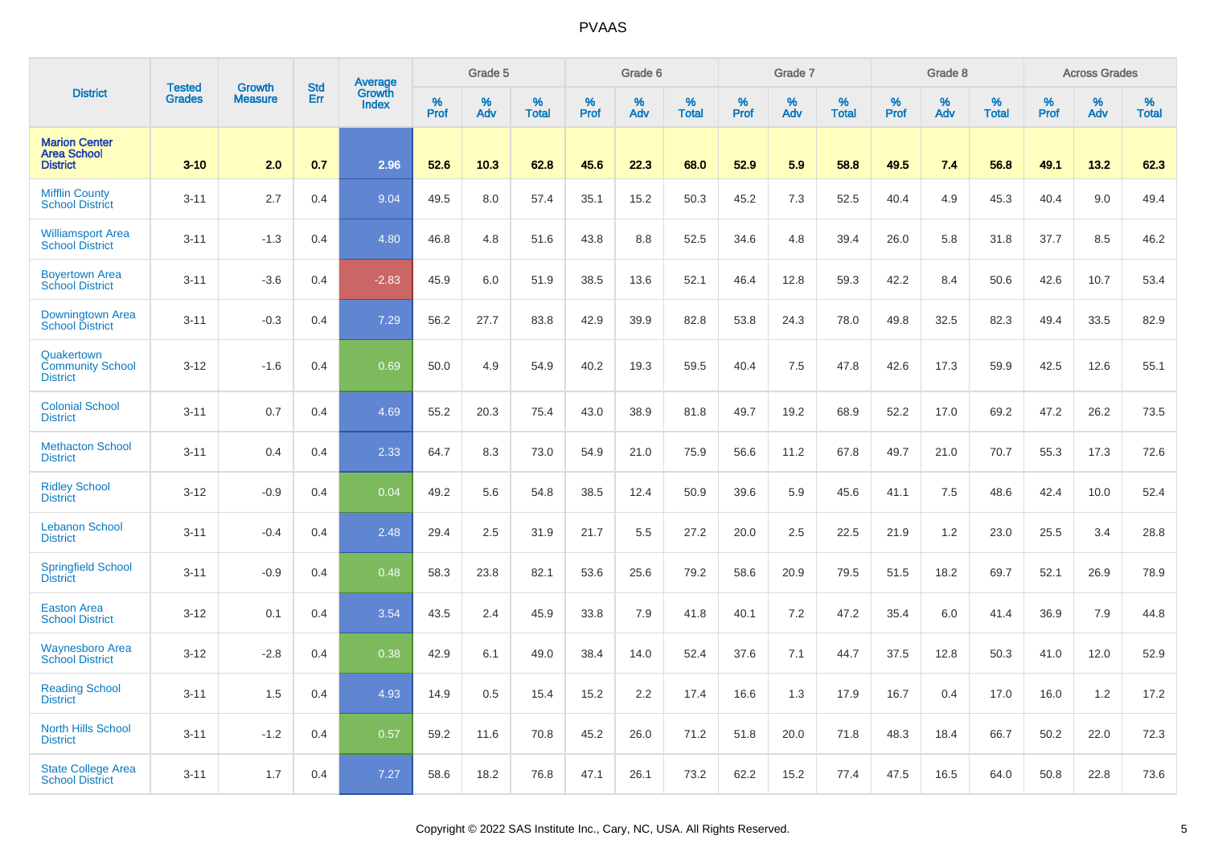# PVAAS

| District | Tested Grades | Growth Measure | Std Err | Average Growth Index | Grade 5 | | | Grade 6 | | | Grade 7 | | | Grade 8 | | | Across Grades | | |
|---|---|---|---|---|---|---|---|---|---|---|---|---|---|---|---|---|---|---|---|
| | | | | | % Prof | % Adv | % Total | % Prof | % Adv | % Total | % Prof | % Adv | % Total | % Prof | % Adv | % Total | % Prof | % Adv | % Total |
| **Marion Center Area School District** | **3-10** | **2.0** | **0.7** | **2.96** | **52.6** | **10.3** | **62.8** | **45.6** | **22.3** | **68.0** | **52.9** | **5.9** | **58.8** | **49.5** | **7.4** | **56.8** | **49.1** | **13.2** | **62.3** |
| Mifflin County School District | 3-11 | 2.7 | 0.4 | 9.04 | 49.5 | 8.0 | 57.4 | 35.1 | 15.2 | 50.3 | 45.2 | 7.3 | 52.5 | 40.4 | 4.9 | 45.3 | 40.4 | 9.0 | 49.4 |
| Williamsport Area School District | 3-11 | -1.3 | 0.4 | 4.80 | 46.8 | 4.8 | 51.6 | 43.8 | 8.8 | 52.5 | 34.6 | 4.8 | 39.4 | 26.0 | 5.8 | 31.8 | 37.7 | 8.5 | 46.2 |
| Boyertown Area School District | 3-11 | -3.6 | 0.4 | -2.83 | 45.9 | 6.0 | 51.9 | 38.5 | 13.6 | 52.1 | 46.4 | 12.8 | 59.3 | 42.2 | 8.4 | 50.6 | 42.6 | 10.7 | 53.4 |
| Downingtown Area School District | 3-11 | -0.3 | 0.4 | 7.29 | 56.2 | 27.7 | 83.8 | 42.9 | 39.9 | 82.8 | 53.8 | 24.3 | 78.0 | 49.8 | 32.5 | 82.3 | 49.4 | 33.5 | 82.9 |
| Quakertown Community School District | 3-12 | -1.6 | 0.4 | 0.69 | 50.0 | 4.9 | 54.9 | 40.2 | 19.3 | 59.5 | 40.4 | 7.5 | 47.8 | 42.6 | 17.3 | 59.9 | 42.5 | 12.6 | 55.1 |
| Colonial School District | 3-11 | 0.7 | 0.4 | 4.69 | 55.2 | 20.3 | 75.4 | 43.0 | 38.9 | 81.8 | 49.7 | 19.2 | 68.9 | 52.2 | 17.0 | 69.2 | 47.2 | 26.2 | 73.5 |
| Methacton School District | 3-11 | 0.4 | 0.4 | 2.33 | 64.7 | 8.3 | 73.0 | 54.9 | 21.0 | 75.9 | 56.6 | 11.2 | 67.8 | 49.7 | 21.0 | 70.7 | 55.3 | 17.3 | 72.6 |
| Ridley School District | 3-12 | -0.9 | 0.4 | 0.04 | 49.2 | 5.6 | 54.8 | 38.5 | 12.4 | 50.9 | 39.6 | 5.9 | 45.6 | 41.1 | 7.5 | 48.6 | 42.4 | 10.0 | 52.4 |
| Lebanon School District | 3-11 | -0.4 | 0.4 | 2.48 | 29.4 | 2.5 | 31.9 | 21.7 | 5.5 | 27.2 | 20.0 | 2.5 | 22.5 | 21.9 | 1.2 | 23.0 | 25.5 | 3.4 | 28.8 |
| Springfield School District | 3-11 | -0.9 | 0.4 | 0.48 | 58.3 | 23.8 | 82.1 | 53.6 | 25.6 | 79.2 | 58.6 | 20.9 | 79.5 | 51.5 | 18.2 | 69.7 | 52.1 | 26.9 | 78.9 |
| Easton Area School District | 3-12 | 0.1 | 0.4 | 3.54 | 43.5 | 2.4 | 45.9 | 33.8 | 7.9 | 41.8 | 40.1 | 7.2 | 47.2 | 35.4 | 6.0 | 41.4 | 36.9 | 7.9 | 44.8 |
| Waynesboro Area School District | 3-12 | -2.8 | 0.4 | 0.38 | 42.9 | 6.1 | 49.0 | 38.4 | 14.0 | 52.4 | 37.6 | 7.1 | 44.7 | 37.5 | 12.8 | 50.3 | 41.0 | 12.0 | 52.9 |
| Reading School District | 3-11 | 1.5 | 0.4 | 4.93 | 14.9 | 0.5 | 15.4 | 15.2 | 2.2 | 17.4 | 16.6 | 1.3 | 17.9 | 16.7 | 0.4 | 17.0 | 16.0 | 1.2 | 17.2 |
| North Hills School District | 3-11 | -1.2 | 0.4 | 0.57 | 59.2 | 11.6 | 70.8 | 45.2 | 26.0 | 71.2 | 51.8 | 20.0 | 71.8 | 48.3 | 18.4 | 66.7 | 50.2 | 22.0 | 72.3 |
| State College Area School District | 3-11 | 1.7 | 0.4 | 7.27 | 58.6 | 18.2 | 76.8 | 47.1 | 26.1 | 73.2 | 62.2 | 15.2 | 77.4 | 47.5 | 16.5 | 64.0 | 50.8 | 22.8 | 73.6 |

Copyright © 2022 SAS Institute Inc., Cary, NC, USA. All Rights Reserved.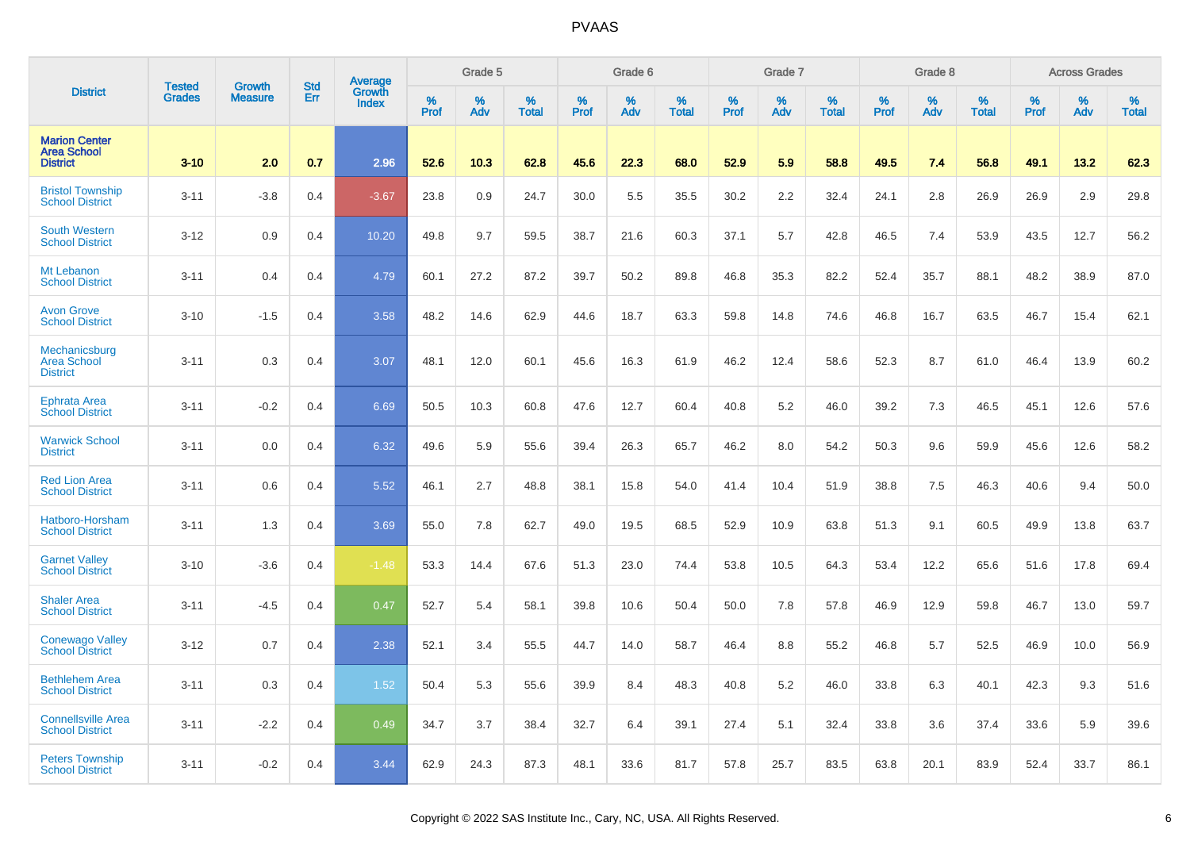| District | Tested Grades | Growth Measure | Std Err | Average Growth Index | Grade 5 | | | Grade 6 | | | Grade 7 | | | Grade 8 | | | Across Grades | | |
|---|---|---|---|---|---|---|---|---|---|---|---|---|---|---|---|---|---|---|---|
| | | | | | % Prof | % Adv | % Total | % Prof | % Adv | % Total | % Prof | % Adv | % Total | % Prof | % Adv | % Total | % Prof | % Adv | % Total |
| **Marion Center Area School District** | **3-10** | **2.0** | **0.7** | **2.96** | **52.6** | **10.3** | **62.8** | **45.6** | **22.3** | **68.0** | **52.9** | **5.9** | **58.8** | **49.5** | **7.4** | **56.8** | **49.1** | **13.2** | **62.3** |
| Bristol Township School District | 3-11 | -3.8 | 0.4 | -3.67 | 23.8 | 0.9 | 24.7 | 30.0 | 5.5 | 35.5 | 30.2 | 2.2 | 32.4 | 24.1 | 2.8 | 26.9 | 26.9 | 2.9 | 29.8 |
| South Western School District | 3-12 | 0.9 | 0.4 | 10.20 | 49.8 | 9.7 | 59.5 | 38.7 | 21.6 | 60.3 | 37.1 | 5.7 | 42.8 | 46.5 | 7.4 | 53.9 | 43.5 | 12.7 | 56.2 |
| Mt Lebanon School District | 3-11 | 0.4 | 0.4 | 4.79 | 60.1 | 27.2 | 87.2 | 39.7 | 50.2 | 89.8 | 46.8 | 35.3 | 82.2 | 52.4 | 35.7 | 88.1 | 48.2 | 38.9 | 87.0 |
| Avon Grove School District | 3-10 | -1.5 | 0.4 | 3.58 | 48.2 | 14.6 | 62.9 | 44.6 | 18.7 | 63.3 | 59.8 | 14.8 | 74.6 | 46.8 | 16.7 | 63.5 | 46.7 | 15.4 | 62.1 |
| Mechanicsburg Area School District | 3-11 | 0.3 | 0.4 | 3.07 | 48.1 | 12.0 | 60.1 | 45.6 | 16.3 | 61.9 | 46.2 | 12.4 | 58.6 | 52.3 | 8.7 | 61.0 | 46.4 | 13.9 | 60.2 |
| Ephrata Area School District | 3-11 | -0.2 | 0.4 | 6.69 | 50.5 | 10.3 | 60.8 | 47.6 | 12.7 | 60.4 | 40.8 | 5.2 | 46.0 | 39.2 | 7.3 | 46.5 | 45.1 | 12.6 | 57.6 |
| Warwick School District | 3-11 | 0.0 | 0.4 | 6.32 | 49.6 | 5.9 | 55.6 | 39.4 | 26.3 | 65.7 | 46.2 | 8.0 | 54.2 | 50.3 | 9.6 | 59.9 | 45.6 | 12.6 | 58.2 |
| Red Lion Area School District | 3-11 | 0.6 | 0.4 | 5.52 | 46.1 | 2.7 | 48.8 | 38.1 | 15.8 | 54.0 | 41.4 | 10.4 | 51.9 | 38.8 | 7.5 | 46.3 | 40.6 | 9.4 | 50.0 |
| Hatboro-Horsham School District | 3-11 | 1.3 | 0.4 | 3.69 | 55.0 | 7.8 | 62.7 | 49.0 | 19.5 | 68.5 | 52.9 | 10.9 | 63.8 | 51.3 | 9.1 | 60.5 | 49.9 | 13.8 | 63.7 |
| Garnet Valley School District | 3-10 | -3.6 | 0.4 | -1.48 | 53.3 | 14.4 | 67.6 | 51.3 | 23.0 | 74.4 | 53.8 | 10.5 | 64.3 | 53.4 | 12.2 | 65.6 | 51.6 | 17.8 | 69.4 |
| Shaler Area School District | 3-11 | -4.5 | 0.4 | 0.47 | 52.7 | 5.4 | 58.1 | 39.8 | 10.6 | 50.4 | 50.0 | 7.8 | 57.8 | 46.9 | 12.9 | 59.8 | 46.7 | 13.0 | 59.7 |
| Conewago Valley School District | 3-12 | 0.7 | 0.4 | 2.38 | 52.1 | 3.4 | 55.5 | 44.7 | 14.0 | 58.7 | 46.4 | 8.8 | 55.2 | 46.8 | 5.7 | 52.5 | 46.9 | 10.0 | 56.9 |
| Bethlehem Area School District | 3-11 | 0.3 | 0.4 | 1.52 | 50.4 | 5.3 | 55.6 | 39.9 | 8.4 | 48.3 | 40.8 | 5.2 | 46.0 | 33.8 | 6.3 | 40.1 | 42.3 | 9.3 | 51.6 |
| Connellsville Area School District | 3-11 | -2.2 | 0.4 | 0.49 | 34.7 | 3.7 | 38.4 | 32.7 | 6.4 | 39.1 | 27.4 | 5.1 | 32.4 | 33.8 | 3.6 | 37.4 | 33.6 | 5.9 | 39.6 |
| Peters Township School District | 3-11 | -0.2 | 0.4 | 3.44 | 62.9 | 24.3 | 87.3 | 48.1 | 33.6 | 81.7 | 57.8 | 25.7 | 83.5 | 63.8 | 20.1 | 83.9 | 52.4 | 33.7 | 86.1 |

Copyright © 2022 SAS Institute Inc., Cary, NC, USA. All Rights Reserved.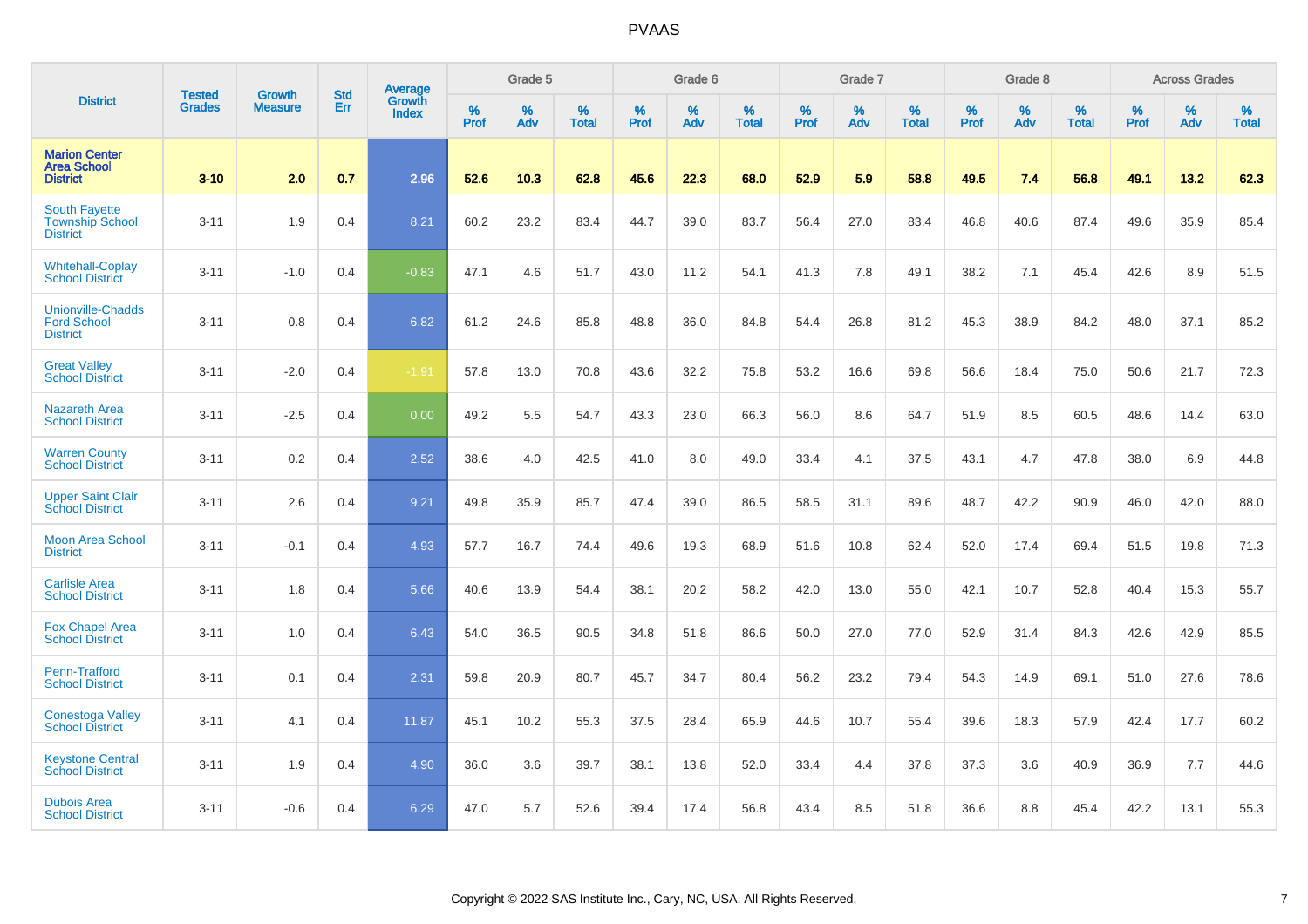# PVAAS

| District | Tested Grades | Growth Measure | Std Err | Average Growth Index | Grade 5 | | | Grade 6 | | | Grade 7 | | | Grade 8 | | | Across Grades | | |
|---|---|---|---|---|---|---|---|---|---|---|---|---|---|---|---|---|---|---|---|
| | | | | | % Prof | % Adv | % Total | % Prof | % Adv | % Total | % Prof | % Adv | % Total | % Prof | % Adv | % Total | % Prof | % Adv | % Total |
| **Marion Center Area School District** | **3-10** | **2.0** | **0.7** | **2.96** | **52.6** | **10.3** | **62.8** | **45.6** | **22.3** | **68.0** | **52.9** | **5.9** | **58.8** | **49.5** | **7.4** | **56.8** | **49.1** | **13.2** | **62.3** |
| South Fayette Township School District | 3-11 | 1.9 | 0.4 | 8.21 | 60.2 | 23.2 | 83.4 | 44.7 | 39.0 | 83.7 | 56.4 | 27.0 | 83.4 | 46.8 | 40.6 | 87.4 | 49.6 | 35.9 | 85.4 |
| Whitehall-Coplay School District | 3-11 | -1.0 | 0.4 | -0.83 | 47.1 | 4.6 | 51.7 | 43.0 | 11.2 | 54.1 | 41.3 | 7.8 | 49.1 | 38.2 | 7.1 | 45.4 | 42.6 | 8.9 | 51.5 |
| Unionville-Chadds Ford School District | 3-11 | 0.8 | 0.4 | 6.82 | 61.2 | 24.6 | 85.8 | 48.8 | 36.0 | 84.8 | 54.4 | 26.8 | 81.2 | 45.3 | 38.9 | 84.2 | 48.0 | 37.1 | 85.2 |
| Great Valley School District | 3-11 | -2.0 | 0.4 | -1.91 | 57.8 | 13.0 | 70.8 | 43.6 | 32.2 | 75.8 | 53.2 | 16.6 | 69.8 | 56.6 | 18.4 | 75.0 | 50.6 | 21.7 | 72.3 |
| Nazareth Area School District | 3-11 | -2.5 | 0.4 | 0.00 | 49.2 | 5.5 | 54.7 | 43.3 | 23.0 | 66.3 | 56.0 | 8.6 | 64.7 | 51.9 | 8.5 | 60.5 | 48.6 | 14.4 | 63.0 |
| Warren County School District | 3-11 | 0.2 | 0.4 | 2.52 | 38.6 | 4.0 | 42.5 | 41.0 | 8.0 | 49.0 | 33.4 | 4.1 | 37.5 | 43.1 | 4.7 | 47.8 | 38.0 | 6.9 | 44.8 |
| Upper Saint Clair School District | 3-11 | 2.6 | 0.4 | 9.21 | 49.8 | 35.9 | 85.7 | 47.4 | 39.0 | 86.5 | 58.5 | 31.1 | 89.6 | 48.7 | 42.2 | 90.9 | 46.0 | 42.0 | 88.0 |
| Moon Area School District | 3-11 | -0.1 | 0.4 | 4.93 | 57.7 | 16.7 | 74.4 | 49.6 | 19.3 | 68.9 | 51.6 | 10.8 | 62.4 | 52.0 | 17.4 | 69.4 | 51.5 | 19.8 | 71.3 |
| Carlisle Area School District | 3-11 | 1.8 | 0.4 | 5.66 | 40.6 | 13.9 | 54.4 | 38.1 | 20.2 | 58.2 | 42.0 | 13.0 | 55.0 | 42.1 | 10.7 | 52.8 | 40.4 | 15.3 | 55.7 |
| Fox Chapel Area School District | 3-11 | 1.0 | 0.4 | 6.43 | 54.0 | 36.5 | 90.5 | 34.8 | 51.8 | 86.6 | 50.0 | 27.0 | 77.0 | 52.9 | 31.4 | 84.3 | 42.6 | 42.9 | 85.5 |
| Penn-Trafford School District | 3-11 | 0.1 | 0.4 | 2.31 | 59.8 | 20.9 | 80.7 | 45.7 | 34.7 | 80.4 | 56.2 | 23.2 | 79.4 | 54.3 | 14.9 | 69.1 | 51.0 | 27.6 | 78.6 |
| Conestoga Valley School District | 3-11 | 4.1 | 0.4 | 11.87 | 45.1 | 10.2 | 55.3 | 37.5 | 28.4 | 65.9 | 44.6 | 10.7 | 55.4 | 39.6 | 18.3 | 57.9 | 42.4 | 17.7 | 60.2 |
| Keystone Central School District | 3-11 | 1.9 | 0.4 | 4.90 | 36.0 | 3.6 | 39.7 | 38.1 | 13.8 | 52.0 | 33.4 | 4.4 | 37.8 | 37.3 | 3.6 | 40.9 | 36.9 | 7.7 | 44.6 |
| Dubois Area School District | 3-11 | -0.6 | 0.4 | 6.29 | 47.0 | 5.7 | 52.6 | 39.4 | 17.4 | 56.8 | 43.4 | 8.5 | 51.8 | 36.6 | 8.8 | 45.4 | 42.2 | 13.1 | 55.3 |

Copyright © 2022 SAS Institute Inc., Cary, NC, USA. All Rights Reserved.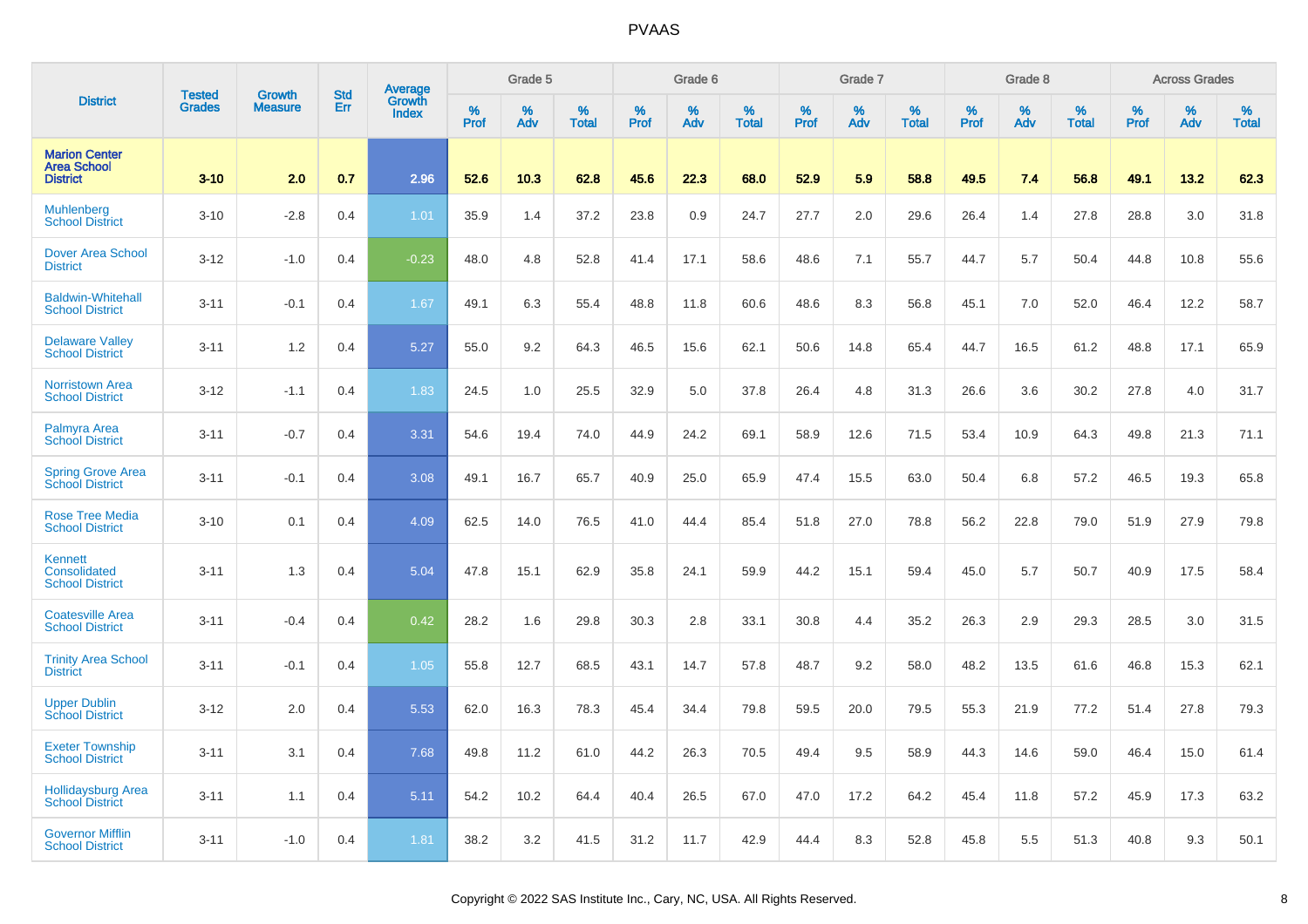| District | Tested Grades | Growth Measure | Std Err | Average Growth Index | Grade 5 | | | Grade 6 | | | Grade 7 | | | Grade 8 | | | Across Grades | | |
|---|---|---|---|---|---|---|---|---|---|---|---|---|---|---|---|---|---|---|---|
| | | | | | % Prof | % Adv | % Total | % Prof | % Adv | % Total | % Prof | % Adv | % Total | % Prof | % Adv | % Total | % Prof | % Adv | % Total |
| **Marion Center Area School District** | **3-10** | **2.0** | **0.7** | **2.96** | **52.6** | **10.3** | **62.8** | **45.6** | **22.3** | **68.0** | **52.9** | **5.9** | **58.8** | **49.5** | **7.4** | **56.8** | **49.1** | **13.2** | **62.3** |
| Muhlenberg School District | 3-10 | -2.8 | 0.4 | 1.01 | 35.9 | 1.4 | 37.2 | 23.8 | 0.9 | 24.7 | 27.7 | 2.0 | 29.6 | 26.4 | 1.4 | 27.8 | 28.8 | 3.0 | 31.8 |
| Dover Area School District | 3-12 | -1.0 | 0.4 | -0.23 | 48.0 | 4.8 | 52.8 | 41.4 | 17.1 | 58.6 | 48.6 | 7.1 | 55.7 | 44.7 | 5.7 | 50.4 | 44.8 | 10.8 | 55.6 |
| Baldwin-Whitehall School District | 3-11 | -0.1 | 0.4 | 1.67 | 49.1 | 6.3 | 55.4 | 48.8 | 11.8 | 60.6 | 48.6 | 8.3 | 56.8 | 45.1 | 7.0 | 52.0 | 46.4 | 12.2 | 58.7 |
| Delaware Valley School District | 3-11 | 1.2 | 0.4 | 5.27 | 55.0 | 9.2 | 64.3 | 46.5 | 15.6 | 62.1 | 50.6 | 14.8 | 65.4 | 44.7 | 16.5 | 61.2 | 48.8 | 17.1 | 65.9 |
| Norristown Area School District | 3-12 | -1.1 | 0.4 | 1.83 | 24.5 | 1.0 | 25.5 | 32.9 | 5.0 | 37.8 | 26.4 | 4.8 | 31.3 | 26.6 | 3.6 | 30.2 | 27.8 | 4.0 | 31.7 |
| Palmyra Area School District | 3-11 | -0.7 | 0.4 | 3.31 | 54.6 | 19.4 | 74.0 | 44.9 | 24.2 | 69.1 | 58.9 | 12.6 | 71.5 | 53.4 | 10.9 | 64.3 | 49.8 | 21.3 | 71.1 |
| Spring Grove Area School District | 3-11 | -0.1 | 0.4 | 3.08 | 49.1 | 16.7 | 65.7 | 40.9 | 25.0 | 65.9 | 47.4 | 15.5 | 63.0 | 50.4 | 6.8 | 57.2 | 46.5 | 19.3 | 65.8 |
| Rose Tree Media School District | 3-10 | 0.1 | 0.4 | 4.09 | 62.5 | 14.0 | 76.5 | 41.0 | 44.4 | 85.4 | 51.8 | 27.0 | 78.8 | 56.2 | 22.8 | 79.0 | 51.9 | 27.9 | 79.8 |
| Kennett Consolidated School District | 3-11 | 1.3 | 0.4 | 5.04 | 47.8 | 15.1 | 62.9 | 35.8 | 24.1 | 59.9 | 44.2 | 15.1 | 59.4 | 45.0 | 5.7 | 50.7 | 40.9 | 17.5 | 58.4 |
| Coatesville Area School District | 3-11 | -0.4 | 0.4 | 0.42 | 28.2 | 1.6 | 29.8 | 30.3 | 2.8 | 33.1 | 30.8 | 4.4 | 35.2 | 26.3 | 2.9 | 29.3 | 28.5 | 3.0 | 31.5 |
| Trinity Area School District | 3-11 | -0.1 | 0.4 | 1.05 | 55.8 | 12.7 | 68.5 | 43.1 | 14.7 | 57.8 | 48.7 | 9.2 | 58.0 | 48.2 | 13.5 | 61.6 | 46.8 | 15.3 | 62.1 |
| Upper Dublin School District | 3-12 | 2.0 | 0.4 | 5.53 | 62.0 | 16.3 | 78.3 | 45.4 | 34.4 | 79.8 | 59.5 | 20.0 | 79.5 | 55.3 | 21.9 | 77.2 | 51.4 | 27.8 | 79.3 |
| Exeter Township School District | 3-11 | 3.1 | 0.4 | 7.68 | 49.8 | 11.2 | 61.0 | 44.2 | 26.3 | 70.5 | 49.4 | 9.5 | 58.9 | 44.3 | 14.6 | 59.0 | 46.4 | 15.0 | 61.4 |
| Hollidaysburg Area School District | 3-11 | 1.1 | 0.4 | 5.11 | 54.2 | 10.2 | 64.4 | 40.4 | 26.5 | 67.0 | 47.0 | 17.2 | 64.2 | 45.4 | 11.8 | 57.2 | 45.9 | 17.3 | 63.2 |
| Governor Mifflin School District | 3-11 | -1.0 | 0.4 | 1.81 | 38.2 | 3.2 | 41.5 | 31.2 | 11.7 | 42.9 | 44.4 | 8.3 | 52.8 | 45.8 | 5.5 | 51.3 | 40.8 | 9.3 | 50.1 |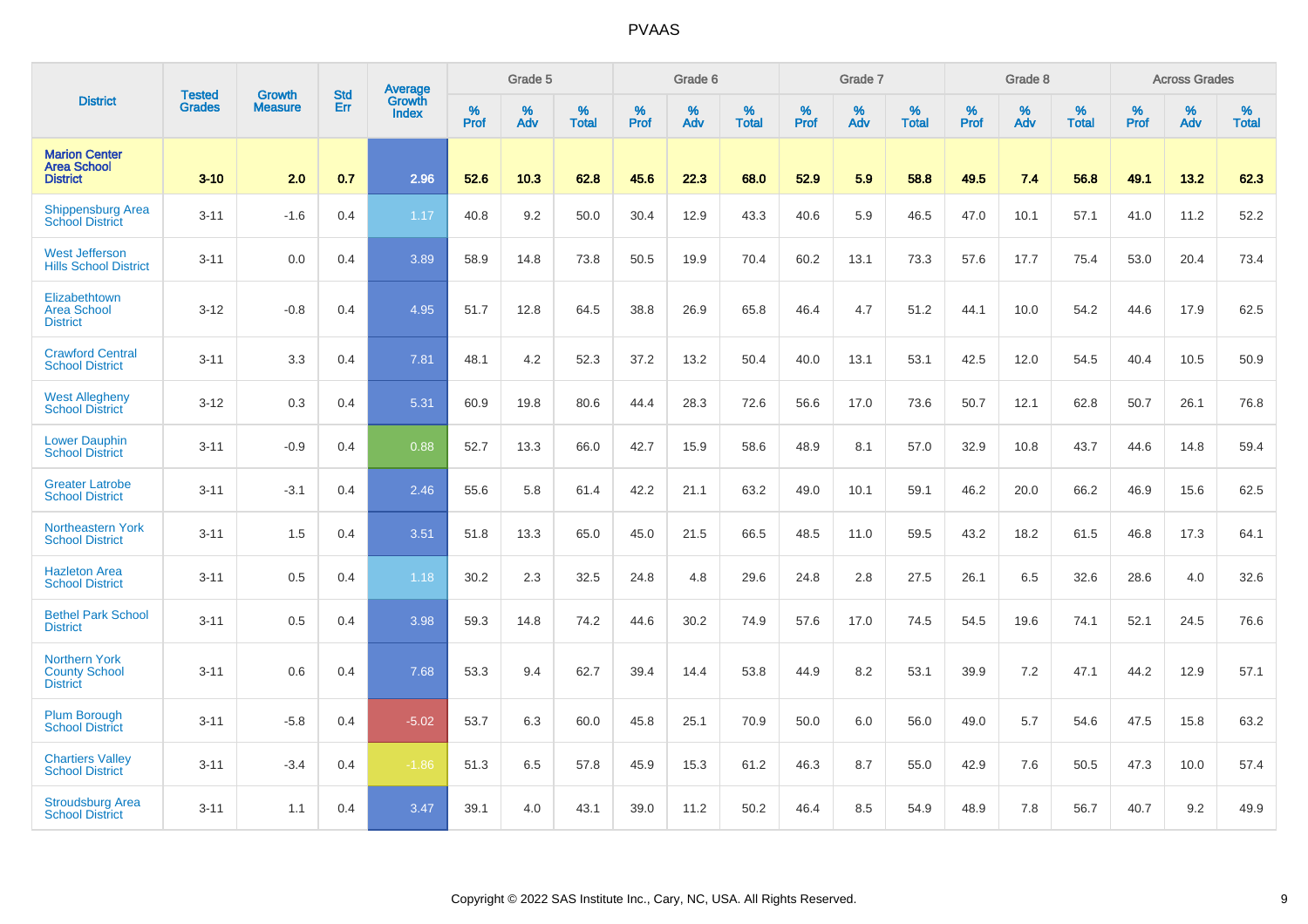| District | Tested Grades | Growth Measure | Std Err | Average Growth Index | Grade 5 | | | Grade 6 | | | Grade 7 | | | Grade 8 | | | Across Grades | | |
|---|---|---|---|---|---|---|---|---|---|---|---|---|---|---|---|---|---|---|---|
| | | | | | % Prof | % Adv | % Total | % Prof | % Adv | % Total | % Prof | % Adv | % Total | % Prof | % Adv | % Total | % Prof | % Adv | % Total |
| **Marion Center Area School District** | **3-10** | **2.0** | **0.7** | **2.96** | **52.6** | **10.3** | **62.8** | **45.6** | **22.3** | **68.0** | **52.9** | **5.9** | **58.8** | **49.5** | **7.4** | **56.8** | **49.1** | **13.2** | **62.3** |
| Shippensburg Area School District | 3-11 | -1.6 | 0.4 | 1.17 | 40.8 | 9.2 | 50.0 | 30.4 | 12.9 | 43.3 | 40.6 | 5.9 | 46.5 | 47.0 | 10.1 | 57.1 | 41.0 | 11.2 | 52.2 |
| West Jefferson Hills School District | 3-11 | 0.0 | 0.4 | 3.89 | 58.9 | 14.8 | 73.8 | 50.5 | 19.9 | 70.4 | 60.2 | 13.1 | 73.3 | 57.6 | 17.7 | 75.4 | 53.0 | 20.4 | 73.4 |
| Elizabethtown Area School District | 3-12 | -0.8 | 0.4 | 4.95 | 51.7 | 12.8 | 64.5 | 38.8 | 26.9 | 65.8 | 46.4 | 4.7 | 51.2 | 44.1 | 10.0 | 54.2 | 44.6 | 17.9 | 62.5 |
| Crawford Central School District | 3-11 | 3.3 | 0.4 | 7.81 | 48.1 | 4.2 | 52.3 | 37.2 | 13.2 | 50.4 | 40.0 | 13.1 | 53.1 | 42.5 | 12.0 | 54.5 | 40.4 | 10.5 | 50.9 |
| West Allegheny School District | 3-12 | 0.3 | 0.4 | 5.31 | 60.9 | 19.8 | 80.6 | 44.4 | 28.3 | 72.6 | 56.6 | 17.0 | 73.6 | 50.7 | 12.1 | 62.8 | 50.7 | 26.1 | 76.8 |
| Lower Dauphin School District | 3-11 | -0.9 | 0.4 | 0.88 | 52.7 | 13.3 | 66.0 | 42.7 | 15.9 | 58.6 | 48.9 | 8.1 | 57.0 | 32.9 | 10.8 | 43.7 | 44.6 | 14.8 | 59.4 |
| Greater Latrobe School District | 3-11 | -3.1 | 0.4 | 2.46 | 55.6 | 5.8 | 61.4 | 42.2 | 21.1 | 63.2 | 49.0 | 10.1 | 59.1 | 46.2 | 20.0 | 66.2 | 46.9 | 15.6 | 62.5 |
| Northeastern York School District | 3-11 | 1.5 | 0.4 | 3.51 | 51.8 | 13.3 | 65.0 | 45.0 | 21.5 | 66.5 | 48.5 | 11.0 | 59.5 | 43.2 | 18.2 | 61.5 | 46.8 | 17.3 | 64.1 |
| Hazleton Area School District | 3-11 | 0.5 | 0.4 | 1.18 | 30.2 | 2.3 | 32.5 | 24.8 | 4.8 | 29.6 | 24.8 | 2.8 | 27.5 | 26.1 | 6.5 | 32.6 | 28.6 | 4.0 | 32.6 |
| Bethel Park School District | 3-11 | 0.5 | 0.4 | 3.98 | 59.3 | 14.8 | 74.2 | 44.6 | 30.2 | 74.9 | 57.6 | 17.0 | 74.5 | 54.5 | 19.6 | 74.1 | 52.1 | 24.5 | 76.6 |
| Northern York County School District | 3-11 | 0.6 | 0.4 | 7.68 | 53.3 | 9.4 | 62.7 | 39.4 | 14.4 | 53.8 | 44.9 | 8.2 | 53.1 | 39.9 | 7.2 | 47.1 | 44.2 | 12.9 | 57.1 |
| Plum Borough School District | 3-11 | -5.8 | 0.4 | -5.02 | 53.7 | 6.3 | 60.0 | 45.8 | 25.1 | 70.9 | 50.0 | 6.0 | 56.0 | 49.0 | 5.7 | 54.6 | 47.5 | 15.8 | 63.2 |
| Chartiers Valley School District | 3-11 | -3.4 | 0.4 | -1.86 | 51.3 | 6.5 | 57.8 | 45.9 | 15.3 | 61.2 | 46.3 | 8.7 | 55.0 | 42.9 | 7.6 | 50.5 | 47.3 | 10.0 | 57.4 |
| Stroudsburg Area School District | 3-11 | 1.1 | 0.4 | 3.47 | 39.1 | 4.0 | 43.1 | 39.0 | 11.2 | 50.2 | 46.4 | 8.5 | 54.9 | 48.9 | 7.8 | 56.7 | 40.7 | 9.2 | 49.9 |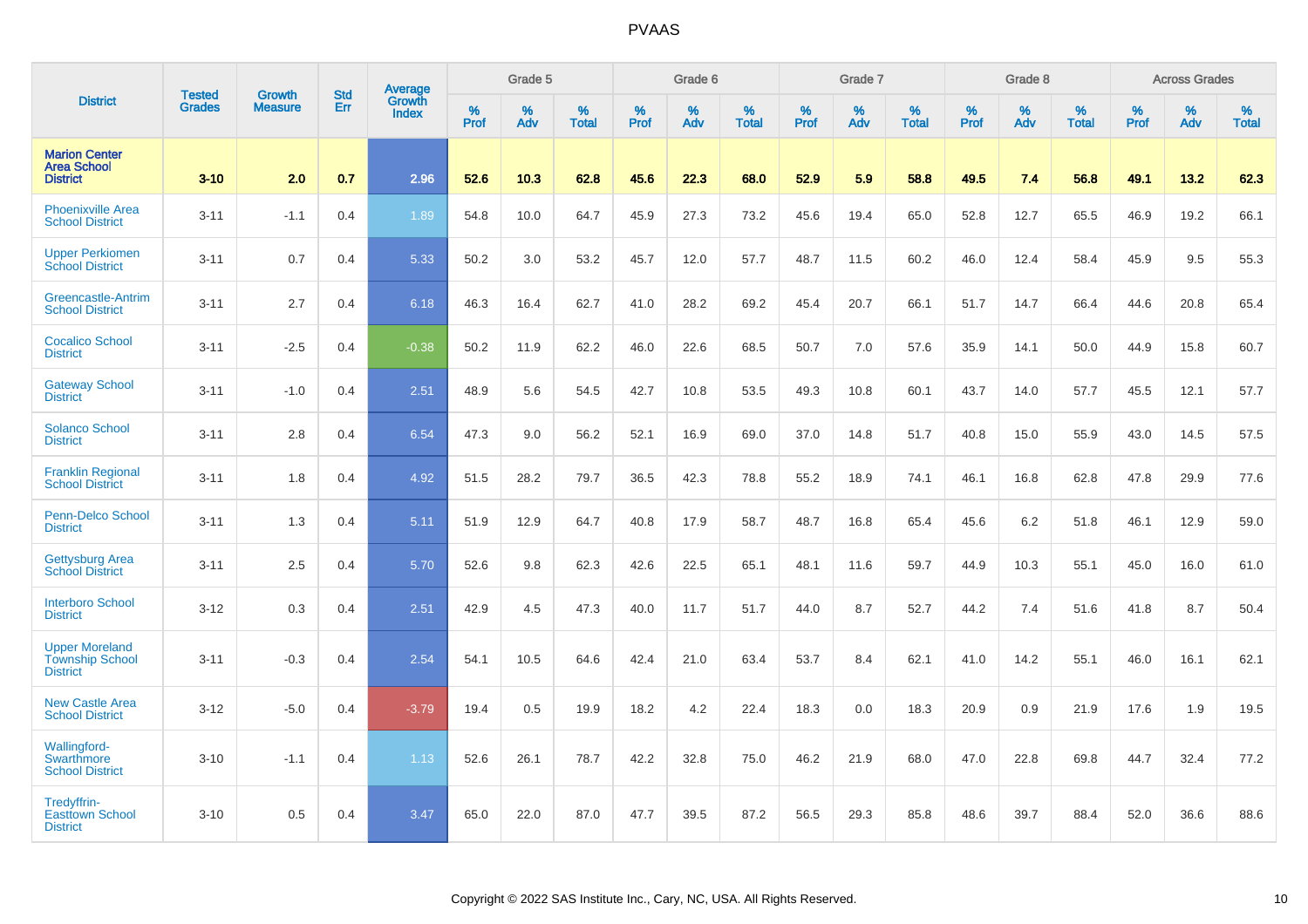# PVAAS

| District | Tested Grades | Growth Measure | Std Err | Average Growth Index | Grade 5 | | | Grade 6 | | | Grade 7 | | | Grade 8 | | | Across Grades | | |
|---|---|---|---|---|---|---|---|---|---|---|---|---|---|---|---|---|---|---|---|
| | | | | | % Prof | % Adv | % Total | % Prof | % Adv | % Total | % Prof | % Adv | % Total | % Prof | % Adv | % Total | % Prof | % Adv | % Total |
| **Marion Center Area School District** | **3-10** | **2.0** | **0.7** | **2.96** | **52.6** | **10.3** | **62.8** | **45.6** | **22.3** | **68.0** | **52.9** | **5.9** | **58.8** | **49.5** | **7.4** | **56.8** | **49.1** | **13.2** | **62.3** |
| Phoenixville Area School District | 3-11 | -1.1 | 0.4 | 1.89 | 54.8 | 10.0 | 64.7 | 45.9 | 27.3 | 73.2 | 45.6 | 19.4 | 65.0 | 52.8 | 12.7 | 65.5 | 46.9 | 19.2 | 66.1 |
| Upper Perkiomen School District | 3-11 | 0.7 | 0.4 | 5.33 | 50.2 | 3.0 | 53.2 | 45.7 | 12.0 | 57.7 | 48.7 | 11.5 | 60.2 | 46.0 | 12.4 | 58.4 | 45.9 | 9.5 | 55.3 |
| Greencastle-Antrim School District | 3-11 | 2.7 | 0.4 | 6.18 | 46.3 | 16.4 | 62.7 | 41.0 | 28.2 | 69.2 | 45.4 | 20.7 | 66.1 | 51.7 | 14.7 | 66.4 | 44.6 | 20.8 | 65.4 |
| Cocalico School District | 3-11 | -2.5 | 0.4 | -0.38 | 50.2 | 11.9 | 62.2 | 46.0 | 22.6 | 68.5 | 50.7 | 7.0 | 57.6 | 35.9 | 14.1 | 50.0 | 44.9 | 15.8 | 60.7 |
| Gateway School District | 3-11 | -1.0 | 0.4 | 2.51 | 48.9 | 5.6 | 54.5 | 42.7 | 10.8 | 53.5 | 49.3 | 10.8 | 60.1 | 43.7 | 14.0 | 57.7 | 45.5 | 12.1 | 57.7 |
| Solanco School District | 3-11 | 2.8 | 0.4 | 6.54 | 47.3 | 9.0 | 56.2 | 52.1 | 16.9 | 69.0 | 37.0 | 14.8 | 51.7 | 40.8 | 15.0 | 55.9 | 43.0 | 14.5 | 57.5 |
| Franklin Regional School District | 3-11 | 1.8 | 0.4 | 4.92 | 51.5 | 28.2 | 79.7 | 36.5 | 42.3 | 78.8 | 55.2 | 18.9 | 74.1 | 46.1 | 16.8 | 62.8 | 47.8 | 29.9 | 77.6 |
| Penn-Delco School District | 3-11 | 1.3 | 0.4 | 5.11 | 51.9 | 12.9 | 64.7 | 40.8 | 17.9 | 58.7 | 48.7 | 16.8 | 65.4 | 45.6 | 6.2 | 51.8 | 46.1 | 12.9 | 59.0 |
| Gettysburg Area School District | 3-11 | 2.5 | 0.4 | 5.70 | 52.6 | 9.8 | 62.3 | 42.6 | 22.5 | 65.1 | 48.1 | 11.6 | 59.7 | 44.9 | 10.3 | 55.1 | 45.0 | 16.0 | 61.0 |
| Interboro School District | 3-12 | 0.3 | 0.4 | 2.51 | 42.9 | 4.5 | 47.3 | 40.0 | 11.7 | 51.7 | 44.0 | 8.7 | 52.7 | 44.2 | 7.4 | 51.6 | 41.8 | 8.7 | 50.4 |
| Upper Moreland Township School District | 3-11 | -0.3 | 0.4 | 2.54 | 54.1 | 10.5 | 64.6 | 42.4 | 21.0 | 63.4 | 53.7 | 8.4 | 62.1 | 41.0 | 14.2 | 55.1 | 46.0 | 16.1 | 62.1 |
| New Castle Area School District | 3-12 | -5.0 | 0.4 | -3.79 | 19.4 | 0.5 | 19.9 | 18.2 | 4.2 | 22.4 | 18.3 | 0.0 | 18.3 | 20.9 | 0.9 | 21.9 | 17.6 | 1.9 | 19.5 |
| Wallingford-Swarthmore School District | 3-10 | -1.1 | 0.4 | 1.13 | 52.6 | 26.1 | 78.7 | 42.2 | 32.8 | 75.0 | 46.2 | 21.9 | 68.0 | 47.0 | 22.8 | 69.8 | 44.7 | 32.4 | 77.2 |
| Tredyffrin-Easttown School District | 3-10 | 0.5 | 0.4 | 3.47 | 65.0 | 22.0 | 87.0 | 47.7 | 39.5 | 87.2 | 56.5 | 29.3 | 85.8 | 48.6 | 39.7 | 88.4 | 52.0 | 36.6 | 88.6 |

Copyright © 2022 SAS Institute Inc., Cary, NC, USA. All Rights Reserved.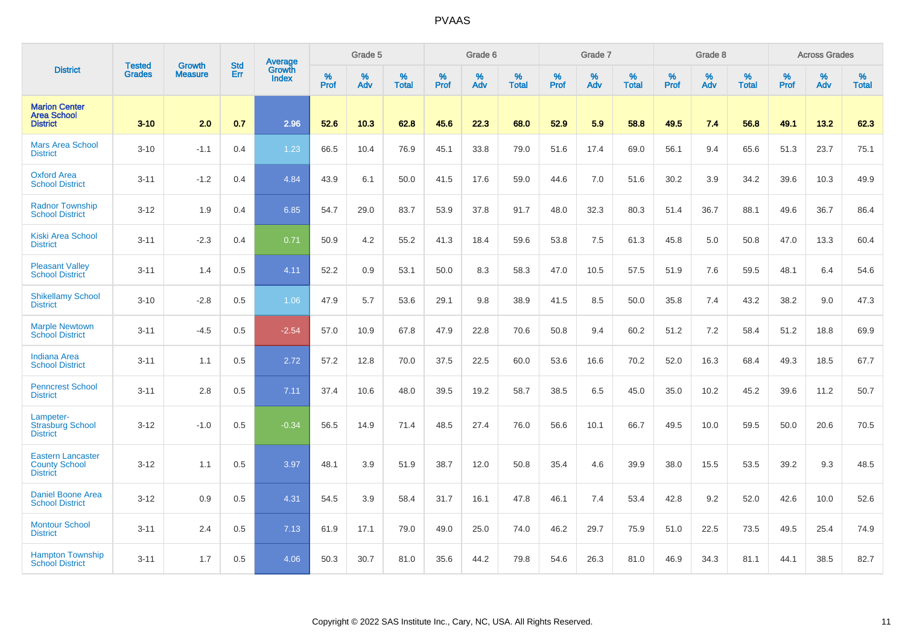# PVAAS

| District | Tested Grades | Growth Measure | Std Err | Average Growth Index | Grade 5 | | | Grade 6 | | | Grade 7 | | | Grade 8 | | | Across Grades | | |
|---|---|---|---|---|---|---|---|---|---|---|---|---|---|---|---|---|---|---|---|
| | | | | | % Prof | % Adv | % Total | % Prof | % Adv | % Total | % Prof | % Adv | % Total | % Prof | % Adv | % Total | % Prof | % Adv | % Total |
| **Marion Center Area School District** | **3-10** | **2.0** | **0.7** | **2.96** | **52.6** | **10.3** | **62.8** | **45.6** | **22.3** | **68.0** | **52.9** | **5.9** | **58.8** | **49.5** | **7.4** | **56.8** | **49.1** | **13.2** | **62.3** |
| Mars Area School District | 3-10 | -1.1 | 0.4 | 1.23 | 66.5 | 10.4 | 76.9 | 45.1 | 33.8 | 79.0 | 51.6 | 17.4 | 69.0 | 56.1 | 9.4 | 65.6 | 51.3 | 23.7 | 75.1 |
| Oxford Area School District | 3-11 | -1.2 | 0.4 | 4.84 | 43.9 | 6.1 | 50.0 | 41.5 | 17.6 | 59.0 | 44.6 | 7.0 | 51.6 | 30.2 | 3.9 | 34.2 | 39.6 | 10.3 | 49.9 |
| Radnor Township School District | 3-12 | 1.9 | 0.4 | 6.85 | 54.7 | 29.0 | 83.7 | 53.9 | 37.8 | 91.7 | 48.0 | 32.3 | 80.3 | 51.4 | 36.7 | 88.1 | 49.6 | 36.7 | 86.4 |
| Kiski Area School District | 3-11 | -2.3 | 0.4 | 0.71 | 50.9 | 4.2 | 55.2 | 41.3 | 18.4 | 59.6 | 53.8 | 7.5 | 61.3 | 45.8 | 5.0 | 50.8 | 47.0 | 13.3 | 60.4 |
| Pleasant Valley School District | 3-11 | 1.4 | 0.5 | 4.11 | 52.2 | 0.9 | 53.1 | 50.0 | 8.3 | 58.3 | 47.0 | 10.5 | 57.5 | 51.9 | 7.6 | 59.5 | 48.1 | 6.4 | 54.6 |
| Shikellamy School District | 3-10 | -2.8 | 0.5 | 1.06 | 47.9 | 5.7 | 53.6 | 29.1 | 9.8 | 38.9 | 41.5 | 8.5 | 50.0 | 35.8 | 7.4 | 43.2 | 38.2 | 9.0 | 47.3 |
| Marple Newtown School District | 3-11 | -4.5 | 0.5 | -2.54 | 57.0 | 10.9 | 67.8 | 47.9 | 22.8 | 70.6 | 50.8 | 9.4 | 60.2 | 51.2 | 7.2 | 58.4 | 51.2 | 18.8 | 69.9 |
| Indiana Area School District | 3-11 | 1.1 | 0.5 | 2.72 | 57.2 | 12.8 | 70.0 | 37.5 | 22.5 | 60.0 | 53.6 | 16.6 | 70.2 | 52.0 | 16.3 | 68.4 | 49.3 | 18.5 | 67.7 |
| Penncrest School District | 3-11 | 2.8 | 0.5 | 7.11 | 37.4 | 10.6 | 48.0 | 39.5 | 19.2 | 58.7 | 38.5 | 6.5 | 45.0 | 35.0 | 10.2 | 45.2 | 39.6 | 11.2 | 50.7 |
| Lampeter-Strasburg School District | 3-12 | -1.0 | 0.5 | -0.34 | 56.5 | 14.9 | 71.4 | 48.5 | 27.4 | 76.0 | 56.6 | 10.1 | 66.7 | 49.5 | 10.0 | 59.5 | 50.0 | 20.6 | 70.5 |
| Eastern Lancaster County School District | 3-12 | 1.1 | 0.5 | 3.97 | 48.1 | 3.9 | 51.9 | 38.7 | 12.0 | 50.8 | 35.4 | 4.6 | 39.9 | 38.0 | 15.5 | 53.5 | 39.2 | 9.3 | 48.5 |
| Daniel Boone Area School District | 3-12 | 0.9 | 0.5 | 4.31 | 54.5 | 3.9 | 58.4 | 31.7 | 16.1 | 47.8 | 46.1 | 7.4 | 53.4 | 42.8 | 9.2 | 52.0 | 42.6 | 10.0 | 52.6 |
| Montour School District | 3-11 | 2.4 | 0.5 | 7.13 | 61.9 | 17.1 | 79.0 | 49.0 | 25.0 | 74.0 | 46.2 | 29.7 | 75.9 | 51.0 | 22.5 | 73.5 | 49.5 | 25.4 | 74.9 |
| Hampton Township School District | 3-11 | 1.7 | 0.5 | 4.06 | 50.3 | 30.7 | 81.0 | 35.6 | 44.2 | 79.8 | 54.6 | 26.3 | 81.0 | 46.9 | 34.3 | 81.1 | 44.1 | 38.5 | 82.7 |

Copyright © 2022 SAS Institute Inc., Cary, NC, USA. All Rights Reserved.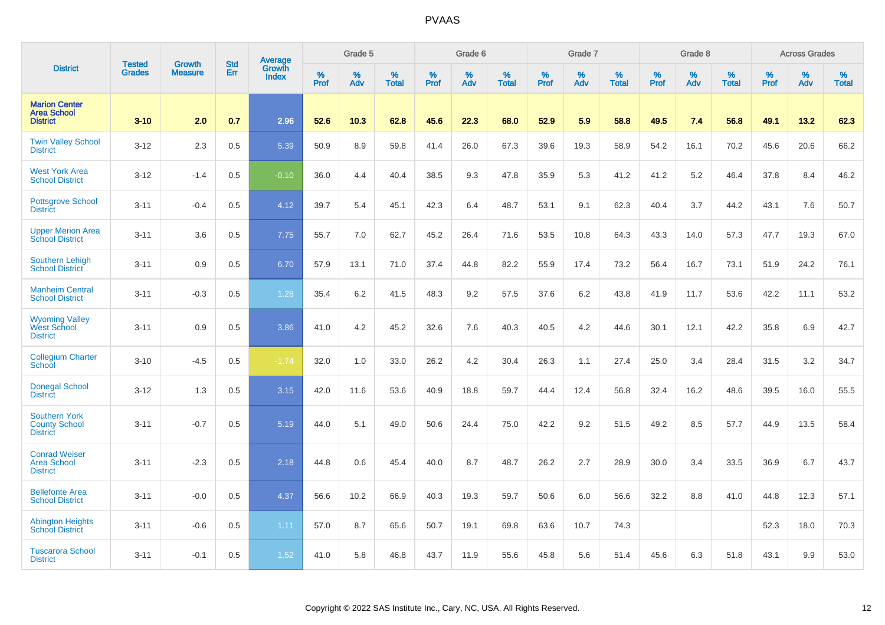| District | Tested Grades | Growth Measure | Std Err | Average Growth Index | Grade 5 | | | Grade 6 | | | Grade 7 | | | Grade 8 | | | Across Grades | | |
|---|---|---|---|---|---|---|---|---|---|---|---|---|---|---|---|---|---|---|---|
| | | | | | % Prof | % Adv | % Total | % Prof | % Adv | % Total | % Prof | % Adv | % Total | % Prof | % Adv | % Total | % Prof | % Adv | % Total |
| **Marion Center Area School District** | **3-10** | **2.0** | **0.7** | **2.96** | **52.6** | **10.3** | **62.8** | **45.6** | **22.3** | **68.0** | **52.9** | **5.9** | **58.8** | **49.5** | **7.4** | **56.8** | **49.1** | **13.2** | **62.3** |
| Twin Valley School District | 3-12 | 2.3 | 0.5 | 5.39 | 50.9 | 8.9 | 59.8 | 41.4 | 26.0 | 67.3 | 39.6 | 19.3 | 58.9 | 54.2 | 16.1 | 70.2 | 45.6 | 20.6 | 66.2 |
| West York Area School District | 3-12 | -1.4 | 0.5 | -0.10 | 36.0 | 4.4 | 40.4 | 38.5 | 9.3 | 47.8 | 35.9 | 5.3 | 41.2 | 41.2 | 5.2 | 46.4 | 37.8 | 8.4 | 46.2 |
| Pottsgrove School District | 3-11 | -0.4 | 0.5 | 4.12 | 39.7 | 5.4 | 45.1 | 42.3 | 6.4 | 48.7 | 53.1 | 9.1 | 62.3 | 40.4 | 3.7 | 44.2 | 43.1 | 7.6 | 50.7 |
| Upper Merion Area School District | 3-11 | 3.6 | 0.5 | 7.75 | 55.7 | 7.0 | 62.7 | 45.2 | 26.4 | 71.6 | 53.5 | 10.8 | 64.3 | 43.3 | 14.0 | 57.3 | 47.7 | 19.3 | 67.0 |
| Southern Lehigh School District | 3-11 | 0.9 | 0.5 | 6.70 | 57.9 | 13.1 | 71.0 | 37.4 | 44.8 | 82.2 | 55.9 | 17.4 | 73.2 | 56.4 | 16.7 | 73.1 | 51.9 | 24.2 | 76.1 |
| Manheim Central School District | 3-11 | -0.3 | 0.5 | 1.28 | 35.4 | 6.2 | 41.5 | 48.3 | 9.2 | 57.5 | 37.6 | 6.2 | 43.8 | 41.9 | 11.7 | 53.6 | 42.2 | 11.1 | 53.2 |
| Wyoming Valley West School District | 3-11 | 0.9 | 0.5 | 3.86 | 41.0 | 4.2 | 45.2 | 32.6 | 7.6 | 40.3 | 40.5 | 4.2 | 44.6 | 30.1 | 12.1 | 42.2 | 35.8 | 6.9 | 42.7 |
| Collegium Charter School | 3-10 | -4.5 | 0.5 | -1.74 | 32.0 | 1.0 | 33.0 | 26.2 | 4.2 | 30.4 | 26.3 | 1.1 | 27.4 | 25.0 | 3.4 | 28.4 | 31.5 | 3.2 | 34.7 |
| Donegal School District | 3-12 | 1.3 | 0.5 | 3.15 | 42.0 | 11.6 | 53.6 | 40.9 | 18.8 | 59.7 | 44.4 | 12.4 | 56.8 | 32.4 | 16.2 | 48.6 | 39.5 | 16.0 | 55.5 |
| Southern York County School District | 3-11 | -0.7 | 0.5 | 5.19 | 44.0 | 5.1 | 49.0 | 50.6 | 24.4 | 75.0 | 42.2 | 9.2 | 51.5 | 49.2 | 8.5 | 57.7 | 44.9 | 13.5 | 58.4 |
| Conrad Weiser Area School District | 3-11 | -2.3 | 0.5 | 2.18 | 44.8 | 0.6 | 45.4 | 40.0 | 8.7 | 48.7 | 26.2 | 2.7 | 28.9 | 30.0 | 3.4 | 33.5 | 36.9 | 6.7 | 43.7 |
| Bellefonte Area School District | 3-11 | -0.0 | 0.5 | 4.37 | 56.6 | 10.2 | 66.9 | 40.3 | 19.3 | 59.7 | 50.6 | 6.0 | 56.6 | 32.2 | 8.8 | 41.0 | 44.8 | 12.3 | 57.1 |
| Abington Heights School District | 3-11 | -0.6 | 0.5 | 1.11 | 57.0 | 8.7 | 65.6 | 50.7 | 19.1 | 69.8 | 63.6 | 10.7 | 74.3 | | | | 52.3 | 18.0 | 70.3 |
| Tuscarora School District | 3-11 | -0.1 | 0.5 | 1.52 | 41.0 | 5.8 | 46.8 | 43.7 | 11.9 | 55.6 | 45.8 | 5.6 | 51.4 | 45.6 | 6.3 | 51.8 | 43.1 | 9.9 | 53.0 |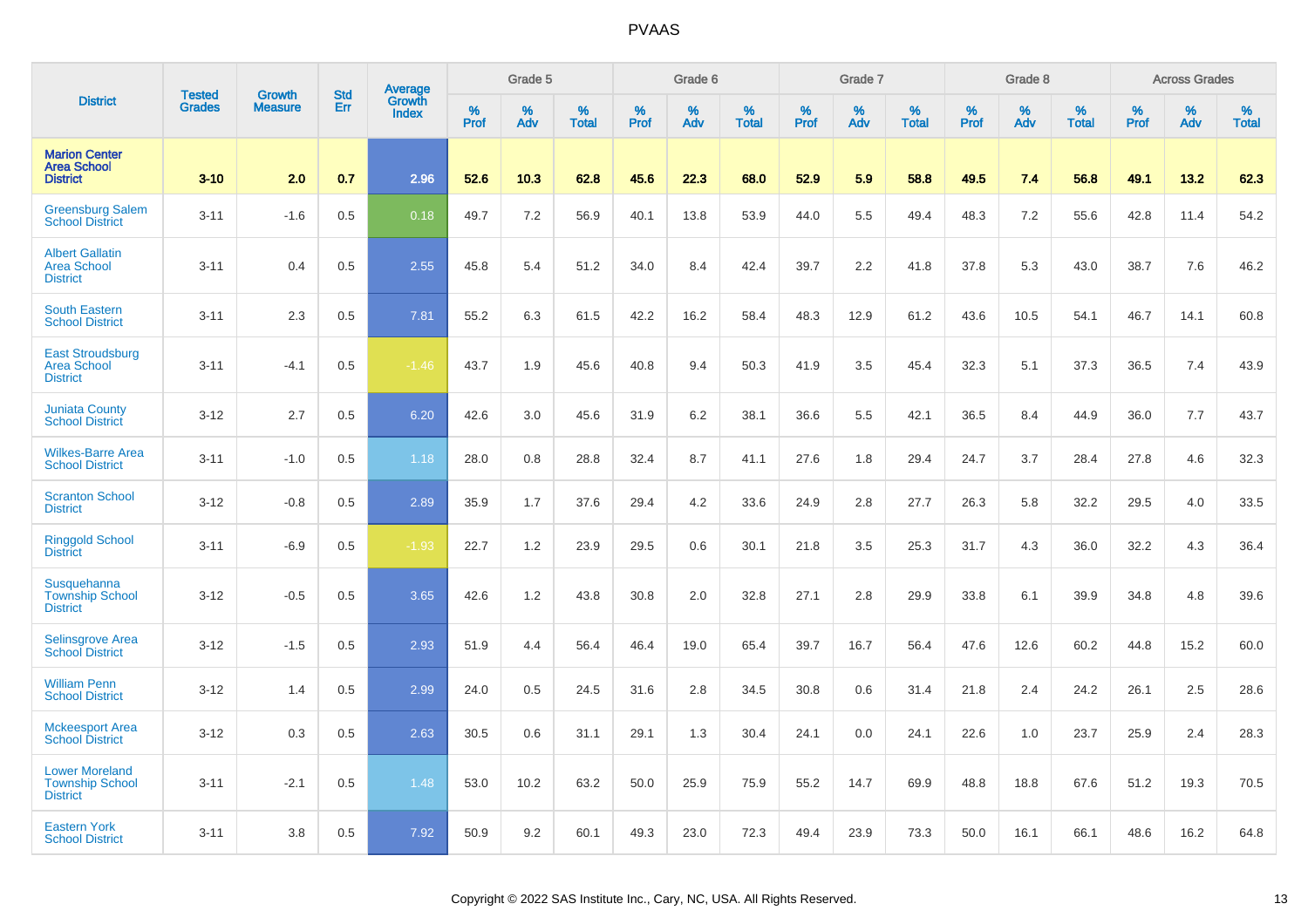| District | Tested Grades | Growth Measure | Std Err | Average Growth Index | Grade 5 | | | Grade 6 | | | Grade 7 | | | Grade 8 | | | Across Grades | | |
|---|---|---|---|---|---|---|---|---|---|---|---|---|---|---|---|---|---|---|---|
| | | | | | % Prof | % Adv | % Total | % Prof | % Adv | % Total | % Prof | % Adv | % Total | % Prof | % Adv | % Total | % Prof | % Adv | % Total |
| **Marion Center Area School District** | **3-10** | **2.0** | **0.7** | **2.96** | **52.6** | **10.3** | **62.8** | **45.6** | **22.3** | **68.0** | **52.9** | **5.9** | **58.8** | **49.5** | **7.4** | **56.8** | **49.1** | **13.2** | **62.3** |
| Greensburg Salem School District | 3-11 | -1.6 | 0.5 | 0.18 | 49.7 | 7.2 | 56.9 | 40.1 | 13.8 | 53.9 | 44.0 | 5.5 | 49.4 | 48.3 | 7.2 | 55.6 | 42.8 | 11.4 | 54.2 |
| Albert Gallatin Area School District | 3-11 | 0.4 | 0.5 | 2.55 | 45.8 | 5.4 | 51.2 | 34.0 | 8.4 | 42.4 | 39.7 | 2.2 | 41.8 | 37.8 | 5.3 | 43.0 | 38.7 | 7.6 | 46.2 |
| South Eastern School District | 3-11 | 2.3 | 0.5 | 7.81 | 55.2 | 6.3 | 61.5 | 42.2 | 16.2 | 58.4 | 48.3 | 12.9 | 61.2 | 43.6 | 10.5 | 54.1 | 46.7 | 14.1 | 60.8 |
| East Stroudsburg Area School District | 3-11 | -4.1 | 0.5 | -1.46 | 43.7 | 1.9 | 45.6 | 40.8 | 9.4 | 50.3 | 41.9 | 3.5 | 45.4 | 32.3 | 5.1 | 37.3 | 36.5 | 7.4 | 43.9 |
| Juniata County School District | 3-12 | 2.7 | 0.5 | 6.20 | 42.6 | 3.0 | 45.6 | 31.9 | 6.2 | 38.1 | 36.6 | 5.5 | 42.1 | 36.5 | 8.4 | 44.9 | 36.0 | 7.7 | 43.7 |
| Wilkes-Barre Area School District | 3-11 | -1.0 | 0.5 | 1.18 | 28.0 | 0.8 | 28.8 | 32.4 | 8.7 | 41.1 | 27.6 | 1.8 | 29.4 | 24.7 | 3.7 | 28.4 | 27.8 | 4.6 | 32.3 |
| Scranton School District | 3-12 | -0.8 | 0.5 | 2.89 | 35.9 | 1.7 | 37.6 | 29.4 | 4.2 | 33.6 | 24.9 | 2.8 | 27.7 | 26.3 | 5.8 | 32.2 | 29.5 | 4.0 | 33.5 |
| Ringgold School District | 3-11 | -6.9 | 0.5 | -1.93 | 22.7 | 1.2 | 23.9 | 29.5 | 0.6 | 30.1 | 21.8 | 3.5 | 25.3 | 31.7 | 4.3 | 36.0 | 32.2 | 4.3 | 36.4 |
| Susquehanna Township School District | 3-12 | -0.5 | 0.5 | 3.65 | 42.6 | 1.2 | 43.8 | 30.8 | 2.0 | 32.8 | 27.1 | 2.8 | 29.9 | 33.8 | 6.1 | 39.9 | 34.8 | 4.8 | 39.6 |
| Selinsgrove Area School District | 3-12 | -1.5 | 0.5 | 2.93 | 51.9 | 4.4 | 56.4 | 46.4 | 19.0 | 65.4 | 39.7 | 16.7 | 56.4 | 47.6 | 12.6 | 60.2 | 44.8 | 15.2 | 60.0 |
| William Penn School District | 3-12 | 1.4 | 0.5 | 2.99 | 24.0 | 0.5 | 24.5 | 31.6 | 2.8 | 34.5 | 30.8 | 0.6 | 31.4 | 21.8 | 2.4 | 24.2 | 26.1 | 2.5 | 28.6 |
| Mckeesport Area School District | 3-12 | 0.3 | 0.5 | 2.63 | 30.5 | 0.6 | 31.1 | 29.1 | 1.3 | 30.4 | 24.1 | 0.0 | 24.1 | 22.6 | 1.0 | 23.7 | 25.9 | 2.4 | 28.3 |
| Lower Moreland Township School District | 3-11 | -2.1 | 0.5 | 1.48 | 53.0 | 10.2 | 63.2 | 50.0 | 25.9 | 75.9 | 55.2 | 14.7 | 69.9 | 48.8 | 18.8 | 67.6 | 51.2 | 19.3 | 70.5 |
| Eastern York School District | 3-11 | 3.8 | 0.5 | 7.92 | 50.9 | 9.2 | 60.1 | 49.3 | 23.0 | 72.3 | 49.4 | 23.9 | 73.3 | 50.0 | 16.1 | 66.1 | 48.6 | 16.2 | 64.8 |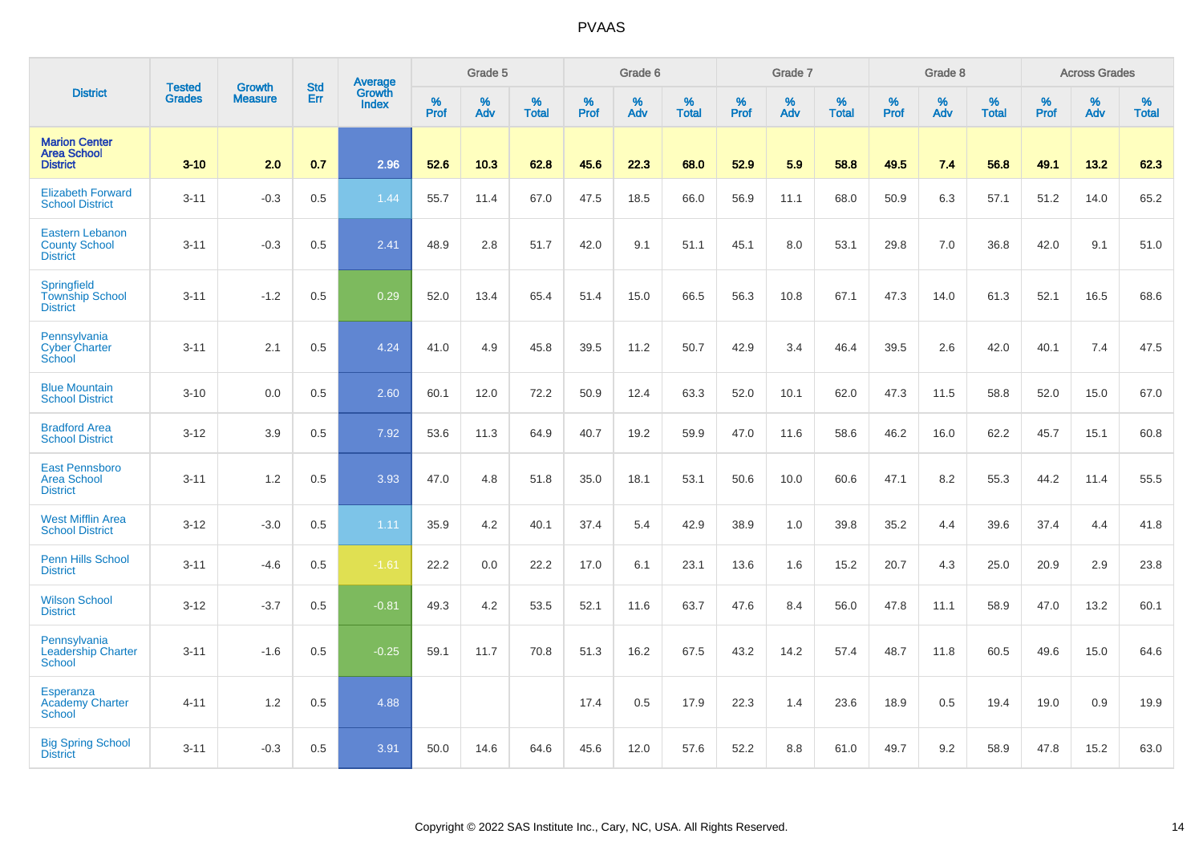| District | Tested Grades | Growth Measure | Std Err | Average Growth Index | Grade 5 | | | Grade 6 | | | Grade 7 | | | Grade 8 | | | Across Grades | | |
|---|---|---|---|---|---|---|---|---|---|---|---|---|---|---|---|---|---|---|---|
| | | | | | % Prof | % Adv | % Total | % Prof | % Adv | % Total | % Prof | % Adv | % Total | % Prof | % Adv | % Total | % Prof | % Adv | % Total |
| **Marion Center Area School District** | **3-10** | **2.0** | **0.7** | **2.96** | **52.6** | **10.3** | **62.8** | **45.6** | **22.3** | **68.0** | **52.9** | **5.9** | **58.8** | **49.5** | **7.4** | **56.8** | **49.1** | **13.2** | **62.3** |
| Elizabeth Forward School District | 3-11 | -0.3 | 0.5 | 1.44 | 55.7 | 11.4 | 67.0 | 47.5 | 18.5 | 66.0 | 56.9 | 11.1 | 68.0 | 50.9 | 6.3 | 57.1 | 51.2 | 14.0 | 65.2 |
| Eastern Lebanon County School District | 3-11 | -0.3 | 0.5 | 2.41 | 48.9 | 2.8 | 51.7 | 42.0 | 9.1 | 51.1 | 45.1 | 8.0 | 53.1 | 29.8 | 7.0 | 36.8 | 42.0 | 9.1 | 51.0 |
| Springfield Township School District | 3-11 | -1.2 | 0.5 | 0.29 | 52.0 | 13.4 | 65.4 | 51.4 | 15.0 | 66.5 | 56.3 | 10.8 | 67.1 | 47.3 | 14.0 | 61.3 | 52.1 | 16.5 | 68.6 |
| Pennsylvania Cyber Charter School | 3-11 | 2.1 | 0.5 | 4.24 | 41.0 | 4.9 | 45.8 | 39.5 | 11.2 | 50.7 | 42.9 | 3.4 | 46.4 | 39.5 | 2.6 | 42.0 | 40.1 | 7.4 | 47.5 |
| Blue Mountain School District | 3-10 | 0.0 | 0.5 | 2.60 | 60.1 | 12.0 | 72.2 | 50.9 | 12.4 | 63.3 | 52.0 | 10.1 | 62.0 | 47.3 | 11.5 | 58.8 | 52.0 | 15.0 | 67.0 |
| Bradford Area School District | 3-12 | 3.9 | 0.5 | 7.92 | 53.6 | 11.3 | 64.9 | 40.7 | 19.2 | 59.9 | 47.0 | 11.6 | 58.6 | 46.2 | 16.0 | 62.2 | 45.7 | 15.1 | 60.8 |
| East Pennsboro Area School District | 3-11 | 1.2 | 0.5 | 3.93 | 47.0 | 4.8 | 51.8 | 35.0 | 18.1 | 53.1 | 50.6 | 10.0 | 60.6 | 47.1 | 8.2 | 55.3 | 44.2 | 11.4 | 55.5 |
| West Mifflin Area School District | 3-12 | -3.0 | 0.5 | 1.11 | 35.9 | 4.2 | 40.1 | 37.4 | 5.4 | 42.9 | 38.9 | 1.0 | 39.8 | 35.2 | 4.4 | 39.6 | 37.4 | 4.4 | 41.8 |
| Penn Hills School District | 3-11 | -4.6 | 0.5 | -1.61 | 22.2 | 0.0 | 22.2 | 17.0 | 6.1 | 23.1 | 13.6 | 1.6 | 15.2 | 20.7 | 4.3 | 25.0 | 20.9 | 2.9 | 23.8 |
| Wilson School District | 3-12 | -3.7 | 0.5 | -0.81 | 49.3 | 4.2 | 53.5 | 52.1 | 11.6 | 63.7 | 47.6 | 8.4 | 56.0 | 47.8 | 11.1 | 58.9 | 47.0 | 13.2 | 60.1 |
| Pennsylvania Leadership Charter School | 3-11 | -1.6 | 0.5 | -0.25 | 59.1 | 11.7 | 70.8 | 51.3 | 16.2 | 67.5 | 43.2 | 14.2 | 57.4 | 48.7 | 11.8 | 60.5 | 49.6 | 15.0 | 64.6 |
| Esperanza Academy Charter School | 4-11 | 1.2 | 0.5 | 4.88 | | | | 17.4 | 0.5 | 17.9 | 22.3 | 1.4 | 23.6 | 18.9 | 0.5 | 19.4 | 19.0 | 0.9 | 19.9 |
| Big Spring School District | 3-11 | -0.3 | 0.5 | 3.91 | 50.0 | 14.6 | 64.6 | 45.6 | 12.0 | 57.6 | 52.2 | 8.8 | 61.0 | 49.7 | 9.2 | 58.9 | 47.8 | 15.2 | 63.0 |

Copyright © 2022 SAS Institute Inc., Cary, NC, USA. All Rights Reserved.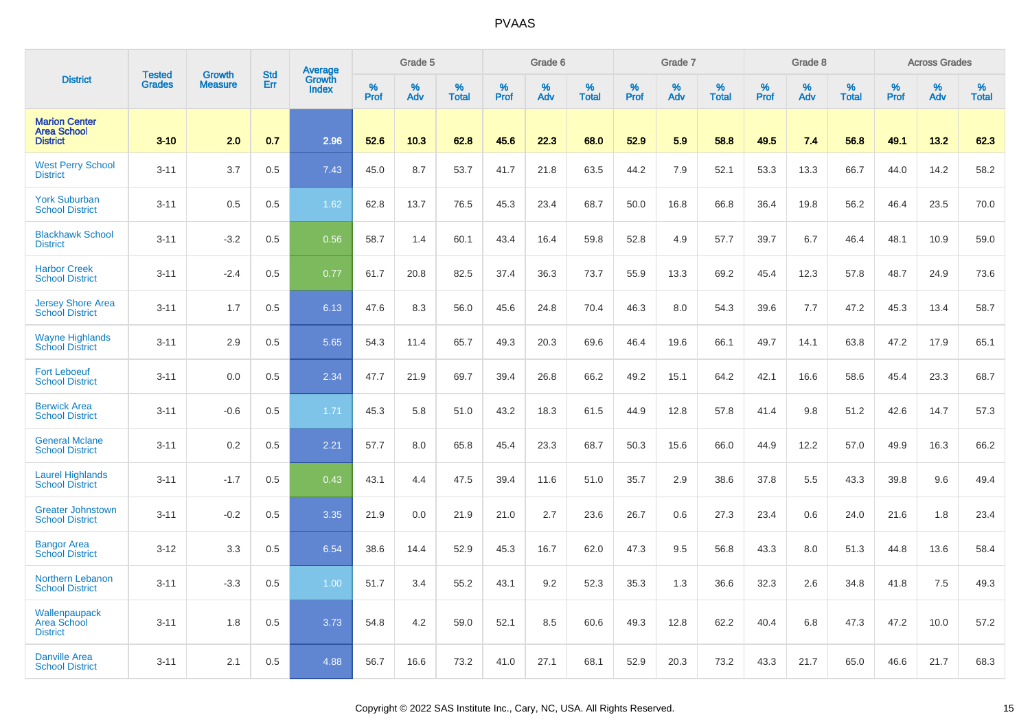# PVAAS

| District | Tested Grades | Growth Measure | Std Err | Average Growth Index | Grade 5 | | | Grade 6 | | | Grade 7 | | | Grade 8 | | | Across Grades | | |
|---|---|---|---|---|---|---|---|---|---|---|---|---|---|---|---|---|---|---|---|
| | | | | | % Prof | % Adv | % Total | % Prof | % Adv | % Total | % Prof | % Adv | % Total | % Prof | % Adv | % Total | % Prof | % Adv | % Total |
| **Marion Center Area School District** | **3-10** | **2.0** | **0.7** | **2.96** | **52.6** | **10.3** | **62.8** | **45.6** | **22.3** | **68.0** | **52.9** | **5.9** | **58.8** | **49.5** | **7.4** | **56.8** | **49.1** | **13.2** | **62.3** |
| West Perry School District | 3-11 | 3.7 | 0.5 | 7.43 | 45.0 | 8.7 | 53.7 | 41.7 | 21.8 | 63.5 | 44.2 | 7.9 | 52.1 | 53.3 | 13.3 | 66.7 | 44.0 | 14.2 | 58.2 |
| York Suburban School District | 3-11 | 0.5 | 0.5 | 1.62 | 62.8 | 13.7 | 76.5 | 45.3 | 23.4 | 68.7 | 50.0 | 16.8 | 66.8 | 36.4 | 19.8 | 56.2 | 46.4 | 23.5 | 70.0 |
| Blackhawk School District | 3-11 | -3.2 | 0.5 | 0.56 | 58.7 | 1.4 | 60.1 | 43.4 | 16.4 | 59.8 | 52.8 | 4.9 | 57.7 | 39.7 | 6.7 | 46.4 | 48.1 | 10.9 | 59.0 |
| Harbor Creek School District | 3-11 | -2.4 | 0.5 | 0.77 | 61.7 | 20.8 | 82.5 | 37.4 | 36.3 | 73.7 | 55.9 | 13.3 | 69.2 | 45.4 | 12.3 | 57.8 | 48.7 | 24.9 | 73.6 |
| Jersey Shore Area School District | 3-11 | 1.7 | 0.5 | 6.13 | 47.6 | 8.3 | 56.0 | 45.6 | 24.8 | 70.4 | 46.3 | 8.0 | 54.3 | 39.6 | 7.7 | 47.2 | 45.3 | 13.4 | 58.7 |
| Wayne Highlands School District | 3-11 | 2.9 | 0.5 | 5.65 | 54.3 | 11.4 | 65.7 | 49.3 | 20.3 | 69.6 | 46.4 | 19.6 | 66.1 | 49.7 | 14.1 | 63.8 | 47.2 | 17.9 | 65.1 |
| Fort Leboeuf School District | 3-11 | 0.0 | 0.5 | 2.34 | 47.7 | 21.9 | 69.7 | 39.4 | 26.8 | 66.2 | 49.2 | 15.1 | 64.2 | 42.1 | 16.6 | 58.6 | 45.4 | 23.3 | 68.7 |
| Berwick Area School District | 3-11 | -0.6 | 0.5 | 1.71 | 45.3 | 5.8 | 51.0 | 43.2 | 18.3 | 61.5 | 44.9 | 12.8 | 57.8 | 41.4 | 9.8 | 51.2 | 42.6 | 14.7 | 57.3 |
| General Mclane School District | 3-11 | 0.2 | 0.5 | 2.21 | 57.7 | 8.0 | 65.8 | 45.4 | 23.3 | 68.7 | 50.3 | 15.6 | 66.0 | 44.9 | 12.2 | 57.0 | 49.9 | 16.3 | 66.2 |
| Laurel Highlands School District | 3-11 | -1.7 | 0.5 | 0.43 | 43.1 | 4.4 | 47.5 | 39.4 | 11.6 | 51.0 | 35.7 | 2.9 | 38.6 | 37.8 | 5.5 | 43.3 | 39.8 | 9.6 | 49.4 |
| Greater Johnstown School District | 3-11 | -0.2 | 0.5 | 3.35 | 21.9 | 0.0 | 21.9 | 21.0 | 2.7 | 23.6 | 26.7 | 0.6 | 27.3 | 23.4 | 0.6 | 24.0 | 21.6 | 1.8 | 23.4 |
| Bangor Area School District | 3-12 | 3.3 | 0.5 | 6.54 | 38.6 | 14.4 | 52.9 | 45.3 | 16.7 | 62.0 | 47.3 | 9.5 | 56.8 | 43.3 | 8.0 | 51.3 | 44.8 | 13.6 | 58.4 |
| Northern Lebanon School District | 3-11 | -3.3 | 0.5 | 1.00 | 51.7 | 3.4 | 55.2 | 43.1 | 9.2 | 52.3 | 35.3 | 1.3 | 36.6 | 32.3 | 2.6 | 34.8 | 41.8 | 7.5 | 49.3 |
| Wallenpaupack Area School District | 3-11 | 1.8 | 0.5 | 3.73 | 54.8 | 4.2 | 59.0 | 52.1 | 8.5 | 60.6 | 49.3 | 12.8 | 62.2 | 40.4 | 6.8 | 47.3 | 47.2 | 10.0 | 57.2 |
| Danville Area School District | 3-11 | 2.1 | 0.5 | 4.88 | 56.7 | 16.6 | 73.2 | 41.0 | 27.1 | 68.1 | 52.9 | 20.3 | 73.2 | 43.3 | 21.7 | 65.0 | 46.6 | 21.7 | 68.3 |

Copyright © 2022 SAS Institute Inc., Cary, NC, USA. All Rights Reserved.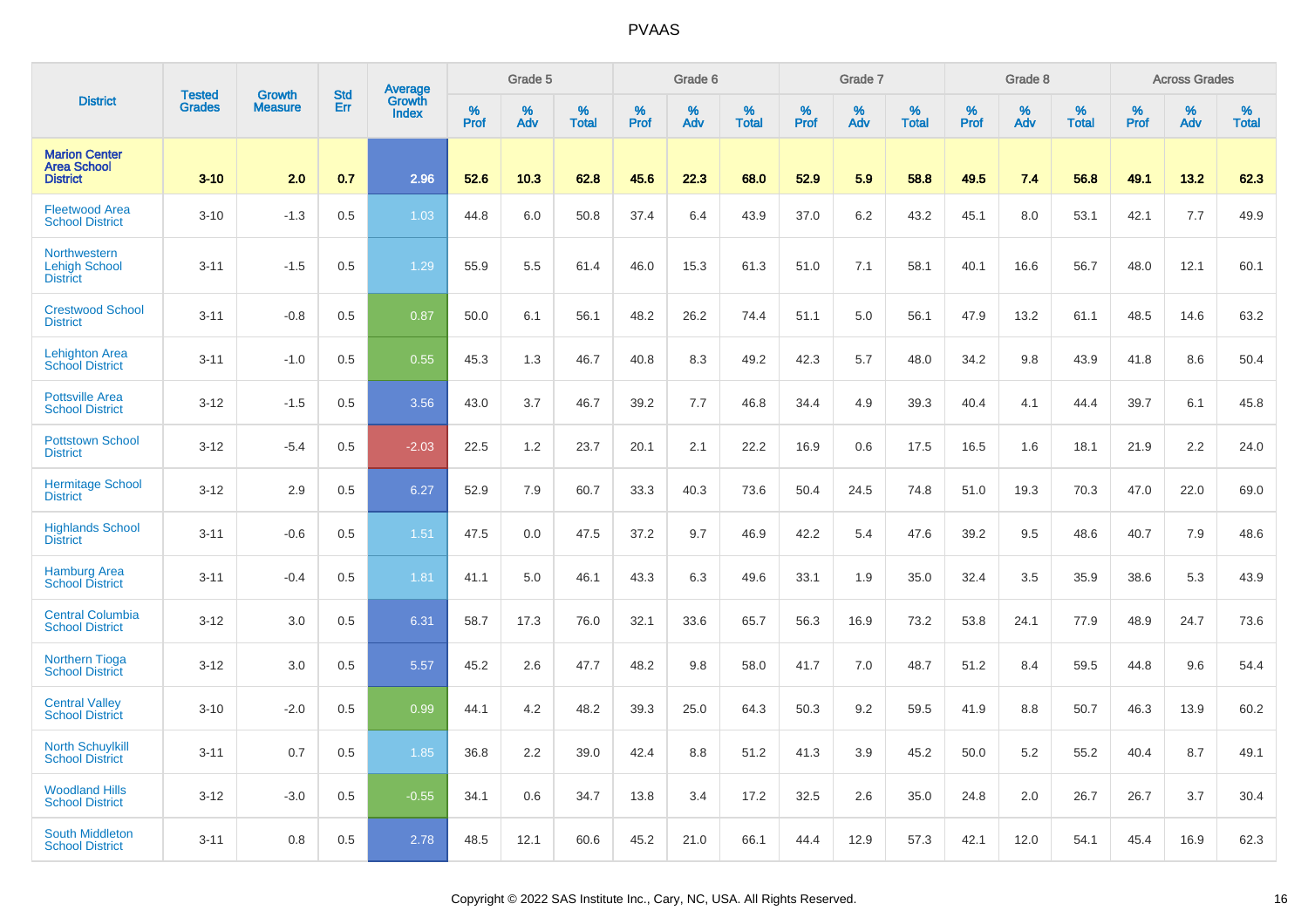# PVAAS

| District | Tested Grades | Growth Measure | Std Err | Average Growth Index | Grade 5 | | | Grade 6 | | | Grade 7 | | | Grade 8 | | | Across Grades | | |
|---|---|---|---|---|---|---|---|---|---|---|---|---|---|---|---|---|---|---|---|
| | | | | | % Prof | % Adv | % Total | % Prof | % Adv | % Total | % Prof | % Adv | % Total | % Prof | % Adv | % Total | % Prof | % Adv | % Total |
| **Marion Center Area School District** | **3-10** | **2.0** | **0.7** | **2.96** | **52.6** | **10.3** | **62.8** | **45.6** | **22.3** | **68.0** | **52.9** | **5.9** | **58.8** | **49.5** | **7.4** | **56.8** | **49.1** | **13.2** | **62.3** |
| Fleetwood Area School District | 3-10 | -1.3 | 0.5 | 1.03 | 44.8 | 6.0 | 50.8 | 37.4 | 6.4 | 43.9 | 37.0 | 6.2 | 43.2 | 45.1 | 8.0 | 53.1 | 42.1 | 7.7 | 49.9 |
| Northwestern Lehigh School District | 3-11 | -1.5 | 0.5 | 1.29 | 55.9 | 5.5 | 61.4 | 46.0 | 15.3 | 61.3 | 51.0 | 7.1 | 58.1 | 40.1 | 16.6 | 56.7 | 48.0 | 12.1 | 60.1 |
| Crestwood School District | 3-11 | -0.8 | 0.5 | 0.87 | 50.0 | 6.1 | 56.1 | 48.2 | 26.2 | 74.4 | 51.1 | 5.0 | 56.1 | 47.9 | 13.2 | 61.1 | 48.5 | 14.6 | 63.2 |
| Lehighton Area School District | 3-11 | -1.0 | 0.5 | 0.55 | 45.3 | 1.3 | 46.7 | 40.8 | 8.3 | 49.2 | 42.3 | 5.7 | 48.0 | 34.2 | 9.8 | 43.9 | 41.8 | 8.6 | 50.4 |
| Pottsville Area School District | 3-12 | -1.5 | 0.5 | 3.56 | 43.0 | 3.7 | 46.7 | 39.2 | 7.7 | 46.8 | 34.4 | 4.9 | 39.3 | 40.4 | 4.1 | 44.4 | 39.7 | 6.1 | 45.8 |
| Pottstown School District | 3-12 | -5.4 | 0.5 | -2.03 | 22.5 | 1.2 | 23.7 | 20.1 | 2.1 | 22.2 | 16.9 | 0.6 | 17.5 | 16.5 | 1.6 | 18.1 | 21.9 | 2.2 | 24.0 |
| Hermitage School District | 3-12 | 2.9 | 0.5 | 6.27 | 52.9 | 7.9 | 60.7 | 33.3 | 40.3 | 73.6 | 50.4 | 24.5 | 74.8 | 51.0 | 19.3 | 70.3 | 47.0 | 22.0 | 69.0 |
| Highlands School District | 3-11 | -0.6 | 0.5 | 1.51 | 47.5 | 0.0 | 47.5 | 37.2 | 9.7 | 46.9 | 42.2 | 5.4 | 47.6 | 39.2 | 9.5 | 48.6 | 40.7 | 7.9 | 48.6 |
| Hamburg Area School District | 3-11 | -0.4 | 0.5 | 1.81 | 41.1 | 5.0 | 46.1 | 43.3 | 6.3 | 49.6 | 33.1 | 1.9 | 35.0 | 32.4 | 3.5 | 35.9 | 38.6 | 5.3 | 43.9 |
| Central Columbia School District | 3-12 | 3.0 | 0.5 | 6.31 | 58.7 | 17.3 | 76.0 | 32.1 | 33.6 | 65.7 | 56.3 | 16.9 | 73.2 | 53.8 | 24.1 | 77.9 | 48.9 | 24.7 | 73.6 |
| Northern Tioga School District | 3-12 | 3.0 | 0.5 | 5.57 | 45.2 | 2.6 | 47.7 | 48.2 | 9.8 | 58.0 | 41.7 | 7.0 | 48.7 | 51.2 | 8.4 | 59.5 | 44.8 | 9.6 | 54.4 |
| Central Valley School District | 3-10 | -2.0 | 0.5 | 0.99 | 44.1 | 4.2 | 48.2 | 39.3 | 25.0 | 64.3 | 50.3 | 9.2 | 59.5 | 41.9 | 8.8 | 50.7 | 46.3 | 13.9 | 60.2 |
| North Schuylkill School District | 3-11 | 0.7 | 0.5 | 1.85 | 36.8 | 2.2 | 39.0 | 42.4 | 8.8 | 51.2 | 41.3 | 3.9 | 45.2 | 50.0 | 5.2 | 55.2 | 40.4 | 8.7 | 49.1 |
| Woodland Hills School District | 3-12 | -3.0 | 0.5 | -0.55 | 34.1 | 0.6 | 34.7 | 13.8 | 3.4 | 17.2 | 32.5 | 2.6 | 35.0 | 24.8 | 2.0 | 26.7 | 26.7 | 3.7 | 30.4 |
| South Middleton School District | 3-11 | 0.8 | 0.5 | 2.78 | 48.5 | 12.1 | 60.6 | 45.2 | 21.0 | 66.1 | 44.4 | 12.9 | 57.3 | 42.1 | 12.0 | 54.1 | 45.4 | 16.9 | 62.3 |

Copyright © 2022 SAS Institute Inc., Cary, NC, USA. All Rights Reserved.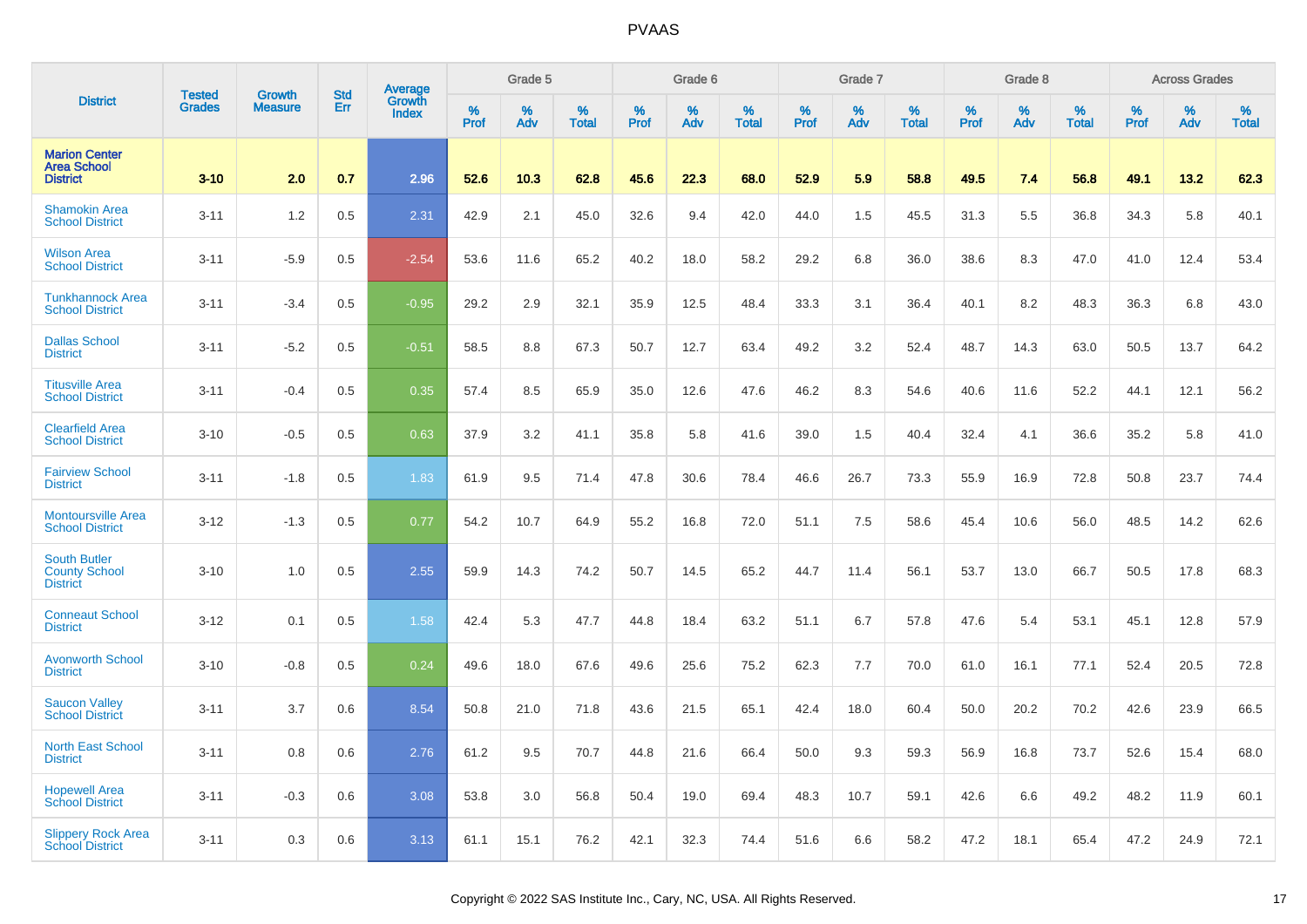# PVAAS

| District | Tested Grades | Growth Measure | Std Err | Average Growth Index | Grade 5 | | | Grade 6 | | | Grade 7 | | | Grade 8 | | | Across Grades | | |
|---|---|---|---|---|---|---|---|---|---|---|---|---|---|---|---|---|---|---|---|
| | | | | | % Prof | % Adv | % Total | % Prof | % Adv | % Total | % Prof | % Adv | % Total | % Prof | % Adv | % Total | % Prof | % Adv | % Total |
| **Marion Center Area School District** | **3-10** | **2.0** | **0.7** | **2.96** | **52.6** | **10.3** | **62.8** | **45.6** | **22.3** | **68.0** | **52.9** | **5.9** | **58.8** | **49.5** | **7.4** | **56.8** | **49.1** | **13.2** | **62.3** |
| Shamokin Area School District | 3-11 | 1.2 | 0.5 | 2.31 | 42.9 | 2.1 | 45.0 | 32.6 | 9.4 | 42.0 | 44.0 | 1.5 | 45.5 | 31.3 | 5.5 | 36.8 | 34.3 | 5.8 | 40.1 |
| Wilson Area School District | 3-11 | -5.9 | 0.5 | -2.54 | 53.6 | 11.6 | 65.2 | 40.2 | 18.0 | 58.2 | 29.2 | 6.8 | 36.0 | 38.6 | 8.3 | 47.0 | 41.0 | 12.4 | 53.4 |
| Tunkhannock Area School District | 3-11 | -3.4 | 0.5 | -0.95 | 29.2 | 2.9 | 32.1 | 35.9 | 12.5 | 48.4 | 33.3 | 3.1 | 36.4 | 40.1 | 8.2 | 48.3 | 36.3 | 6.8 | 43.0 |
| Dallas School District | 3-11 | -5.2 | 0.5 | -0.51 | 58.5 | 8.8 | 67.3 | 50.7 | 12.7 | 63.4 | 49.2 | 3.2 | 52.4 | 48.7 | 14.3 | 63.0 | 50.5 | 13.7 | 64.2 |
| Titusville Area School District | 3-11 | -0.4 | 0.5 | 0.35 | 57.4 | 8.5 | 65.9 | 35.0 | 12.6 | 47.6 | 46.2 | 8.3 | 54.6 | 40.6 | 11.6 | 52.2 | 44.1 | 12.1 | 56.2 |
| Clearfield Area School District | 3-10 | -0.5 | 0.5 | 0.63 | 37.9 | 3.2 | 41.1 | 35.8 | 5.8 | 41.6 | 39.0 | 1.5 | 40.4 | 32.4 | 4.1 | 36.6 | 35.2 | 5.8 | 41.0 |
| Fairview School District | 3-11 | -1.8 | 0.5 | 1.83 | 61.9 | 9.5 | 71.4 | 47.8 | 30.6 | 78.4 | 46.6 | 26.7 | 73.3 | 55.9 | 16.9 | 72.8 | 50.8 | 23.7 | 74.4 |
| Montoursville Area School District | 3-12 | -1.3 | 0.5 | 0.77 | 54.2 | 10.7 | 64.9 | 55.2 | 16.8 | 72.0 | 51.1 | 7.5 | 58.6 | 45.4 | 10.6 | 56.0 | 48.5 | 14.2 | 62.6 |
| South Butler County School District | 3-10 | 1.0 | 0.5 | 2.55 | 59.9 | 14.3 | 74.2 | 50.7 | 14.5 | 65.2 | 44.7 | 11.4 | 56.1 | 53.7 | 13.0 | 66.7 | 50.5 | 17.8 | 68.3 |
| Conneaut School District | 3-12 | 0.1 | 0.5 | 1.58 | 42.4 | 5.3 | 47.7 | 44.8 | 18.4 | 63.2 | 51.1 | 6.7 | 57.8 | 47.6 | 5.4 | 53.1 | 45.1 | 12.8 | 57.9 |
| Avonworth School District | 3-10 | -0.8 | 0.5 | 0.24 | 49.6 | 18.0 | 67.6 | 49.6 | 25.6 | 75.2 | 62.3 | 7.7 | 70.0 | 61.0 | 16.1 | 77.1 | 52.4 | 20.5 | 72.8 |
| Saucon Valley School District | 3-11 | 3.7 | 0.6 | 8.54 | 50.8 | 21.0 | 71.8 | 43.6 | 21.5 | 65.1 | 42.4 | 18.0 | 60.4 | 50.0 | 20.2 | 70.2 | 42.6 | 23.9 | 66.5 |
| North East School District | 3-11 | 0.8 | 0.6 | 2.76 | 61.2 | 9.5 | 70.7 | 44.8 | 21.6 | 66.4 | 50.0 | 9.3 | 59.3 | 56.9 | 16.8 | 73.7 | 52.6 | 15.4 | 68.0 |
| Hopewell Area School District | 3-11 | -0.3 | 0.6 | 3.08 | 53.8 | 3.0 | 56.8 | 50.4 | 19.0 | 69.4 | 48.3 | 10.7 | 59.1 | 42.6 | 6.6 | 49.2 | 48.2 | 11.9 | 60.1 |
| Slippery Rock Area School District | 3-11 | 0.3 | 0.6 | 3.13 | 61.1 | 15.1 | 76.2 | 42.1 | 32.3 | 74.4 | 51.6 | 6.6 | 58.2 | 47.2 | 18.1 | 65.4 | 47.2 | 24.9 | 72.1 |

Copyright © 2022 SAS Institute Inc., Cary, NC, USA. All Rights Reserved.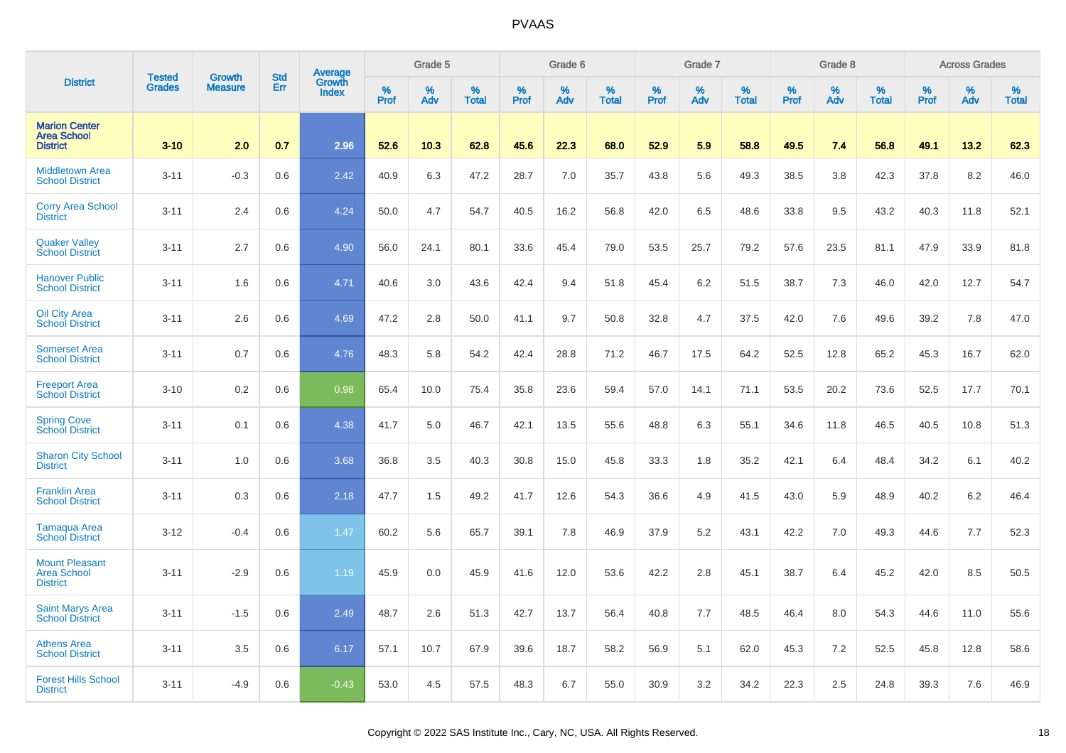| District | Tested Grades | Growth Measure | Std Err | Average Growth Index | Grade 5 | | | Grade 6 | | | Grade 7 | | | Grade 8 | | | Across Grades | | |
|---|---|---|---|---|---|---|---|---|---|---|---|---|---|---|---|---|---|---|---|
| | | | | | % Prof | % Adv | % Total | % Prof | % Adv | % Total | % Prof | % Adv | % Total | % Prof | % Adv | % Total | % Prof | % Adv | % Total |
| **Marion Center Area School District** | **3-10** | **2.0** | **0.7** | **2.96** | **52.6** | **10.3** | **62.8** | **45.6** | **22.3** | **68.0** | **52.9** | **5.9** | **58.8** | **49.5** | **7.4** | **56.8** | **49.1** | **13.2** | **62.3** |
| Middletown Area School District | 3-11 | -0.3 | 0.6 | 2.42 | 40.9 | 6.3 | 47.2 | 28.7 | 7.0 | 35.7 | 43.8 | 5.6 | 49.3 | 38.5 | 3.8 | 42.3 | 37.8 | 8.2 | 46.0 |
| Corry Area School District | 3-11 | 2.4 | 0.6 | 4.24 | 50.0 | 4.7 | 54.7 | 40.5 | 16.2 | 56.8 | 42.0 | 6.5 | 48.6 | 33.8 | 9.5 | 43.2 | 40.3 | 11.8 | 52.1 |
| Quaker Valley School District | 3-11 | 2.7 | 0.6 | 4.90 | 56.0 | 24.1 | 80.1 | 33.6 | 45.4 | 79.0 | 53.5 | 25.7 | 79.2 | 57.6 | 23.5 | 81.1 | 47.9 | 33.9 | 81.8 |
| Hanover Public School District | 3-11 | 1.6 | 0.6 | 4.71 | 40.6 | 3.0 | 43.6 | 42.4 | 9.4 | 51.8 | 45.4 | 6.2 | 51.5 | 38.7 | 7.3 | 46.0 | 42.0 | 12.7 | 54.7 |
| Oil City Area School District | 3-11 | 2.6 | 0.6 | 4.69 | 47.2 | 2.8 | 50.0 | 41.1 | 9.7 | 50.8 | 32.8 | 4.7 | 37.5 | 42.0 | 7.6 | 49.6 | 39.2 | 7.8 | 47.0 |
| Somerset Area School District | 3-11 | 0.7 | 0.6 | 4.76 | 48.3 | 5.8 | 54.2 | 42.4 | 28.8 | 71.2 | 46.7 | 17.5 | 64.2 | 52.5 | 12.8 | 65.2 | 45.3 | 16.7 | 62.0 |
| Freeport Area School District | 3-10 | 0.2 | 0.6 | 0.98 | 65.4 | 10.0 | 75.4 | 35.8 | 23.6 | 59.4 | 57.0 | 14.1 | 71.1 | 53.5 | 20.2 | 73.6 | 52.5 | 17.7 | 70.1 |
| Spring Cove School District | 3-11 | 0.1 | 0.6 | 4.38 | 41.7 | 5.0 | 46.7 | 42.1 | 13.5 | 55.6 | 48.8 | 6.3 | 55.1 | 34.6 | 11.8 | 46.5 | 40.5 | 10.8 | 51.3 |
| Sharon City School District | 3-11 | 1.0 | 0.6 | 3.68 | 36.8 | 3.5 | 40.3 | 30.8 | 15.0 | 45.8 | 33.3 | 1.8 | 35.2 | 42.1 | 6.4 | 48.4 | 34.2 | 6.1 | 40.2 |
| Franklin Area School District | 3-11 | 0.3 | 0.6 | 2.18 | 47.7 | 1.5 | 49.2 | 41.7 | 12.6 | 54.3 | 36.6 | 4.9 | 41.5 | 43.0 | 5.9 | 48.9 | 40.2 | 6.2 | 46.4 |
| Tamaqua Area School District | 3-12 | -0.4 | 0.6 | 1.47 | 60.2 | 5.6 | 65.7 | 39.1 | 7.8 | 46.9 | 37.9 | 5.2 | 43.1 | 42.2 | 7.0 | 49.3 | 44.6 | 7.7 | 52.3 |
| Mount Pleasant Area School District | 3-11 | -2.9 | 0.6 | 1.19 | 45.9 | 0.0 | 45.9 | 41.6 | 12.0 | 53.6 | 42.2 | 2.8 | 45.1 | 38.7 | 6.4 | 45.2 | 42.0 | 8.5 | 50.5 |
| Saint Marys Area School District | 3-11 | -1.5 | 0.6 | 2.49 | 48.7 | 2.6 | 51.3 | 42.7 | 13.7 | 56.4 | 40.8 | 7.7 | 48.5 | 46.4 | 8.0 | 54.3 | 44.6 | 11.0 | 55.6 |
| Athens Area School District | 3-11 | 3.5 | 0.6 | 6.17 | 57.1 | 10.7 | 67.9 | 39.6 | 18.7 | 58.2 | 56.9 | 5.1 | 62.0 | 45.3 | 7.2 | 52.5 | 45.8 | 12.8 | 58.6 |
| Forest Hills School District | 3-11 | -4.9 | 0.6 | -0.43 | 53.0 | 4.5 | 57.5 | 48.3 | 6.7 | 55.0 | 30.9 | 3.2 | 34.2 | 22.3 | 2.5 | 24.8 | 39.3 | 7.6 | 46.9 |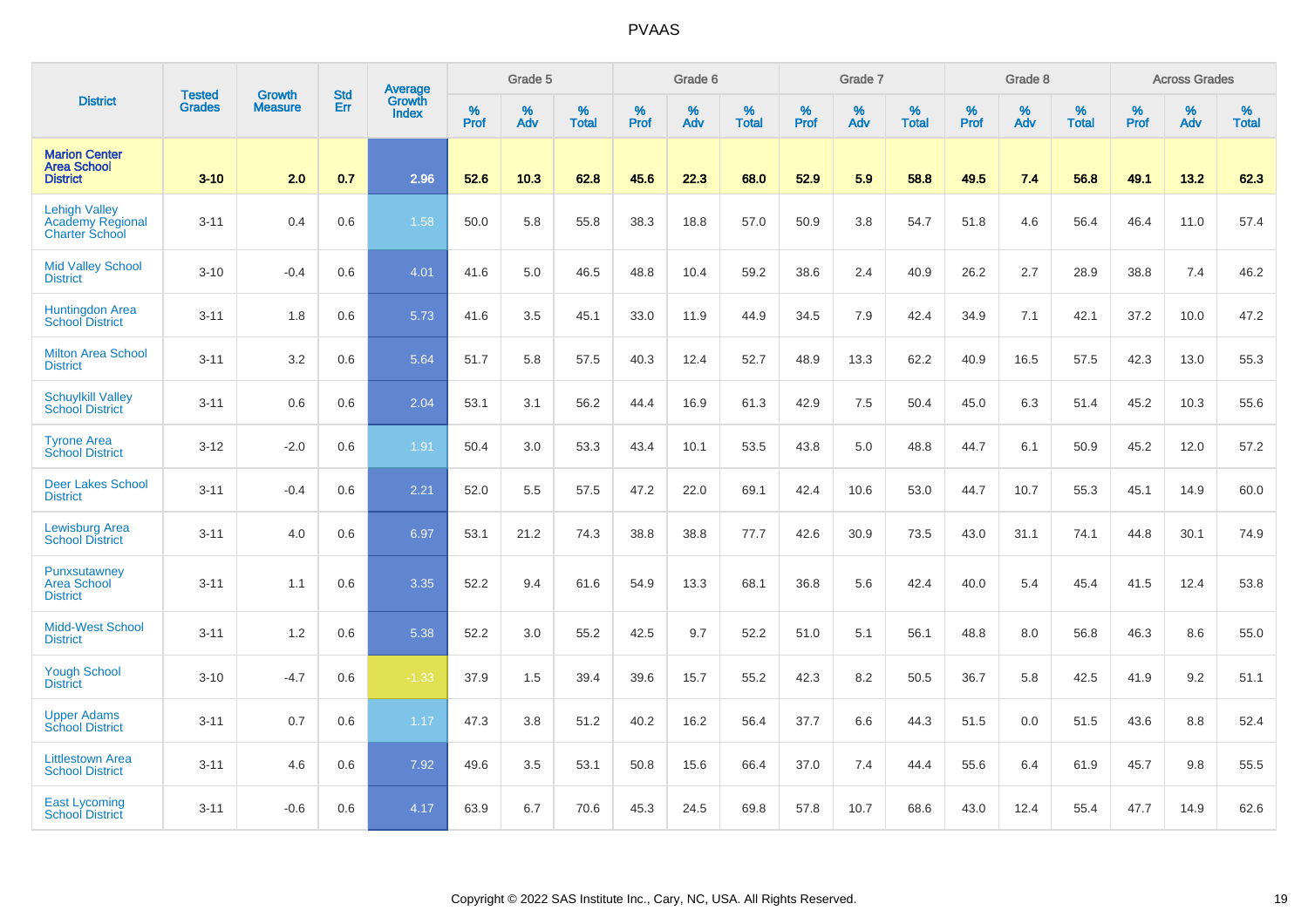# PVAAS

| District | Tested Grades | Growth Measure | Std Err | Average Growth Index | Grade 5 | | | Grade 6 | | | Grade 7 | | | Grade 8 | | | Across Grades | | |
|---|---|---|---|---|---|---|---|---|---|---|---|---|---|---|---|---|---|---|---|
| | | | | | % Prof | % Adv | % Total | % Prof | % Adv | % Total | % Prof | % Adv | % Total | % Prof | % Adv | % Total | % Prof | % Adv | % Total |
| **Marion Center Area School District** | **3-10** | **2.0** | **0.7** | **2.96** | **52.6** | **10.3** | **62.8** | **45.6** | **22.3** | **68.0** | **52.9** | **5.9** | **58.8** | **49.5** | **7.4** | **56.8** | **49.1** | **13.2** | **62.3** |
| Lehigh Valley Academy Regional Charter School | 3-11 | 0.4 | 0.6 | 1.58 | 50.0 | 5.8 | 55.8 | 38.3 | 18.8 | 57.0 | 50.9 | 3.8 | 54.7 | 51.8 | 4.6 | 56.4 | 46.4 | 11.0 | 57.4 |
| Mid Valley School District | 3-10 | -0.4 | 0.6 | 4.01 | 41.6 | 5.0 | 46.5 | 48.8 | 10.4 | 59.2 | 38.6 | 2.4 | 40.9 | 26.2 | 2.7 | 28.9 | 38.8 | 7.4 | 46.2 |
| Huntingdon Area School District | 3-11 | 1.8 | 0.6 | 5.73 | 41.6 | 3.5 | 45.1 | 33.0 | 11.9 | 44.9 | 34.5 | 7.9 | 42.4 | 34.9 | 7.1 | 42.1 | 37.2 | 10.0 | 47.2 |
| Milton Area School District | 3-11 | 3.2 | 0.6 | 5.64 | 51.7 | 5.8 | 57.5 | 40.3 | 12.4 | 52.7 | 48.9 | 13.3 | 62.2 | 40.9 | 16.5 | 57.5 | 42.3 | 13.0 | 55.3 |
| Schuylkill Valley School District | 3-11 | 0.6 | 0.6 | 2.04 | 53.1 | 3.1 | 56.2 | 44.4 | 16.9 | 61.3 | 42.9 | 7.5 | 50.4 | 45.0 | 6.3 | 51.4 | 45.2 | 10.3 | 55.6 |
| Tyrone Area School District | 3-12 | -2.0 | 0.6 | 1.91 | 50.4 | 3.0 | 53.3 | 43.4 | 10.1 | 53.5 | 43.8 | 5.0 | 48.8 | 44.7 | 6.1 | 50.9 | 45.2 | 12.0 | 57.2 |
| Deer Lakes School District | 3-11 | -0.4 | 0.6 | 2.21 | 52.0 | 5.5 | 57.5 | 47.2 | 22.0 | 69.1 | 42.4 | 10.6 | 53.0 | 44.7 | 10.7 | 55.3 | 45.1 | 14.9 | 60.0 |
| Lewisburg Area School District | 3-11 | 4.0 | 0.6 | 6.97 | 53.1 | 21.2 | 74.3 | 38.8 | 38.8 | 77.7 | 42.6 | 30.9 | 73.5 | 43.0 | 31.1 | 74.1 | 44.8 | 30.1 | 74.9 |
| Punxsutawney Area School District | 3-11 | 1.1 | 0.6 | 3.35 | 52.2 | 9.4 | 61.6 | 54.9 | 13.3 | 68.1 | 36.8 | 5.6 | 42.4 | 40.0 | 5.4 | 45.4 | 41.5 | 12.4 | 53.8 |
| Midd-West School District | 3-11 | 1.2 | 0.6 | 5.38 | 52.2 | 3.0 | 55.2 | 42.5 | 9.7 | 52.2 | 51.0 | 5.1 | 56.1 | 48.8 | 8.0 | 56.8 | 46.3 | 8.6 | 55.0 |
| Yough School District | 3-10 | -4.7 | 0.6 | -1.33 | 37.9 | 1.5 | 39.4 | 39.6 | 15.7 | 55.2 | 42.3 | 8.2 | 50.5 | 36.7 | 5.8 | 42.5 | 41.9 | 9.2 | 51.1 |
| Upper Adams School District | 3-11 | 0.7 | 0.6 | 1.17 | 47.3 | 3.8 | 51.2 | 40.2 | 16.2 | 56.4 | 37.7 | 6.6 | 44.3 | 51.5 | 0.0 | 51.5 | 43.6 | 8.8 | 52.4 |
| Littlestown Area School District | 3-11 | 4.6 | 0.6 | 7.92 | 49.6 | 3.5 | 53.1 | 50.8 | 15.6 | 66.4 | 37.0 | 7.4 | 44.4 | 55.6 | 6.4 | 61.9 | 45.7 | 9.8 | 55.5 |
| East Lycoming School District | 3-11 | -0.6 | 0.6 | 4.17 | 63.9 | 6.7 | 70.6 | 45.3 | 24.5 | 69.8 | 57.8 | 10.7 | 68.6 | 43.0 | 12.4 | 55.4 | 47.7 | 14.9 | 62.6 |

Copyright © 2022 SAS Institute Inc., Cary, NC, USA. All Rights Reserved.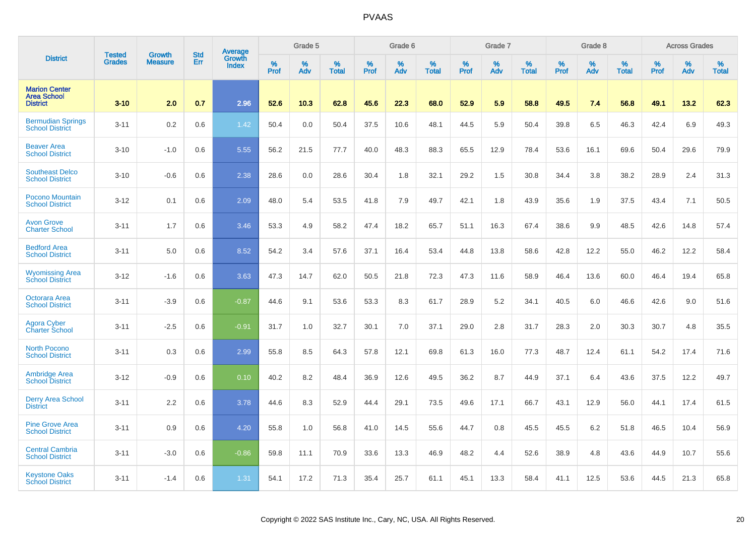| District | Tested Grades | Growth Measure | Std Err | Average Growth Index | Grade 5 | | | Grade 6 | | | Grade 7 | | | Grade 8 | | | Across Grades | | |
|---|---|---|---|---|---|---|---|---|---|---|---|---|---|---|---|---|---|---|---|
| | | | | | % Prof | % Adv | % Total | % Prof | % Adv | % Total | % Prof | % Adv | % Total | % Prof | % Adv | % Total | % Prof | % Adv | % Total |
| **Marion Center Area School District** | **3-10** | **2.0** | **0.7** | **2.96** | **52.6** | **10.3** | **62.8** | **45.6** | **22.3** | **68.0** | **52.9** | **5.9** | **58.8** | **49.5** | **7.4** | **56.8** | **49.1** | **13.2** | **62.3** |
| Bermudian Springs School District | 3-11 | 0.2 | 0.6 | 1.42 | 50.4 | 0.0 | 50.4 | 37.5 | 10.6 | 48.1 | 44.5 | 5.9 | 50.4 | 39.8 | 6.5 | 46.3 | 42.4 | 6.9 | 49.3 |
| Beaver Area School District | 3-10 | -1.0 | 0.6 | 5.55 | 56.2 | 21.5 | 77.7 | 40.0 | 48.3 | 88.3 | 65.5 | 12.9 | 78.4 | 53.6 | 16.1 | 69.6 | 50.4 | 29.6 | 79.9 |
| Southeast Delco School District | 3-10 | -0.6 | 0.6 | 2.38 | 28.6 | 0.0 | 28.6 | 30.4 | 1.8 | 32.1 | 29.2 | 1.5 | 30.8 | 34.4 | 3.8 | 38.2 | 28.9 | 2.4 | 31.3 |
| Pocono Mountain School District | 3-12 | 0.1 | 0.6 | 2.09 | 48.0 | 5.4 | 53.5 | 41.8 | 7.9 | 49.7 | 42.1 | 1.8 | 43.9 | 35.6 | 1.9 | 37.5 | 43.4 | 7.1 | 50.5 |
| Avon Grove Charter School | 3-11 | 1.7 | 0.6 | 3.46 | 53.3 | 4.9 | 58.2 | 47.4 | 18.2 | 65.7 | 51.1 | 16.3 | 67.4 | 38.6 | 9.9 | 48.5 | 42.6 | 14.8 | 57.4 |
| Bedford Area School District | 3-11 | 5.0 | 0.6 | 8.52 | 54.2 | 3.4 | 57.6 | 37.1 | 16.4 | 53.4 | 44.8 | 13.8 | 58.6 | 42.8 | 12.2 | 55.0 | 46.2 | 12.2 | 58.4 |
| Wyomissing Area School District | 3-12 | -1.6 | 0.6 | 3.63 | 47.3 | 14.7 | 62.0 | 50.5 | 21.8 | 72.3 | 47.3 | 11.6 | 58.9 | 46.4 | 13.6 | 60.0 | 46.4 | 19.4 | 65.8 |
| Octorara Area School District | 3-11 | -3.9 | 0.6 | -0.87 | 44.6 | 9.1 | 53.6 | 53.3 | 8.3 | 61.7 | 28.9 | 5.2 | 34.1 | 40.5 | 6.0 | 46.6 | 42.6 | 9.0 | 51.6 |
| Agora Cyber Charter School | 3-11 | -2.5 | 0.6 | -0.91 | 31.7 | 1.0 | 32.7 | 30.1 | 7.0 | 37.1 | 29.0 | 2.8 | 31.7 | 28.3 | 2.0 | 30.3 | 30.7 | 4.8 | 35.5 |
| North Pocono School District | 3-11 | 0.3 | 0.6 | 2.99 | 55.8 | 8.5 | 64.3 | 57.8 | 12.1 | 69.8 | 61.3 | 16.0 | 77.3 | 48.7 | 12.4 | 61.1 | 54.2 | 17.4 | 71.6 |
| Ambridge Area School District | 3-12 | -0.9 | 0.6 | 0.10 | 40.2 | 8.2 | 48.4 | 36.9 | 12.6 | 49.5 | 36.2 | 8.7 | 44.9 | 37.1 | 6.4 | 43.6 | 37.5 | 12.2 | 49.7 |
| Derry Area School District | 3-11 | 2.2 | 0.6 | 3.78 | 44.6 | 8.3 | 52.9 | 44.4 | 29.1 | 73.5 | 49.6 | 17.1 | 66.7 | 43.1 | 12.9 | 56.0 | 44.1 | 17.4 | 61.5 |
| Pine Grove Area School District | 3-11 | 0.9 | 0.6 | 4.20 | 55.8 | 1.0 | 56.8 | 41.0 | 14.5 | 55.6 | 44.7 | 0.8 | 45.5 | 45.5 | 6.2 | 51.8 | 46.5 | 10.4 | 56.9 |
| Central Cambria School District | 3-11 | -3.0 | 0.6 | -0.86 | 59.8 | 11.1 | 70.9 | 33.6 | 13.3 | 46.9 | 48.2 | 4.4 | 52.6 | 38.9 | 4.8 | 43.6 | 44.9 | 10.7 | 55.6 |
| Keystone Oaks School District | 3-11 | -1.4 | 0.6 | 1.31 | 54.1 | 17.2 | 71.3 | 35.4 | 25.7 | 61.1 | 45.1 | 13.3 | 58.4 | 41.1 | 12.5 | 53.6 | 44.5 | 21.3 | 65.8 |

Copyright © 2022 SAS Institute Inc., Cary, NC, USA. All Rights Reserved.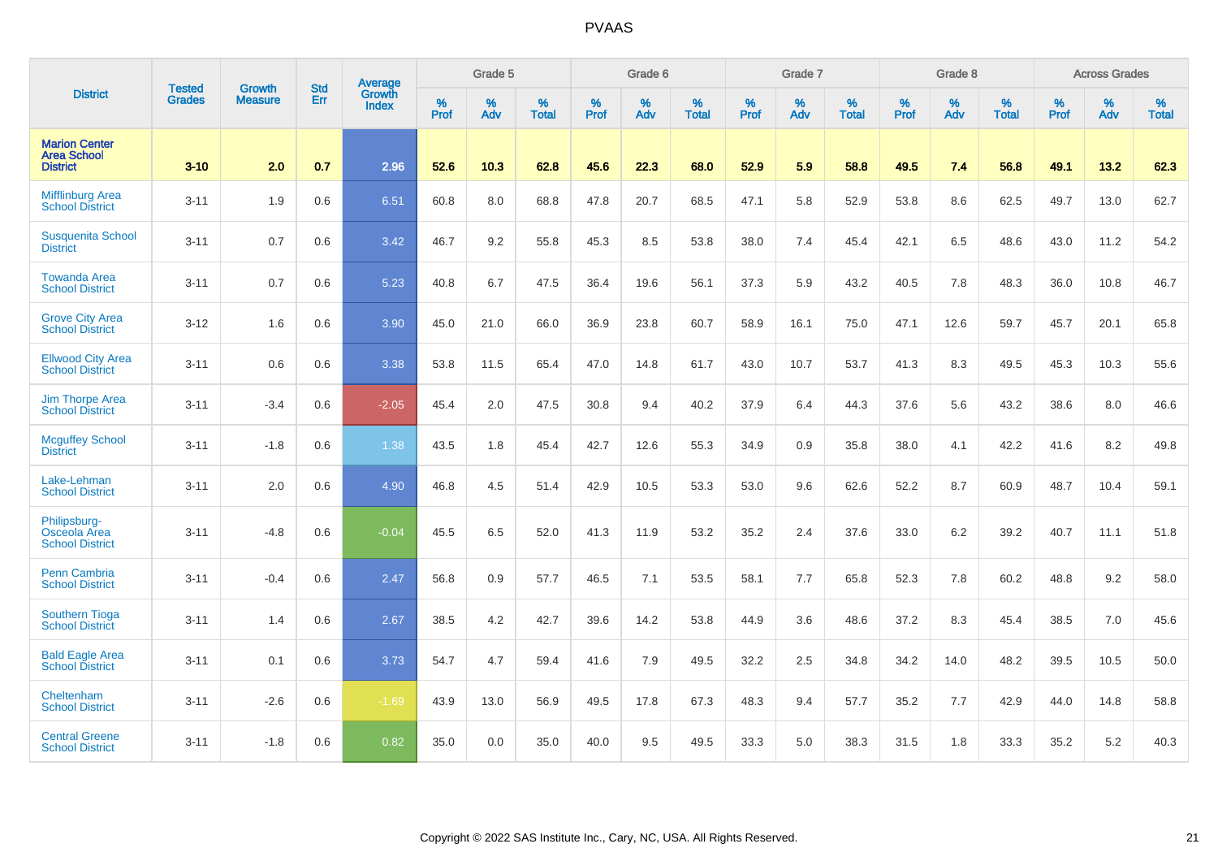PVAAS

| District | Tested Grades | Growth Measure | Std Err | Average Growth Index | Grade 5 | | | Grade 6 | | | Grade 7 | | | Grade 8 | | | Across Grades | | |
|---|---|---|---|---|---|---|---|---|---|---|---|---|---|---|---|---|---|---|---|
| | | | | | % Prof | % Adv | % Total | % Prof | % Adv | % Total | % Prof | % Adv | % Total | % Prof | % Adv | % Total | % Prof | % Adv | % Total |
| **Marion Center Area School District** | **3-10** | **2.0** | **0.7** | **2.96** | **52.6** | **10.3** | **62.8** | **45.6** | **22.3** | **68.0** | **52.9** | **5.9** | **58.8** | **49.5** | **7.4** | **56.8** | **49.1** | **13.2** | **62.3** |
| Mifflinburg Area School District | 3-11 | 1.9 | 0.6 | 6.51 | 60.8 | 8.0 | 68.8 | 47.8 | 20.7 | 68.5 | 47.1 | 5.8 | 52.9 | 53.8 | 8.6 | 62.5 | 49.7 | 13.0 | 62.7 |
| Susquenita School District | 3-11 | 0.7 | 0.6 | 3.42 | 46.7 | 9.2 | 55.8 | 45.3 | 8.5 | 53.8 | 38.0 | 7.4 | 45.4 | 42.1 | 6.5 | 48.6 | 43.0 | 11.2 | 54.2 |
| Towanda Area School District | 3-11 | 0.7 | 0.6 | 5.23 | 40.8 | 6.7 | 47.5 | 36.4 | 19.6 | 56.1 | 37.3 | 5.9 | 43.2 | 40.5 | 7.8 | 48.3 | 36.0 | 10.8 | 46.7 |
| Grove City Area School District | 3-12 | 1.6 | 0.6 | 3.90 | 45.0 | 21.0 | 66.0 | 36.9 | 23.8 | 60.7 | 58.9 | 16.1 | 75.0 | 47.1 | 12.6 | 59.7 | 45.7 | 20.1 | 65.8 |
| Ellwood City Area School District | 3-11 | 0.6 | 0.6 | 3.38 | 53.8 | 11.5 | 65.4 | 47.0 | 14.8 | 61.7 | 43.0 | 10.7 | 53.7 | 41.3 | 8.3 | 49.5 | 45.3 | 10.3 | 55.6 |
| Jim Thorpe Area School District | 3-11 | -3.4 | 0.6 | -2.05 | 45.4 | 2.0 | 47.5 | 30.8 | 9.4 | 40.2 | 37.9 | 6.4 | 44.3 | 37.6 | 5.6 | 43.2 | 38.6 | 8.0 | 46.6 |
| Mcguffey School District | 3-11 | -1.8 | 0.6 | 1.38 | 43.5 | 1.8 | 45.4 | 42.7 | 12.6 | 55.3 | 34.9 | 0.9 | 35.8 | 38.0 | 4.1 | 42.2 | 41.6 | 8.2 | 49.8 |
| Lake-Lehman School District | 3-11 | 2.0 | 0.6 | 4.90 | 46.8 | 4.5 | 51.4 | 42.9 | 10.5 | 53.3 | 53.0 | 9.6 | 62.6 | 52.2 | 8.7 | 60.9 | 48.7 | 10.4 | 59.1 |
| Philipsburg-Osceola Area School District | 3-11 | -4.8 | 0.6 | -0.04 | 45.5 | 6.5 | 52.0 | 41.3 | 11.9 | 53.2 | 35.2 | 2.4 | 37.6 | 33.0 | 6.2 | 39.2 | 40.7 | 11.1 | 51.8 |
| Penn Cambria School District | 3-11 | -0.4 | 0.6 | 2.47 | 56.8 | 0.9 | 57.7 | 46.5 | 7.1 | 53.5 | 58.1 | 7.7 | 65.8 | 52.3 | 7.8 | 60.2 | 48.8 | 9.2 | 58.0 |
| Southern Tioga School District | 3-11 | 1.4 | 0.6 | 2.67 | 38.5 | 4.2 | 42.7 | 39.6 | 14.2 | 53.8 | 44.9 | 3.6 | 48.6 | 37.2 | 8.3 | 45.4 | 38.5 | 7.0 | 45.6 |
| Bald Eagle Area School District | 3-11 | 0.1 | 0.6 | 3.73 | 54.7 | 4.7 | 59.4 | 41.6 | 7.9 | 49.5 | 32.2 | 2.5 | 34.8 | 34.2 | 14.0 | 48.2 | 39.5 | 10.5 | 50.0 |
| Cheltenham School District | 3-11 | -2.6 | 0.6 | -1.69 | 43.9 | 13.0 | 56.9 | 49.5 | 17.8 | 67.3 | 48.3 | 9.4 | 57.7 | 35.2 | 7.7 | 42.9 | 44.0 | 14.8 | 58.8 |
| Central Greene School District | 3-11 | -1.8 | 0.6 | 0.82 | 35.0 | 0.0 | 35.0 | 40.0 | 9.5 | 49.5 | 33.3 | 5.0 | 38.3 | 31.5 | 1.8 | 33.3 | 35.2 | 5.2 | 40.3 |

Copyright © 2022 SAS Institute Inc., Cary, NC, USA. All Rights Reserved.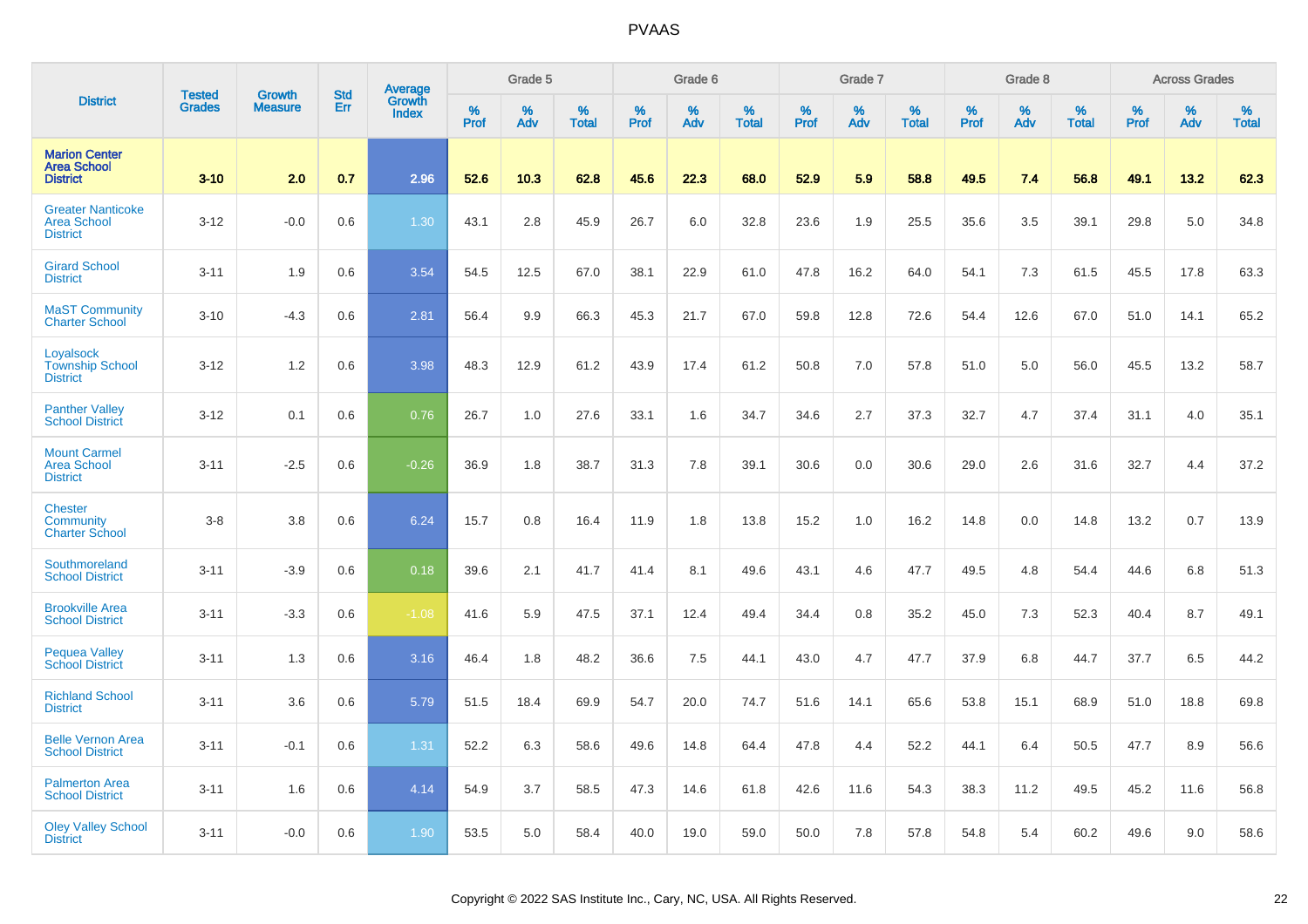# PVAAS

| District | Tested Grades | Growth Measure | Std Err | Average Growth Index | Grade 5 | | | Grade 6 | | | Grade 7 | | | Grade 8 | | | Across Grades | | |
|---|---|---|---|---|---|---|---|---|---|---|---|---|---|---|---|---|---|---|---|
| | | | | | % Prof | % Adv | % Total | % Prof | % Adv | % Total | % Prof | % Adv | % Total | % Prof | % Adv | % Total | % Prof | % Adv | % Total |
| **Marion Center Area School District** | **3-10** | **2.0** | **0.7** | **2.96** | **52.6** | **10.3** | **62.8** | **45.6** | **22.3** | **68.0** | **52.9** | **5.9** | **58.8** | **49.5** | **7.4** | **56.8** | **49.1** | **13.2** | **62.3** |
| Greater Nanticoke Area School District | 3-12 | -0.0 | 0.6 | 1.30 | 43.1 | 2.8 | 45.9 | 26.7 | 6.0 | 32.8 | 23.6 | 1.9 | 25.5 | 35.6 | 3.5 | 39.1 | 29.8 | 5.0 | 34.8 |
| Girard School District | 3-11 | 1.9 | 0.6 | 3.54 | 54.5 | 12.5 | 67.0 | 38.1 | 22.9 | 61.0 | 47.8 | 16.2 | 64.0 | 54.1 | 7.3 | 61.5 | 45.5 | 17.8 | 63.3 |
| MaST Community Charter School | 3-10 | -4.3 | 0.6 | 2.81 | 56.4 | 9.9 | 66.3 | 45.3 | 21.7 | 67.0 | 59.8 | 12.8 | 72.6 | 54.4 | 12.6 | 67.0 | 51.0 | 14.1 | 65.2 |
| Loyalsock Township School District | 3-12 | 1.2 | 0.6 | 3.98 | 48.3 | 12.9 | 61.2 | 43.9 | 17.4 | 61.2 | 50.8 | 7.0 | 57.8 | 51.0 | 5.0 | 56.0 | 45.5 | 13.2 | 58.7 |
| Panther Valley School District | 3-12 | 0.1 | 0.6 | 0.76 | 26.7 | 1.0 | 27.6 | 33.1 | 1.6 | 34.7 | 34.6 | 2.7 | 37.3 | 32.7 | 4.7 | 37.4 | 31.1 | 4.0 | 35.1 |
| Mount Carmel Area School District | 3-11 | -2.5 | 0.6 | -0.26 | 36.9 | 1.8 | 38.7 | 31.3 | 7.8 | 39.1 | 30.6 | 0.0 | 30.6 | 29.0 | 2.6 | 31.6 | 32.7 | 4.4 | 37.2 |
| Chester Community Charter School | 3-8 | 3.8 | 0.6 | 6.24 | 15.7 | 0.8 | 16.4 | 11.9 | 1.8 | 13.8 | 15.2 | 1.0 | 16.2 | 14.8 | 0.0 | 14.8 | 13.2 | 0.7 | 13.9 |
| Southmoreland School District | 3-11 | -3.9 | 0.6 | 0.18 | 39.6 | 2.1 | 41.7 | 41.4 | 8.1 | 49.6 | 43.1 | 4.6 | 47.7 | 49.5 | 4.8 | 54.4 | 44.6 | 6.8 | 51.3 |
| Brookville Area School District | 3-11 | -3.3 | 0.6 | -1.08 | 41.6 | 5.9 | 47.5 | 37.1 | 12.4 | 49.4 | 34.4 | 0.8 | 35.2 | 45.0 | 7.3 | 52.3 | 40.4 | 8.7 | 49.1 |
| Pequea Valley School District | 3-11 | 1.3 | 0.6 | 3.16 | 46.4 | 1.8 | 48.2 | 36.6 | 7.5 | 44.1 | 43.0 | 4.7 | 47.7 | 37.9 | 6.8 | 44.7 | 37.7 | 6.5 | 44.2 |
| Richland School District | 3-11 | 3.6 | 0.6 | 5.79 | 51.5 | 18.4 | 69.9 | 54.7 | 20.0 | 74.7 | 51.6 | 14.1 | 65.6 | 53.8 | 15.1 | 68.9 | 51.0 | 18.8 | 69.8 |
| Belle Vernon Area School District | 3-11 | -0.1 | 0.6 | 1.31 | 52.2 | 6.3 | 58.6 | 49.6 | 14.8 | 64.4 | 47.8 | 4.4 | 52.2 | 44.1 | 6.4 | 50.5 | 47.7 | 8.9 | 56.6 |
| Palmerton Area School District | 3-11 | 1.6 | 0.6 | 4.14 | 54.9 | 3.7 | 58.5 | 47.3 | 14.6 | 61.8 | 42.6 | 11.6 | 54.3 | 38.3 | 11.2 | 49.5 | 45.2 | 11.6 | 56.8 |
| Oley Valley School District | 3-11 | -0.0 | 0.6 | 1.90 | 53.5 | 5.0 | 58.4 | 40.0 | 19.0 | 59.0 | 50.0 | 7.8 | 57.8 | 54.8 | 5.4 | 60.2 | 49.6 | 9.0 | 58.6 |

Copyright © 2022 SAS Institute Inc., Cary, NC, USA. All Rights Reserved.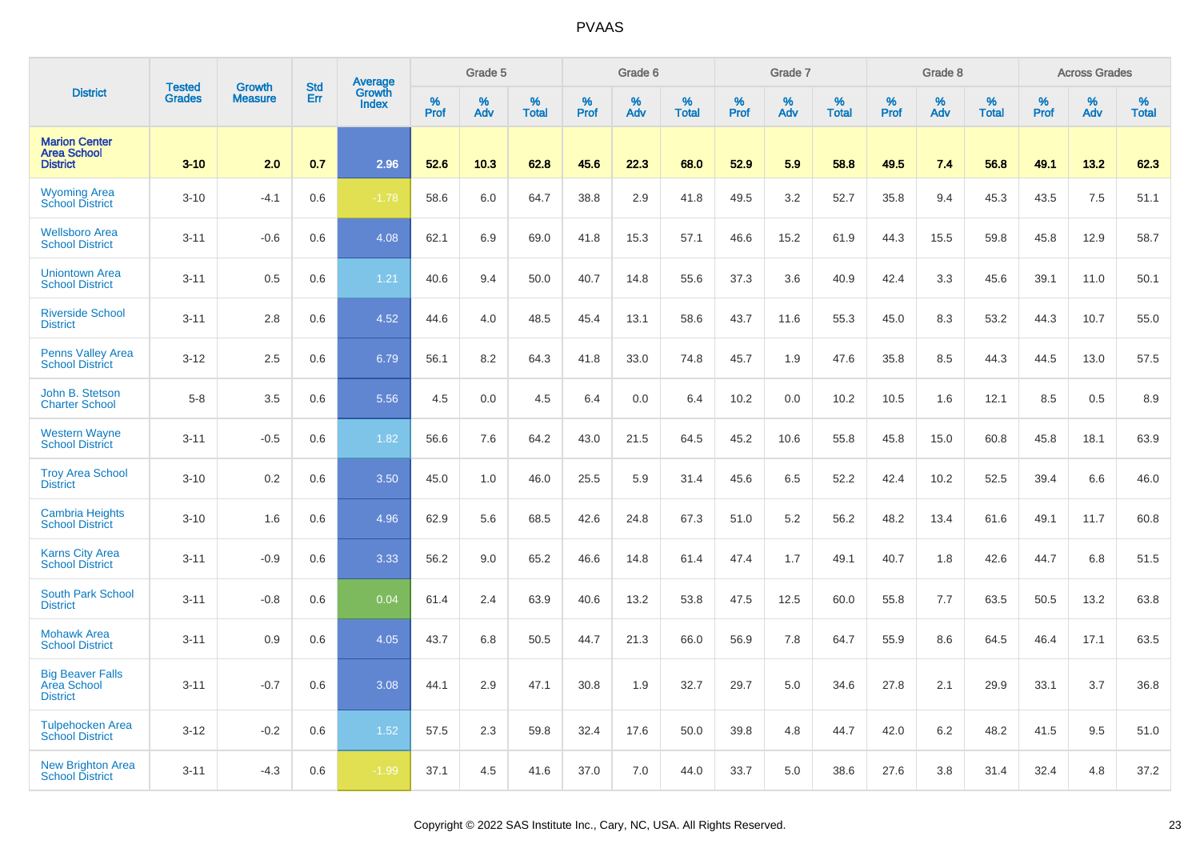# PVAAS

| District | Tested Grades | Growth Measure | Std Err | Average Growth Index | Grade 5 | | | Grade 6 | | | Grade 7 | | | Grade 8 | | | Across Grades | | |
|---|---|---|---|---|---|---|---|---|---|---|---|---|---|---|---|---|---|---|---|
| | | | | | % Prof | % Adv | % Total | % Prof | % Adv | % Total | % Prof | % Adv | % Total | % Prof | % Adv | % Total | % Prof | % Adv | % Total |
| **Marion Center Area School District** | **3-10** | **2.0** | **0.7** | **2.96** | **52.6** | **10.3** | **62.8** | **45.6** | **22.3** | **68.0** | **52.9** | **5.9** | **58.8** | **49.5** | **7.4** | **56.8** | **49.1** | **13.2** | **62.3** |
| Wyoming Area School District | 3-10 | -4.1 | 0.6 | -1.78 | 58.6 | 6.0 | 64.7 | 38.8 | 2.9 | 41.8 | 49.5 | 3.2 | 52.7 | 35.8 | 9.4 | 45.3 | 43.5 | 7.5 | 51.1 |
| Wellsboro Area School District | 3-11 | -0.6 | 0.6 | 4.08 | 62.1 | 6.9 | 69.0 | 41.8 | 15.3 | 57.1 | 46.6 | 15.2 | 61.9 | 44.3 | 15.5 | 59.8 | 45.8 | 12.9 | 58.7 |
| Uniontown Area School District | 3-11 | 0.5 | 0.6 | 1.21 | 40.6 | 9.4 | 50.0 | 40.7 | 14.8 | 55.6 | 37.3 | 3.6 | 40.9 | 42.4 | 3.3 | 45.6 | 39.1 | 11.0 | 50.1 |
| Riverside School District | 3-11 | 2.8 | 0.6 | 4.52 | 44.6 | 4.0 | 48.5 | 45.4 | 13.1 | 58.6 | 43.7 | 11.6 | 55.3 | 45.0 | 8.3 | 53.2 | 44.3 | 10.7 | 55.0 |
| Penns Valley Area School District | 3-12 | 2.5 | 0.6 | 6.79 | 56.1 | 8.2 | 64.3 | 41.8 | 33.0 | 74.8 | 45.7 | 1.9 | 47.6 | 35.8 | 8.5 | 44.3 | 44.5 | 13.0 | 57.5 |
| John B. Stetson Charter School | 5-8 | 3.5 | 0.6 | 5.56 | 4.5 | 0.0 | 4.5 | 6.4 | 0.0 | 6.4 | 10.2 | 0.0 | 10.2 | 10.5 | 1.6 | 12.1 | 8.5 | 0.5 | 8.9 |
| Western Wayne School District | 3-11 | -0.5 | 0.6 | 1.82 | 56.6 | 7.6 | 64.2 | 43.0 | 21.5 | 64.5 | 45.2 | 10.6 | 55.8 | 45.8 | 15.0 | 60.8 | 45.8 | 18.1 | 63.9 |
| Troy Area School District | 3-10 | 0.2 | 0.6 | 3.50 | 45.0 | 1.0 | 46.0 | 25.5 | 5.9 | 31.4 | 45.6 | 6.5 | 52.2 | 42.4 | 10.2 | 52.5 | 39.4 | 6.6 | 46.0 |
| Cambria Heights School District | 3-10 | 1.6 | 0.6 | 4.96 | 62.9 | 5.6 | 68.5 | 42.6 | 24.8 | 67.3 | 51.0 | 5.2 | 56.2 | 48.2 | 13.4 | 61.6 | 49.1 | 11.7 | 60.8 |
| Karns City Area School District | 3-11 | -0.9 | 0.6 | 3.33 | 56.2 | 9.0 | 65.2 | 46.6 | 14.8 | 61.4 | 47.4 | 1.7 | 49.1 | 40.7 | 1.8 | 42.6 | 44.7 | 6.8 | 51.5 |
| South Park School District | 3-11 | -0.8 | 0.6 | 0.04 | 61.4 | 2.4 | 63.9 | 40.6 | 13.2 | 53.8 | 47.5 | 12.5 | 60.0 | 55.8 | 7.7 | 63.5 | 50.5 | 13.2 | 63.8 |
| Mohawk Area School District | 3-11 | 0.9 | 0.6 | 4.05 | 43.7 | 6.8 | 50.5 | 44.7 | 21.3 | 66.0 | 56.9 | 7.8 | 64.7 | 55.9 | 8.6 | 64.5 | 46.4 | 17.1 | 63.5 |
| Big Beaver Falls Area School District | 3-11 | -0.7 | 0.6 | 3.08 | 44.1 | 2.9 | 47.1 | 30.8 | 1.9 | 32.7 | 29.7 | 5.0 | 34.6 | 27.8 | 2.1 | 29.9 | 33.1 | 3.7 | 36.8 |
| Tulpehocken Area School District | 3-12 | -0.2 | 0.6 | 1.52 | 57.5 | 2.3 | 59.8 | 32.4 | 17.6 | 50.0 | 39.8 | 4.8 | 44.7 | 42.0 | 6.2 | 48.2 | 41.5 | 9.5 | 51.0 |
| New Brighton Area School District | 3-11 | -4.3 | 0.6 | -1.99 | 37.1 | 4.5 | 41.6 | 37.0 | 7.0 | 44.0 | 33.7 | 5.0 | 38.6 | 27.6 | 3.8 | 31.4 | 32.4 | 4.8 | 37.2 |

Copyright © 2022 SAS Institute Inc., Cary, NC, USA. All Rights Reserved.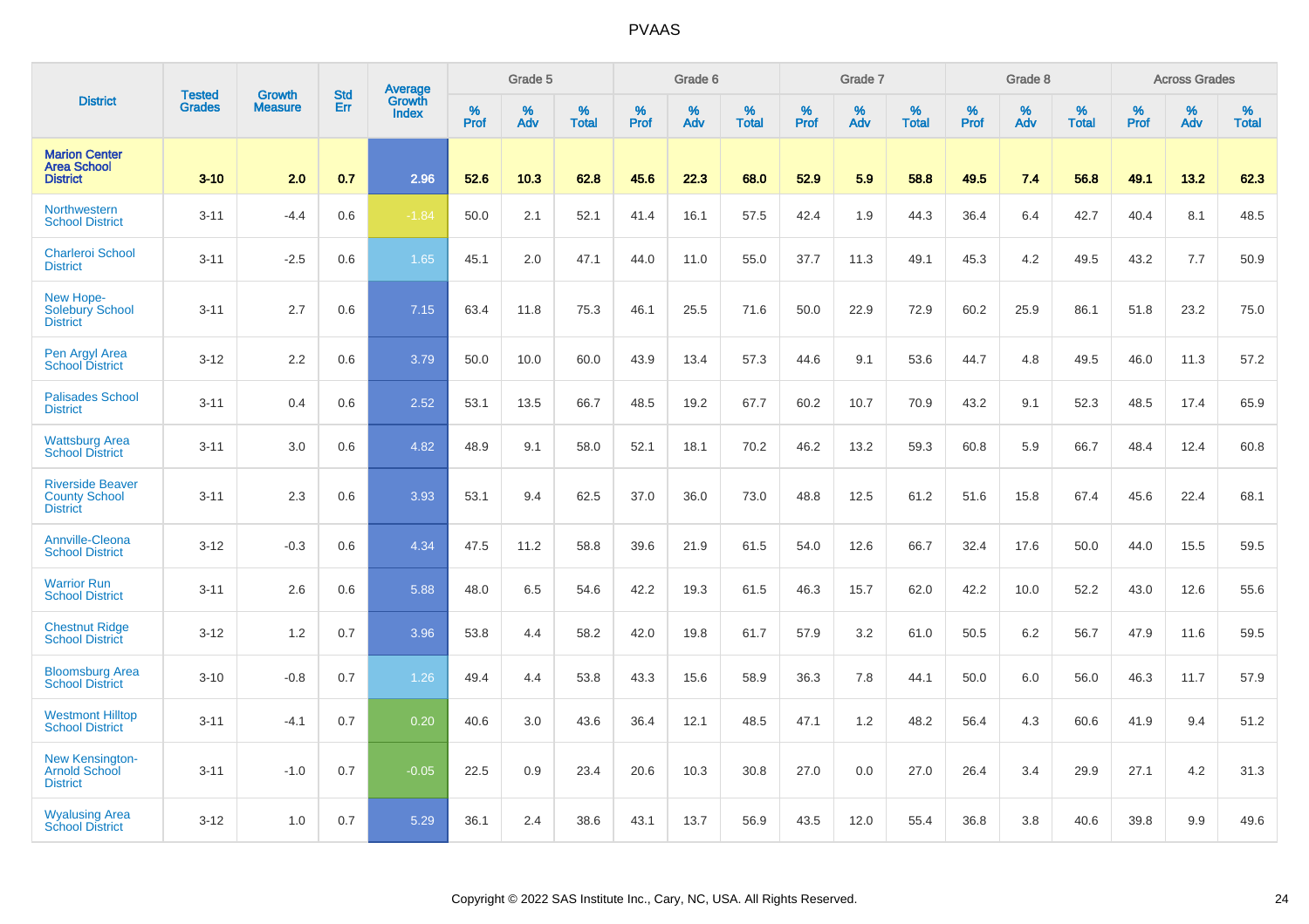# PVAAS

| District | Tested Grades | Growth Measure | Std Err | Average Growth Index | Grade 5 | | | Grade 6 | | | Grade 7 | | | Grade 8 | | | Across Grades | | |
|---|---|---|---|---|---|---|---|---|---|---|---|---|---|---|---|---|---|---|---|
| | | | | | % Prof | % Adv | % Total | % Prof | % Adv | % Total | % Prof | % Adv | % Total | % Prof | % Adv | % Total | % Prof | % Adv | % Total |
| **Marion Center Area School District** | **3-10** | **2.0** | **0.7** | **2.96** | **52.6** | **10.3** | **62.8** | **45.6** | **22.3** | **68.0** | **52.9** | **5.9** | **58.8** | **49.5** | **7.4** | **56.8** | **49.1** | **13.2** | **62.3** |
| Northwestern School District | 3-11 | -4.4 | 0.6 | -1.84 | 50.0 | 2.1 | 52.1 | 41.4 | 16.1 | 57.5 | 42.4 | 1.9 | 44.3 | 36.4 | 6.4 | 42.7 | 40.4 | 8.1 | 48.5 |
| Charleroi School District | 3-11 | -2.5 | 0.6 | 1.65 | 45.1 | 2.0 | 47.1 | 44.0 | 11.0 | 55.0 | 37.7 | 11.3 | 49.1 | 45.3 | 4.2 | 49.5 | 43.2 | 7.7 | 50.9 |
| New Hope-Solebury School District | 3-11 | 2.7 | 0.6 | 7.15 | 63.4 | 11.8 | 75.3 | 46.1 | 25.5 | 71.6 | 50.0 | 22.9 | 72.9 | 60.2 | 25.9 | 86.1 | 51.8 | 23.2 | 75.0 |
| Pen Argyl Area School District | 3-12 | 2.2 | 0.6 | 3.79 | 50.0 | 10.0 | 60.0 | 43.9 | 13.4 | 57.3 | 44.6 | 9.1 | 53.6 | 44.7 | 4.8 | 49.5 | 46.0 | 11.3 | 57.2 |
| Palisades School District | 3-11 | 0.4 | 0.6 | 2.52 | 53.1 | 13.5 | 66.7 | 48.5 | 19.2 | 67.7 | 60.2 | 10.7 | 70.9 | 43.2 | 9.1 | 52.3 | 48.5 | 17.4 | 65.9 |
| Wattsburg Area School District | 3-11 | 3.0 | 0.6 | 4.82 | 48.9 | 9.1 | 58.0 | 52.1 | 18.1 | 70.2 | 46.2 | 13.2 | 59.3 | 60.8 | 5.9 | 66.7 | 48.4 | 12.4 | 60.8 |
| Riverside Beaver County School District | 3-11 | 2.3 | 0.6 | 3.93 | 53.1 | 9.4 | 62.5 | 37.0 | 36.0 | 73.0 | 48.8 | 12.5 | 61.2 | 51.6 | 15.8 | 67.4 | 45.6 | 22.4 | 68.1 |
| Annville-Cleona School District | 3-12 | -0.3 | 0.6 | 4.34 | 47.5 | 11.2 | 58.8 | 39.6 | 21.9 | 61.5 | 54.0 | 12.6 | 66.7 | 32.4 | 17.6 | 50.0 | 44.0 | 15.5 | 59.5 |
| Warrior Run School District | 3-11 | 2.6 | 0.6 | 5.88 | 48.0 | 6.5 | 54.6 | 42.2 | 19.3 | 61.5 | 46.3 | 15.7 | 62.0 | 42.2 | 10.0 | 52.2 | 43.0 | 12.6 | 55.6 |
| Chestnut Ridge School District | 3-12 | 1.2 | 0.7 | 3.96 | 53.8 | 4.4 | 58.2 | 42.0 | 19.8 | 61.7 | 57.9 | 3.2 | 61.0 | 50.5 | 6.2 | 56.7 | 47.9 | 11.6 | 59.5 |
| Bloomsburg Area School District | 3-10 | -0.8 | 0.7 | 1.26 | 49.4 | 4.4 | 53.8 | 43.3 | 15.6 | 58.9 | 36.3 | 7.8 | 44.1 | 50.0 | 6.0 | 56.0 | 46.3 | 11.7 | 57.9 |
| Westmont Hilltop School District | 3-11 | -4.1 | 0.7 | 0.20 | 40.6 | 3.0 | 43.6 | 36.4 | 12.1 | 48.5 | 47.1 | 1.2 | 48.2 | 56.4 | 4.3 | 60.6 | 41.9 | 9.4 | 51.2 |
| New Kensington-Arnold School District | 3-11 | -1.0 | 0.7 | -0.05 | 22.5 | 0.9 | 23.4 | 20.6 | 10.3 | 30.8 | 27.0 | 0.0 | 27.0 | 26.4 | 3.4 | 29.9 | 27.1 | 4.2 | 31.3 |
| Wyalusing Area School District | 3-12 | 1.0 | 0.7 | 5.29 | 36.1 | 2.4 | 38.6 | 43.1 | 13.7 | 56.9 | 43.5 | 12.0 | 55.4 | 36.8 | 3.8 | 40.6 | 39.8 | 9.9 | 49.6 |

Copyright © 2022 SAS Institute Inc., Cary, NC, USA. All Rights Reserved.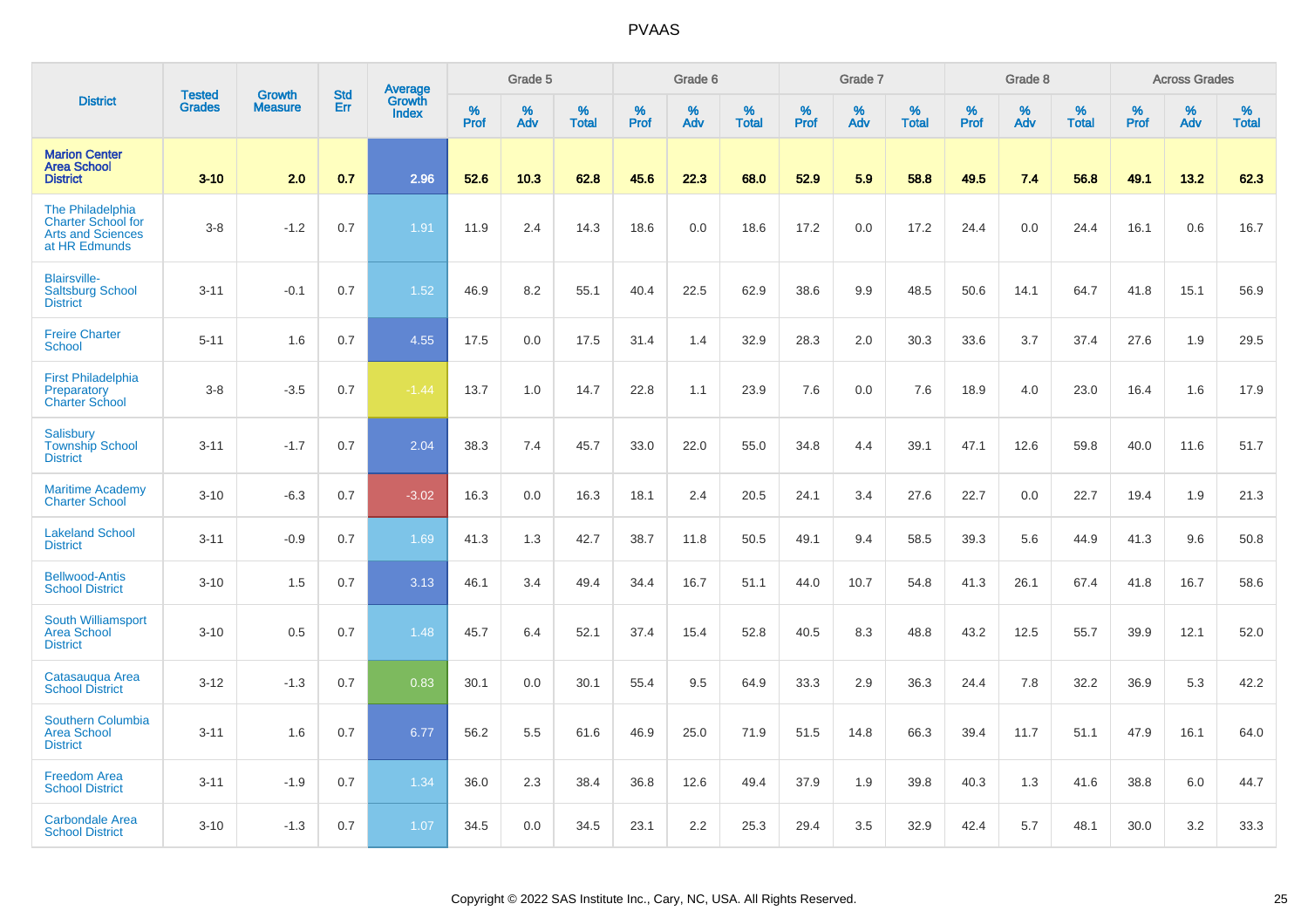| District | Tested Grades | Growth Measure | Std Err | Average Growth Index | Grade 5 | | | Grade 6 | | | Grade 7 | | | Grade 8 | | | Across Grades | | |
|---|---|---|---|---|---|---|---|---|---|---|---|---|---|---|---|---|---|---|---|
| | | | | | % Prof | % Adv | % Total | % Prof | % Adv | % Total | % Prof | % Adv | % Total | % Prof | % Adv | % Total | % Prof | % Adv | % Total |
| **Marion Center Area School District** | **3-10** | **2.0** | **0.7** | **2.96** | **52.6** | **10.3** | **62.8** | **45.6** | **22.3** | **68.0** | **52.9** | **5.9** | **58.8** | **49.5** | **7.4** | **56.8** | **49.1** | **13.2** | **62.3** |
| The Philadelphia Charter School for Arts and Sciences at HR Edmunds | 3-8 | -1.2 | 0.7 | 1.91 | 11.9 | 2.4 | 14.3 | 18.6 | 0.0 | 18.6 | 17.2 | 0.0 | 17.2 | 24.4 | 0.0 | 24.4 | 16.1 | 0.6 | 16.7 |
| Blairsville-Saltsburg School District | 3-11 | -0.1 | 0.7 | 1.52 | 46.9 | 8.2 | 55.1 | 40.4 | 22.5 | 62.9 | 38.6 | 9.9 | 48.5 | 50.6 | 14.1 | 64.7 | 41.8 | 15.1 | 56.9 |
| Freire Charter School | 5-11 | 1.6 | 0.7 | 4.55 | 17.5 | 0.0 | 17.5 | 31.4 | 1.4 | 32.9 | 28.3 | 2.0 | 30.3 | 33.6 | 3.7 | 37.4 | 27.6 | 1.9 | 29.5 |
| First Philadelphia Preparatory Charter School | 3-8 | -3.5 | 0.7 | -1.44 | 13.7 | 1.0 | 14.7 | 22.8 | 1.1 | 23.9 | 7.6 | 0.0 | 7.6 | 18.9 | 4.0 | 23.0 | 16.4 | 1.6 | 17.9 |
| Salisbury Township School District | 3-11 | -1.7 | 0.7 | 2.04 | 38.3 | 7.4 | 45.7 | 33.0 | 22.0 | 55.0 | 34.8 | 4.4 | 39.1 | 47.1 | 12.6 | 59.8 | 40.0 | 11.6 | 51.7 |
| Maritime Academy Charter School | 3-10 | -6.3 | 0.7 | -3.02 | 16.3 | 0.0 | 16.3 | 18.1 | 2.4 | 20.5 | 24.1 | 3.4 | 27.6 | 22.7 | 0.0 | 22.7 | 19.4 | 1.9 | 21.3 |
| Lakeland School District | 3-11 | -0.9 | 0.7 | 1.69 | 41.3 | 1.3 | 42.7 | 38.7 | 11.8 | 50.5 | 49.1 | 9.4 | 58.5 | 39.3 | 5.6 | 44.9 | 41.3 | 9.6 | 50.8 |
| Bellwood-Antis School District | 3-10 | 1.5 | 0.7 | 3.13 | 46.1 | 3.4 | 49.4 | 34.4 | 16.7 | 51.1 | 44.0 | 10.7 | 54.8 | 41.3 | 26.1 | 67.4 | 41.8 | 16.7 | 58.6 |
| South Williamsport Area School District | 3-10 | 0.5 | 0.7 | 1.48 | 45.7 | 6.4 | 52.1 | 37.4 | 15.4 | 52.8 | 40.5 | 8.3 | 48.8 | 43.2 | 12.5 | 55.7 | 39.9 | 12.1 | 52.0 |
| Catasauqua Area School District | 3-12 | -1.3 | 0.7 | 0.83 | 30.1 | 0.0 | 30.1 | 55.4 | 9.5 | 64.9 | 33.3 | 2.9 | 36.3 | 24.4 | 7.8 | 32.2 | 36.9 | 5.3 | 42.2 |
| Southern Columbia Area School District | 3-11 | 1.6 | 0.7 | 6.77 | 56.2 | 5.5 | 61.6 | 46.9 | 25.0 | 71.9 | 51.5 | 14.8 | 66.3 | 39.4 | 11.7 | 51.1 | 47.9 | 16.1 | 64.0 |
| Freedom Area School District | 3-11 | -1.9 | 0.7 | 1.34 | 36.0 | 2.3 | 38.4 | 36.8 | 12.6 | 49.4 | 37.9 | 1.9 | 39.8 | 40.3 | 1.3 | 41.6 | 38.8 | 6.0 | 44.7 |
| Carbondale Area School District | 3-10 | -1.3 | 0.7 | 1.07 | 34.5 | 0.0 | 34.5 | 23.1 | 2.2 | 25.3 | 29.4 | 3.5 | 32.9 | 42.4 | 5.7 | 48.1 | 30.0 | 3.2 | 33.3 |

Copyright © 2022 SAS Institute Inc., Cary, NC, USA. All Rights Reserved.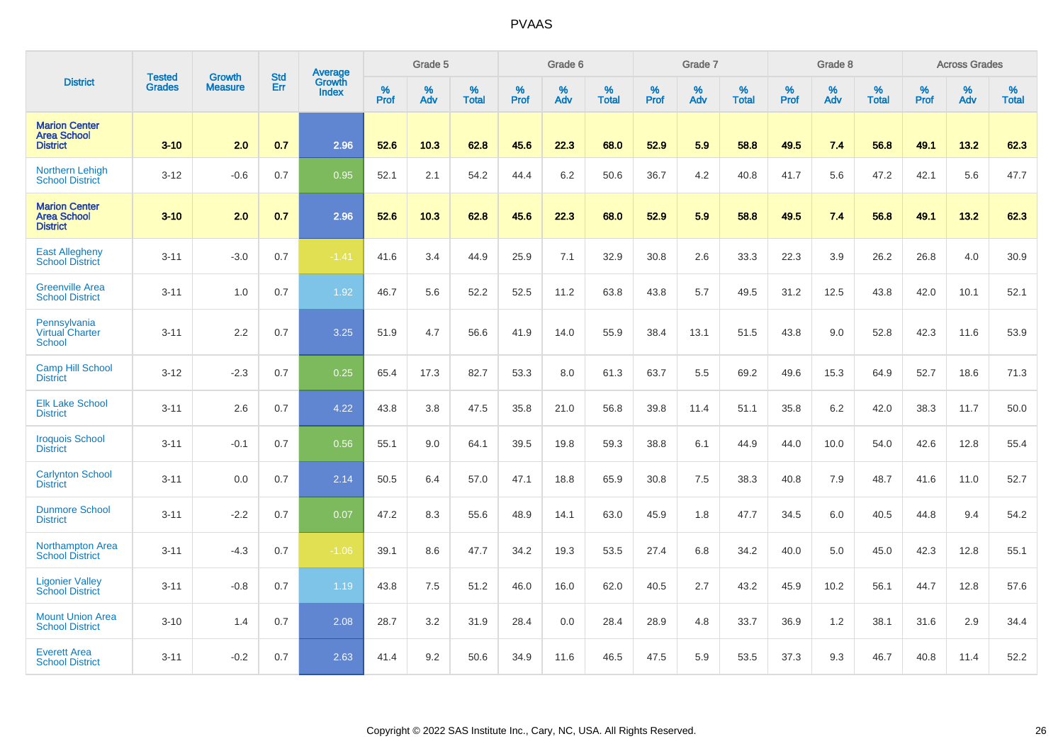## PVAAS

| District | Tested Grades | Growth Measure | Std Err | Average Growth Index | Grade 5 | | | Grade 6 | | | Grade 7 | | | Grade 8 | | | Across Grades | | |
|---|---|---|---|---|---|---|---|---|---|---|---|---|---|---|---|---|---|---|---|
| | | | | | % Prof | % Adv | % Total | % Prof | % Adv | % Total | % Prof | % Adv | % Total | % Prof | % Adv | % Total | % Prof | % Adv | % Total |
| **Marion Center Area School District** | **3-10** | **2.0** | **0.7** | **2.96** | **52.6** | **10.3** | **62.8** | **45.6** | **22.3** | **68.0** | **52.9** | **5.9** | **58.8** | **49.5** | **7.4** | **56.8** | **49.1** | **13.2** | **62.3** |
| Northern Lehigh School District | 3-12 | -0.6 | 0.7 | 0.95 | 52.1 | 2.1 | 54.2 | 44.4 | 6.2 | 50.6 | 36.7 | 4.2 | 40.8 | 41.7 | 5.6 | 47.2 | 42.1 | 5.6 | 47.7 |
| **Marion Center Area School District** | **3-10** | **2.0** | **0.7** | **2.96** | **52.6** | **10.3** | **62.8** | **45.6** | **22.3** | **68.0** | **52.9** | **5.9** | **58.8** | **49.5** | **7.4** | **56.8** | **49.1** | **13.2** | **62.3** |
| East Allegheny School District | 3-11 | -3.0 | 0.7 | -1.41 | 41.6 | 3.4 | 44.9 | 25.9 | 7.1 | 32.9 | 30.8 | 2.6 | 33.3 | 22.3 | 3.9 | 26.2 | 26.8 | 4.0 | 30.9 |
| Greenville Area School District | 3-11 | 1.0 | 0.7 | 1.92 | 46.7 | 5.6 | 52.2 | 52.5 | 11.2 | 63.8 | 43.8 | 5.7 | 49.5 | 31.2 | 12.5 | 43.8 | 42.0 | 10.1 | 52.1 |
| Pennsylvania Virtual Charter School | 3-11 | 2.2 | 0.7 | 3.25 | 51.9 | 4.7 | 56.6 | 41.9 | 14.0 | 55.9 | 38.4 | 13.1 | 51.5 | 43.8 | 9.0 | 52.8 | 42.3 | 11.6 | 53.9 |
| Camp Hill School District | 3-12 | -2.3 | 0.7 | 0.25 | 65.4 | 17.3 | 82.7 | 53.3 | 8.0 | 61.3 | 63.7 | 5.5 | 69.2 | 49.6 | 15.3 | 64.9 | 52.7 | 18.6 | 71.3 |
| Elk Lake School District | 3-11 | 2.6 | 0.7 | 4.22 | 43.8 | 3.8 | 47.5 | 35.8 | 21.0 | 56.8 | 39.8 | 11.4 | 51.1 | 35.8 | 6.2 | 42.0 | 38.3 | 11.7 | 50.0 |
| Iroquois School District | 3-11 | -0.1 | 0.7 | 0.56 | 55.1 | 9.0 | 64.1 | 39.5 | 19.8 | 59.3 | 38.8 | 6.1 | 44.9 | 44.0 | 10.0 | 54.0 | 42.6 | 12.8 | 55.4 |
| Carlynton School District | 3-11 | 0.0 | 0.7 | 2.14 | 50.5 | 6.4 | 57.0 | 47.1 | 18.8 | 65.9 | 30.8 | 7.5 | 38.3 | 40.8 | 7.9 | 48.7 | 41.6 | 11.0 | 52.7 |
| Dunmore School District | 3-11 | -2.2 | 0.7 | 0.07 | 47.2 | 8.3 | 55.6 | 48.9 | 14.1 | 63.0 | 45.9 | 1.8 | 47.7 | 34.5 | 6.0 | 40.5 | 44.8 | 9.4 | 54.2 |
| Northampton Area School District | 3-11 | -4.3 | 0.7 | -1.06 | 39.1 | 8.6 | 47.7 | 34.2 | 19.3 | 53.5 | 27.4 | 6.8 | 34.2 | 40.0 | 5.0 | 45.0 | 42.3 | 12.8 | 55.1 |
| Ligonier Valley School District | 3-11 | -0.8 | 0.7 | 1.19 | 43.8 | 7.5 | 51.2 | 46.0 | 16.0 | 62.0 | 40.5 | 2.7 | 43.2 | 45.9 | 10.2 | 56.1 | 44.7 | 12.8 | 57.6 |
| Mount Union Area School District | 3-10 | 1.4 | 0.7 | 2.08 | 28.7 | 3.2 | 31.9 | 28.4 | 0.0 | 28.4 | 28.9 | 4.8 | 33.7 | 36.9 | 1.2 | 38.1 | 31.6 | 2.9 | 34.4 |
| Everett Area School District | 3-11 | -0.2 | 0.7 | 2.63 | 41.4 | 9.2 | 50.6 | 34.9 | 11.6 | 46.5 | 47.5 | 5.9 | 53.5 | 37.3 | 9.3 | 46.7 | 40.8 | 11.4 | 52.2 |

Copyright © 2022 SAS Institute Inc., Cary, NC, USA. All Rights Reserved.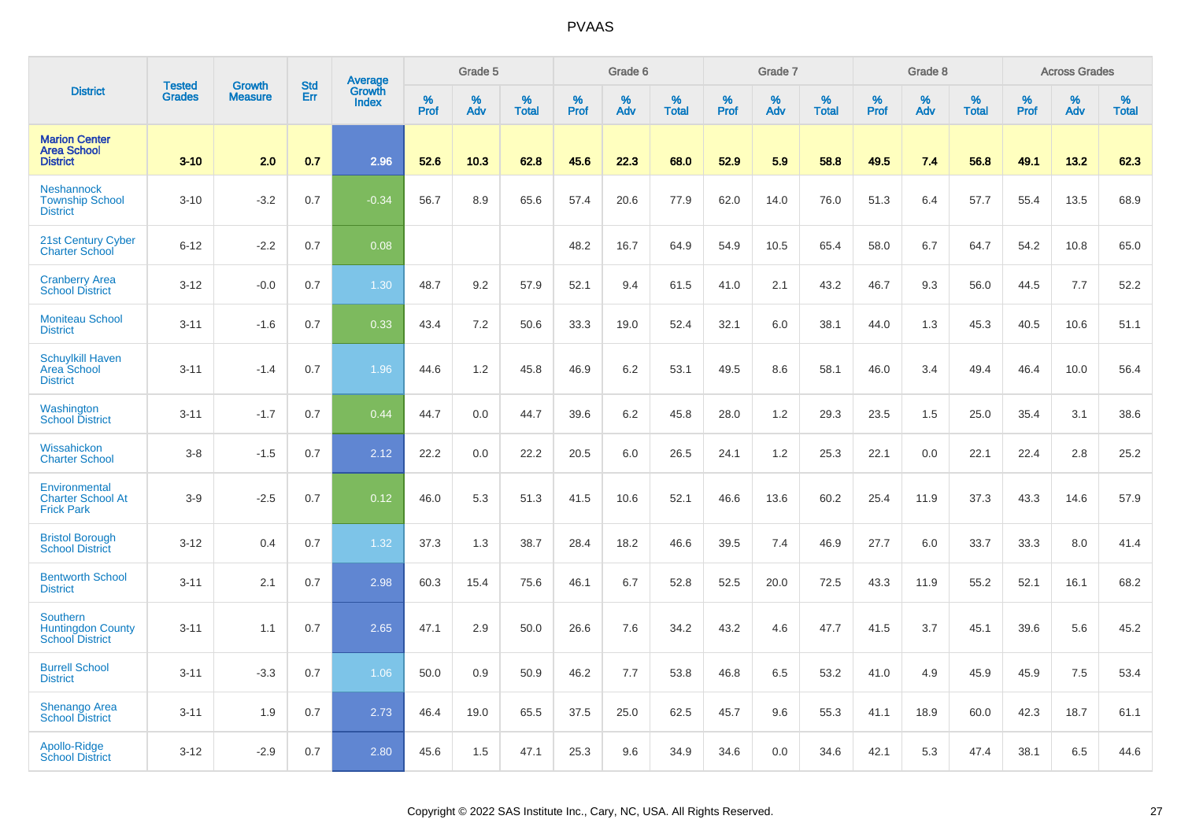# PVAAS

| District | Tested Grades | Growth Measure | Std Err | Average Growth Index | Grade 5 | | | Grade 6 | | | Grade 7 | | | Grade 8 | | | Across Grades | | |
|---|---|---|---|---|---|---|---|---|---|---|---|---|---|---|---|---|---|---|---|
| | | | | | % Prof | % Adv | % Total | % Prof | % Adv | % Total | % Prof | % Adv | % Total | % Prof | % Adv | % Total | % Prof | % Adv | % Total |
| **Marion Center Area School District** | **3-10** | **2.0** | **0.7** | **2.96** | **52.6** | **10.3** | **62.8** | **45.6** | **22.3** | **68.0** | **52.9** | **5.9** | **58.8** | **49.5** | **7.4** | **56.8** | **49.1** | **13.2** | **62.3** |
| Neshannock Township School District | 3-10 | -3.2 | 0.7 | -0.34 | 56.7 | 8.9 | 65.6 | 57.4 | 20.6 | 77.9 | 62.0 | 14.0 | 76.0 | 51.3 | 6.4 | 57.7 | 55.4 | 13.5 | 68.9 |
| 21st Century Cyber Charter School | 6-12 | -2.2 | 0.7 | 0.08 | | | | 48.2 | 16.7 | 64.9 | 54.9 | 10.5 | 65.4 | 58.0 | 6.7 | 64.7 | 54.2 | 10.8 | 65.0 |
| Cranberry Area School District | 3-12 | -0.0 | 0.7 | 1.30 | 48.7 | 9.2 | 57.9 | 52.1 | 9.4 | 61.5 | 41.0 | 2.1 | 43.2 | 46.7 | 9.3 | 56.0 | 44.5 | 7.7 | 52.2 |
| Moniteau School District | 3-11 | -1.6 | 0.7 | 0.33 | 43.4 | 7.2 | 50.6 | 33.3 | 19.0 | 52.4 | 32.1 | 6.0 | 38.1 | 44.0 | 1.3 | 45.3 | 40.5 | 10.6 | 51.1 |
| Schuylkill Haven Area School District | 3-11 | -1.4 | 0.7 | 1.96 | 44.6 | 1.2 | 45.8 | 46.9 | 6.2 | 53.1 | 49.5 | 8.6 | 58.1 | 46.0 | 3.4 | 49.4 | 46.4 | 10.0 | 56.4 |
| Washington School District | 3-11 | -1.7 | 0.7 | 0.44 | 44.7 | 0.0 | 44.7 | 39.6 | 6.2 | 45.8 | 28.0 | 1.2 | 29.3 | 23.5 | 1.5 | 25.0 | 35.4 | 3.1 | 38.6 |
| Wissahickon Charter School | 3-8 | -1.5 | 0.7 | 2.12 | 22.2 | 0.0 | 22.2 | 20.5 | 6.0 | 26.5 | 24.1 | 1.2 | 25.3 | 22.1 | 0.0 | 22.1 | 22.4 | 2.8 | 25.2 |
| Environmental Charter School At Frick Park | 3-9 | -2.5 | 0.7 | 0.12 | 46.0 | 5.3 | 51.3 | 41.5 | 10.6 | 52.1 | 46.6 | 13.6 | 60.2 | 25.4 | 11.9 | 37.3 | 43.3 | 14.6 | 57.9 |
| Bristol Borough School District | 3-12 | 0.4 | 0.7 | 1.32 | 37.3 | 1.3 | 38.7 | 28.4 | 18.2 | 46.6 | 39.5 | 7.4 | 46.9 | 27.7 | 6.0 | 33.7 | 33.3 | 8.0 | 41.4 |
| Bentworth School District | 3-11 | 2.1 | 0.7 | 2.98 | 60.3 | 15.4 | 75.6 | 46.1 | 6.7 | 52.8 | 52.5 | 20.0 | 72.5 | 43.3 | 11.9 | 55.2 | 52.1 | 16.1 | 68.2 |
| Southern Huntingdon County School District | 3-11 | 1.1 | 0.7 | 2.65 | 47.1 | 2.9 | 50.0 | 26.6 | 7.6 | 34.2 | 43.2 | 4.6 | 47.7 | 41.5 | 3.7 | 45.1 | 39.6 | 5.6 | 45.2 |
| Burrell School District | 3-11 | -3.3 | 0.7 | 1.06 | 50.0 | 0.9 | 50.9 | 46.2 | 7.7 | 53.8 | 46.8 | 6.5 | 53.2 | 41.0 | 4.9 | 45.9 | 45.9 | 7.5 | 53.4 |
| Shenango Area School District | 3-11 | 1.9 | 0.7 | 2.73 | 46.4 | 19.0 | 65.5 | 37.5 | 25.0 | 62.5 | 45.7 | 9.6 | 55.3 | 41.1 | 18.9 | 60.0 | 42.3 | 18.7 | 61.1 |
| Apollo-Ridge School District | 3-12 | -2.9 | 0.7 | 2.80 | 45.6 | 1.5 | 47.1 | 25.3 | 9.6 | 34.9 | 34.6 | 0.0 | 34.6 | 42.1 | 5.3 | 47.4 | 38.1 | 6.5 | 44.6 |

Copyright © 2022 SAS Institute Inc., Cary, NC, USA. All Rights Reserved.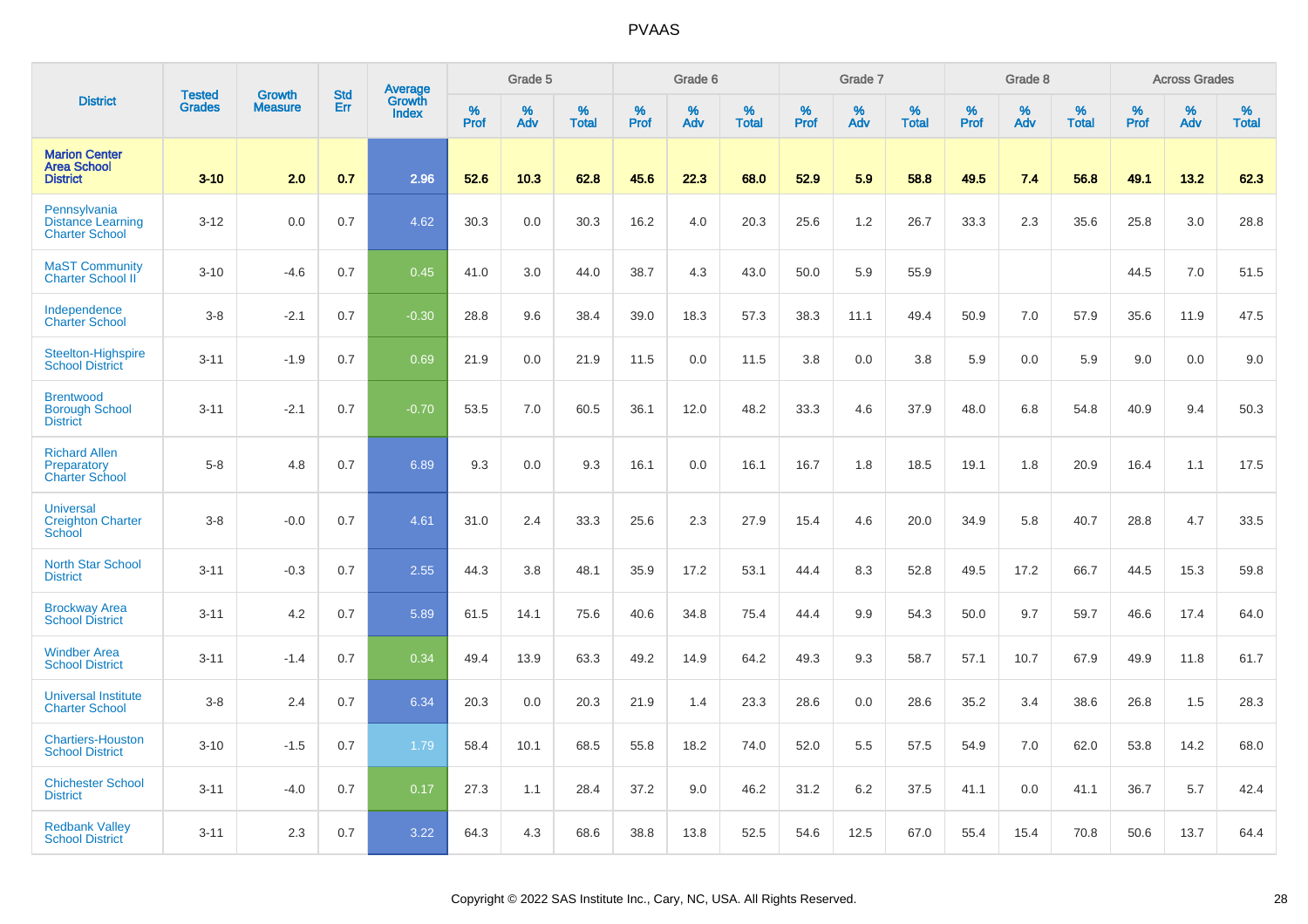| District | Tested Grades | Growth Measure | Std Err | Average Growth Index | Grade 5 | | | Grade 6 | | | Grade 7 | | | Grade 8 | | | Across Grades | | |
|---|---|---|---|---|---|---|---|---|---|---|---|---|---|---|---|---|---|---|---|
| | | | | | % Prof | % Adv | % Total | % Prof | % Adv | % Total | % Prof | % Adv | % Total | % Prof | % Adv | % Total | % Prof | % Adv | % Total |
| **Marion Center Area School District** | **3-10** | **2.0** | **0.7** | **2.96** | **52.6** | **10.3** | **62.8** | **45.6** | **22.3** | **68.0** | **52.9** | **5.9** | **58.8** | **49.5** | **7.4** | **56.8** | **49.1** | **13.2** | **62.3** |
| Pennsylvania Distance Learning Charter School | 3-12 | 0.0 | 0.7 | 4.62 | 30.3 | 0.0 | 30.3 | 16.2 | 4.0 | 20.3 | 25.6 | 1.2 | 26.7 | 33.3 | 2.3 | 35.6 | 25.8 | 3.0 | 28.8 |
| MaST Community Charter School II | 3-10 | -4.6 | 0.7 | 0.45 | 41.0 | 3.0 | 44.0 | 38.7 | 4.3 | 43.0 | 50.0 | 5.9 | 55.9 | | | | 44.5 | 7.0 | 51.5 |
| Independence Charter School | 3-8 | -2.1 | 0.7 | -0.30 | 28.8 | 9.6 | 38.4 | 39.0 | 18.3 | 57.3 | 38.3 | 11.1 | 49.4 | 50.9 | 7.0 | 57.9 | 35.6 | 11.9 | 47.5 |
| Steelton-Highspire School District | 3-11 | -1.9 | 0.7 | 0.69 | 21.9 | 0.0 | 21.9 | 11.5 | 0.0 | 11.5 | 3.8 | 0.0 | 3.8 | 5.9 | 0.0 | 5.9 | 9.0 | 0.0 | 9.0 |
| Brentwood Borough School District | 3-11 | -2.1 | 0.7 | -0.70 | 53.5 | 7.0 | 60.5 | 36.1 | 12.0 | 48.2 | 33.3 | 4.6 | 37.9 | 48.0 | 6.8 | 54.8 | 40.9 | 9.4 | 50.3 |
| Richard Allen Preparatory Charter School | 5-8 | 4.8 | 0.7 | 6.89 | 9.3 | 0.0 | 9.3 | 16.1 | 0.0 | 16.1 | 16.7 | 1.8 | 18.5 | 19.1 | 1.8 | 20.9 | 16.4 | 1.1 | 17.5 |
| Universal Creighton Charter School | 3-8 | -0.0 | 0.7 | 4.61 | 31.0 | 2.4 | 33.3 | 25.6 | 2.3 | 27.9 | 15.4 | 4.6 | 20.0 | 34.9 | 5.8 | 40.7 | 28.8 | 4.7 | 33.5 |
| North Star School District | 3-11 | -0.3 | 0.7 | 2.55 | 44.3 | 3.8 | 48.1 | 35.9 | 17.2 | 53.1 | 44.4 | 8.3 | 52.8 | 49.5 | 17.2 | 66.7 | 44.5 | 15.3 | 59.8 |
| Brockway Area School District | 3-11 | 4.2 | 0.7 | 5.89 | 61.5 | 14.1 | 75.6 | 40.6 | 34.8 | 75.4 | 44.4 | 9.9 | 54.3 | 50.0 | 9.7 | 59.7 | 46.6 | 17.4 | 64.0 |
| Windber Area School District | 3-11 | -1.4 | 0.7 | 0.34 | 49.4 | 13.9 | 63.3 | 49.2 | 14.9 | 64.2 | 49.3 | 9.3 | 58.7 | 57.1 | 10.7 | 67.9 | 49.9 | 11.8 | 61.7 |
| Universal Institute Charter School | 3-8 | 2.4 | 0.7 | 6.34 | 20.3 | 0.0 | 20.3 | 21.9 | 1.4 | 23.3 | 28.6 | 0.0 | 28.6 | 35.2 | 3.4 | 38.6 | 26.8 | 1.5 | 28.3 |
| Chartiers-Houston School District | 3-10 | -1.5 | 0.7 | 1.79 | 58.4 | 10.1 | 68.5 | 55.8 | 18.2 | 74.0 | 52.0 | 5.5 | 57.5 | 54.9 | 7.0 | 62.0 | 53.8 | 14.2 | 68.0 |
| Chichester School District | 3-11 | -4.0 | 0.7 | 0.17 | 27.3 | 1.1 | 28.4 | 37.2 | 9.0 | 46.2 | 31.2 | 6.2 | 37.5 | 41.1 | 0.0 | 41.1 | 36.7 | 5.7 | 42.4 |
| Redbank Valley School District | 3-11 | 2.3 | 0.7 | 3.22 | 64.3 | 4.3 | 68.6 | 38.8 | 13.8 | 52.5 | 54.6 | 12.5 | 67.0 | 55.4 | 15.4 | 70.8 | 50.6 | 13.7 | 64.4 |

Copyright © 2022 SAS Institute Inc., Cary, NC, USA. All Rights Reserved.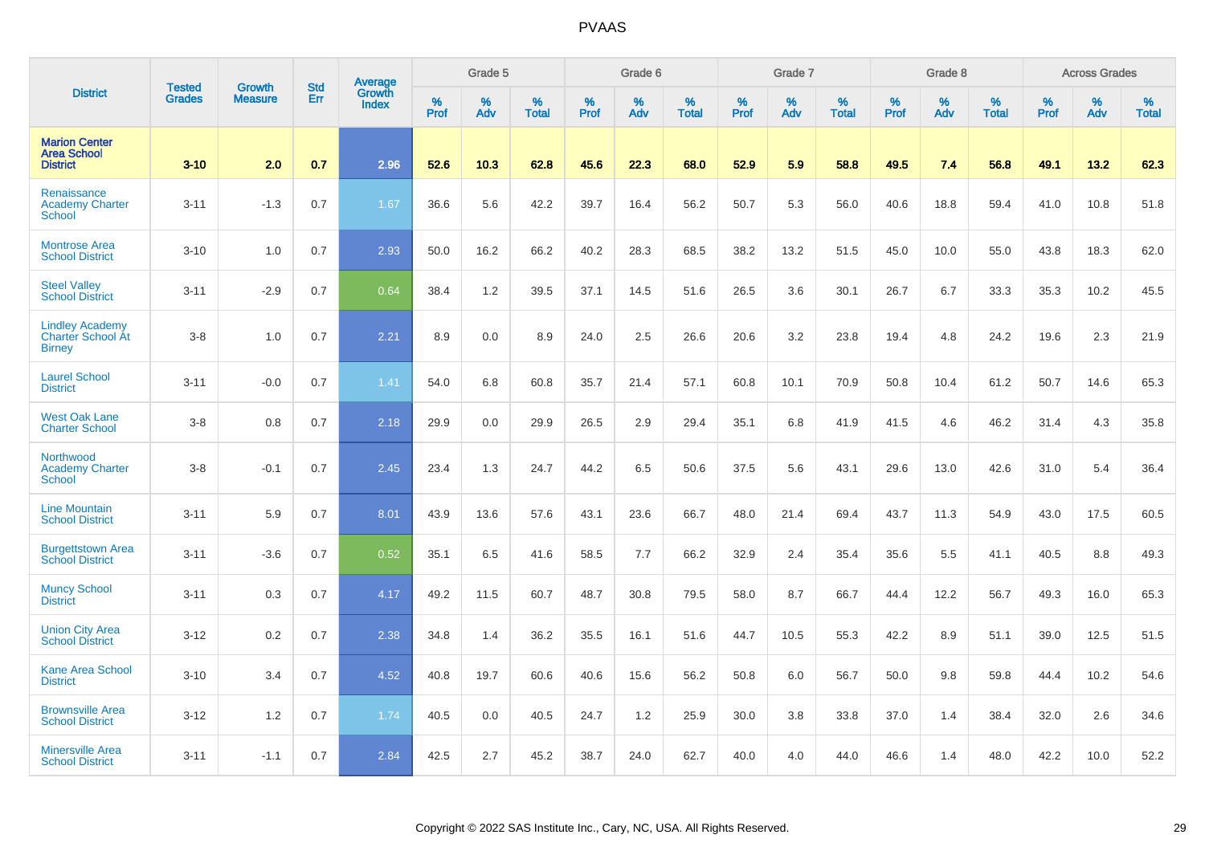# PVAAS

| District | Tested Grades | Growth Measure | Std Err | Average Growth Index | Grade 5 | | | Grade 6 | | | Grade 7 | | | Grade 8 | | | Across Grades | | |
|---|---|---|---|---|---|---|---|---|---|---|---|---|---|---|---|---|---|---|---|
| | | | | | % Prof | % Adv | % Total | % Prof | % Adv | % Total | % Prof | % Adv | % Total | % Prof | % Adv | % Total | % Prof | % Adv | % Total |
| **Marion Center Area School District** | **3-10** | **2.0** | **0.7** | **2.96** | **52.6** | **10.3** | **62.8** | **45.6** | **22.3** | **68.0** | **52.9** | **5.9** | **58.8** | **49.5** | **7.4** | **56.8** | **49.1** | **13.2** | **62.3** |
| Renaissance Academy Charter School | 3-11 | -1.3 | 0.7 | 1.67 | 36.6 | 5.6 | 42.2 | 39.7 | 16.4 | 56.2 | 50.7 | 5.3 | 56.0 | 40.6 | 18.8 | 59.4 | 41.0 | 10.8 | 51.8 |
| Montrose Area School District | 3-10 | 1.0 | 0.7 | 2.93 | 50.0 | 16.2 | 66.2 | 40.2 | 28.3 | 68.5 | 38.2 | 13.2 | 51.5 | 45.0 | 10.0 | 55.0 | 43.8 | 18.3 | 62.0 |
| Steel Valley School District | 3-11 | -2.9 | 0.7 | 0.64 | 38.4 | 1.2 | 39.5 | 37.1 | 14.5 | 51.6 | 26.5 | 3.6 | 30.1 | 26.7 | 6.7 | 33.3 | 35.3 | 10.2 | 45.5 |
| Lindley Academy Charter School At Birney | 3-8 | 1.0 | 0.7 | 2.21 | 8.9 | 0.0 | 8.9 | 24.0 | 2.5 | 26.6 | 20.6 | 3.2 | 23.8 | 19.4 | 4.8 | 24.2 | 19.6 | 2.3 | 21.9 |
| Laurel School District | 3-11 | -0.0 | 0.7 | 1.41 | 54.0 | 6.8 | 60.8 | 35.7 | 21.4 | 57.1 | 60.8 | 10.1 | 70.9 | 50.8 | 10.4 | 61.2 | 50.7 | 14.6 | 65.3 |
| West Oak Lane Charter School | 3-8 | 0.8 | 0.7 | 2.18 | 29.9 | 0.0 | 29.9 | 26.5 | 2.9 | 29.4 | 35.1 | 6.8 | 41.9 | 41.5 | 4.6 | 46.2 | 31.4 | 4.3 | 35.8 |
| Northwood Academy Charter School | 3-8 | -0.1 | 0.7 | 2.45 | 23.4 | 1.3 | 24.7 | 44.2 | 6.5 | 50.6 | 37.5 | 5.6 | 43.1 | 29.6 | 13.0 | 42.6 | 31.0 | 5.4 | 36.4 |
| Line Mountain School District | 3-11 | 5.9 | 0.7 | 8.01 | 43.9 | 13.6 | 57.6 | 43.1 | 23.6 | 66.7 | 48.0 | 21.4 | 69.4 | 43.7 | 11.3 | 54.9 | 43.0 | 17.5 | 60.5 |
| Burgettstown Area School District | 3-11 | -3.6 | 0.7 | 0.52 | 35.1 | 6.5 | 41.6 | 58.5 | 7.7 | 66.2 | 32.9 | 2.4 | 35.4 | 35.6 | 5.5 | 41.1 | 40.5 | 8.8 | 49.3 |
| Muncy School District | 3-11 | 0.3 | 0.7 | 4.17 | 49.2 | 11.5 | 60.7 | 48.7 | 30.8 | 79.5 | 58.0 | 8.7 | 66.7 | 44.4 | 12.2 | 56.7 | 49.3 | 16.0 | 65.3 |
| Union City Area School District | 3-12 | 0.2 | 0.7 | 2.38 | 34.8 | 1.4 | 36.2 | 35.5 | 16.1 | 51.6 | 44.7 | 10.5 | 55.3 | 42.2 | 8.9 | 51.1 | 39.0 | 12.5 | 51.5 |
| Kane Area School District | 3-10 | 3.4 | 0.7 | 4.52 | 40.8 | 19.7 | 60.6 | 40.6 | 15.6 | 56.2 | 50.8 | 6.0 | 56.7 | 50.0 | 9.8 | 59.8 | 44.4 | 10.2 | 54.6 |
| Brownsville Area School District | 3-12 | 1.2 | 0.7 | 1.74 | 40.5 | 0.0 | 40.5 | 24.7 | 1.2 | 25.9 | 30.0 | 3.8 | 33.8 | 37.0 | 1.4 | 38.4 | 32.0 | 2.6 | 34.6 |
| Minersville Area School District | 3-11 | -1.1 | 0.7 | 2.84 | 42.5 | 2.7 | 45.2 | 38.7 | 24.0 | 62.7 | 40.0 | 4.0 | 44.0 | 46.6 | 1.4 | 48.0 | 42.2 | 10.0 | 52.2 |

Copyright © 2022 SAS Institute Inc., Cary, NC, USA. All Rights Reserved.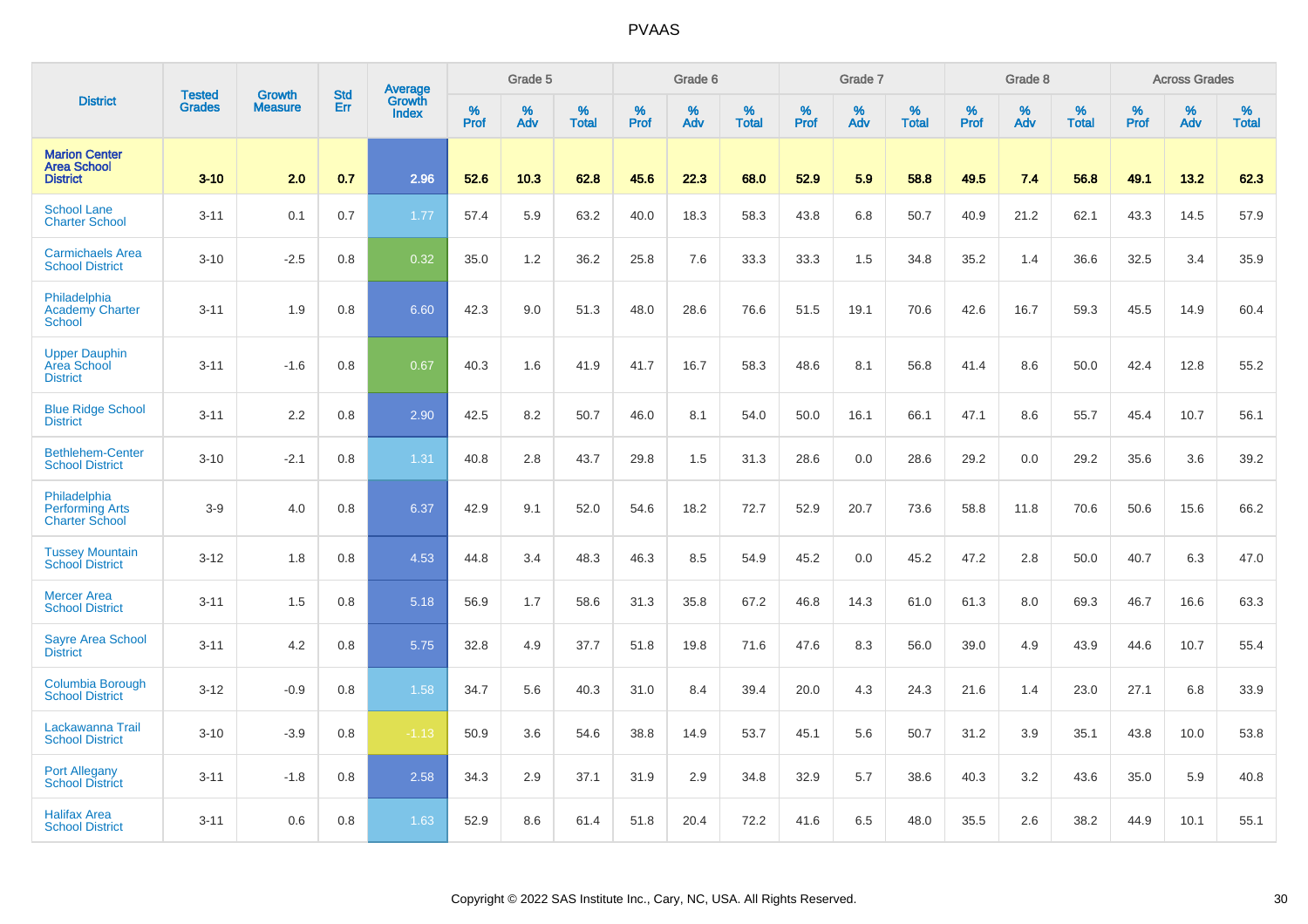# PVAAS

| District | Tested Grades | Growth Measure | Std Err | Average Growth Index | Grade 5 | | | Grade 6 | | | Grade 7 | | | Grade 8 | | | Across Grades | | |
|---|---|---|---|---|---|---|---|---|---|---|---|---|---|---|---|---|---|---|---|
| | | | | | % Prof | % Adv | % Total | % Prof | % Adv | % Total | % Prof | % Adv | % Total | % Prof | % Adv | % Total | % Prof | % Adv | % Total |
| **Marion Center Area School District** | **3-10** | **2.0** | **0.7** | **2.96** | **52.6** | **10.3** | **62.8** | **45.6** | **22.3** | **68.0** | **52.9** | **5.9** | **58.8** | **49.5** | **7.4** | **56.8** | **49.1** | **13.2** | **62.3** |
| School Lane Charter School | 3-11 | 0.1 | 0.7 | 1.77 | 57.4 | 5.9 | 63.2 | 40.0 | 18.3 | 58.3 | 43.8 | 6.8 | 50.7 | 40.9 | 21.2 | 62.1 | 43.3 | 14.5 | 57.9 |
| Carmichaels Area School District | 3-10 | -2.5 | 0.8 | 0.32 | 35.0 | 1.2 | 36.2 | 25.8 | 7.6 | 33.3 | 33.3 | 1.5 | 34.8 | 35.2 | 1.4 | 36.6 | 32.5 | 3.4 | 35.9 |
| Philadelphia Academy Charter School | 3-11 | 1.9 | 0.8 | 6.60 | 42.3 | 9.0 | 51.3 | 48.0 | 28.6 | 76.6 | 51.5 | 19.1 | 70.6 | 42.6 | 16.7 | 59.3 | 45.5 | 14.9 | 60.4 |
| Upper Dauphin Area School District | 3-11 | -1.6 | 0.8 | 0.67 | 40.3 | 1.6 | 41.9 | 41.7 | 16.7 | 58.3 | 48.6 | 8.1 | 56.8 | 41.4 | 8.6 | 50.0 | 42.4 | 12.8 | 55.2 |
| Blue Ridge School District | 3-11 | 2.2 | 0.8 | 2.90 | 42.5 | 8.2 | 50.7 | 46.0 | 8.1 | 54.0 | 50.0 | 16.1 | 66.1 | 47.1 | 8.6 | 55.7 | 45.4 | 10.7 | 56.1 |
| Bethlehem-Center School District | 3-10 | -2.1 | 0.8 | 1.31 | 40.8 | 2.8 | 43.7 | 29.8 | 1.5 | 31.3 | 28.6 | 0.0 | 28.6 | 29.2 | 0.0 | 29.2 | 35.6 | 3.6 | 39.2 |
| Philadelphia Performing Arts Charter School | 3-9 | 4.0 | 0.8 | 6.37 | 42.9 | 9.1 | 52.0 | 54.6 | 18.2 | 72.7 | 52.9 | 20.7 | 73.6 | 58.8 | 11.8 | 70.6 | 50.6 | 15.6 | 66.2 |
| Tussey Mountain School District | 3-12 | 1.8 | 0.8 | 4.53 | 44.8 | 3.4 | 48.3 | 46.3 | 8.5 | 54.9 | 45.2 | 0.0 | 45.2 | 47.2 | 2.8 | 50.0 | 40.7 | 6.3 | 47.0 |
| Mercer Area School District | 3-11 | 1.5 | 0.8 | 5.18 | 56.9 | 1.7 | 58.6 | 31.3 | 35.8 | 67.2 | 46.8 | 14.3 | 61.0 | 61.3 | 8.0 | 69.3 | 46.7 | 16.6 | 63.3 |
| Sayre Area School District | 3-11 | 4.2 | 0.8 | 5.75 | 32.8 | 4.9 | 37.7 | 51.8 | 19.8 | 71.6 | 47.6 | 8.3 | 56.0 | 39.0 | 4.9 | 43.9 | 44.6 | 10.7 | 55.4 |
| Columbia Borough School District | 3-12 | -0.9 | 0.8 | 1.58 | 34.7 | 5.6 | 40.3 | 31.0 | 8.4 | 39.4 | 20.0 | 4.3 | 24.3 | 21.6 | 1.4 | 23.0 | 27.1 | 6.8 | 33.9 |
| Lackawanna Trail School District | 3-10 | -3.9 | 0.8 | -1.13 | 50.9 | 3.6 | 54.6 | 38.8 | 14.9 | 53.7 | 45.1 | 5.6 | 50.7 | 31.2 | 3.9 | 35.1 | 43.8 | 10.0 | 53.8 |
| Port Allegany School District | 3-11 | -1.8 | 0.8 | 2.58 | 34.3 | 2.9 | 37.1 | 31.9 | 2.9 | 34.8 | 32.9 | 5.7 | 38.6 | 40.3 | 3.2 | 43.6 | 35.0 | 5.9 | 40.8 |
| Halifax Area School District | 3-11 | 0.6 | 0.8 | 1.63 | 52.9 | 8.6 | 61.4 | 51.8 | 20.4 | 72.2 | 41.6 | 6.5 | 48.0 | 35.5 | 2.6 | 38.2 | 44.9 | 10.1 | 55.1 |

Copyright © 2022 SAS Institute Inc., Cary, NC, USA. All Rights Reserved.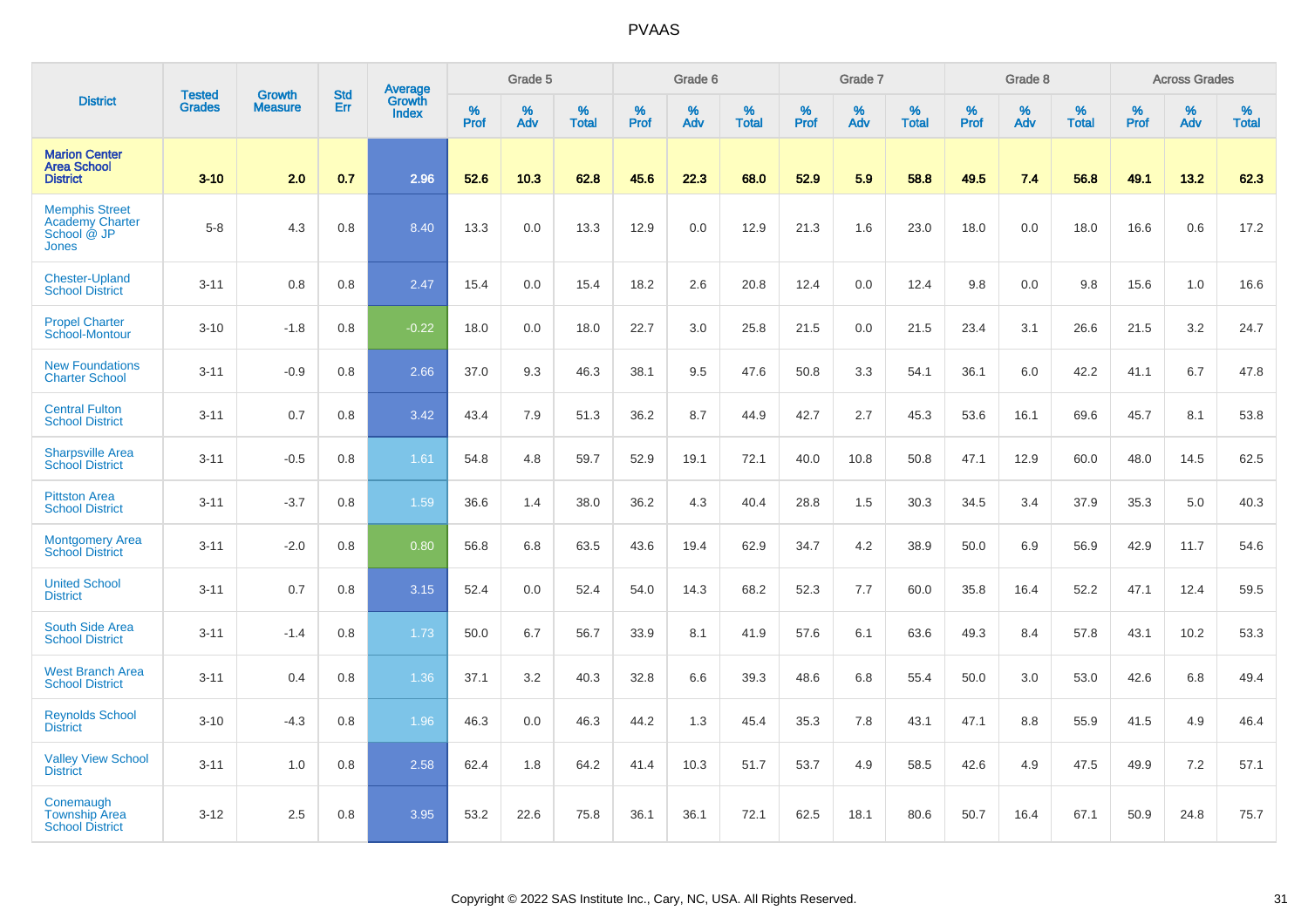| District | Tested Grades | Growth Measure | Std Err | Average Growth Index | Grade 5 | | | Grade 6 | | | Grade 7 | | | Grade 8 | | | Across Grades | | |
|---|---|---|---|---|---|---|---|---|---|---|---|---|---|---|---|---|---|---|---|
| | | | | | % Prof | % Adv | % Total | % Prof | % Adv | % Total | % Prof | % Adv | % Total | % Prof | % Adv | % Total | % Prof | % Adv | % Total |
| **Marion Center Area School District** | **3-10** | **2.0** | **0.7** | **2.96** | **52.6** | **10.3** | **62.8** | **45.6** | **22.3** | **68.0** | **52.9** | **5.9** | **58.8** | **49.5** | **7.4** | **56.8** | **49.1** | **13.2** | **62.3** |
| Memphis Street Academy Charter School @ JP Jones | 5-8 | 4.3 | 0.8 | 8.40 | 13.3 | 0.0 | 13.3 | 12.9 | 0.0 | 12.9 | 21.3 | 1.6 | 23.0 | 18.0 | 0.0 | 18.0 | 16.6 | 0.6 | 17.2 |
| Chester-Upland School District | 3-11 | 0.8 | 0.8 | 2.47 | 15.4 | 0.0 | 15.4 | 18.2 | 2.6 | 20.8 | 12.4 | 0.0 | 12.4 | 9.8 | 0.0 | 9.8 | 15.6 | 1.0 | 16.6 |
| Propel Charter School-Montour | 3-10 | -1.8 | 0.8 | -0.22 | 18.0 | 0.0 | 18.0 | 22.7 | 3.0 | 25.8 | 21.5 | 0.0 | 21.5 | 23.4 | 3.1 | 26.6 | 21.5 | 3.2 | 24.7 |
| New Foundations Charter School | 3-11 | -0.9 | 0.8 | 2.66 | 37.0 | 9.3 | 46.3 | 38.1 | 9.5 | 47.6 | 50.8 | 3.3 | 54.1 | 36.1 | 6.0 | 42.2 | 41.1 | 6.7 | 47.8 |
| Central Fulton School District | 3-11 | 0.7 | 0.8 | 3.42 | 43.4 | 7.9 | 51.3 | 36.2 | 8.7 | 44.9 | 42.7 | 2.7 | 45.3 | 53.6 | 16.1 | 69.6 | 45.7 | 8.1 | 53.8 |
| Sharpsville Area School District | 3-11 | -0.5 | 0.8 | 1.61 | 54.8 | 4.8 | 59.7 | 52.9 | 19.1 | 72.1 | 40.0 | 10.8 | 50.8 | 47.1 | 12.9 | 60.0 | 48.0 | 14.5 | 62.5 |
| Pittston Area School District | 3-11 | -3.7 | 0.8 | 1.59 | 36.6 | 1.4 | 38.0 | 36.2 | 4.3 | 40.4 | 28.8 | 1.5 | 30.3 | 34.5 | 3.4 | 37.9 | 35.3 | 5.0 | 40.3 |
| Montgomery Area School District | 3-11 | -2.0 | 0.8 | 0.80 | 56.8 | 6.8 | 63.5 | 43.6 | 19.4 | 62.9 | 34.7 | 4.2 | 38.9 | 50.0 | 6.9 | 56.9 | 42.9 | 11.7 | 54.6 |
| United School District | 3-11 | 0.7 | 0.8 | 3.15 | 52.4 | 0.0 | 52.4 | 54.0 | 14.3 | 68.2 | 52.3 | 7.7 | 60.0 | 35.8 | 16.4 | 52.2 | 47.1 | 12.4 | 59.5 |
| South Side Area School District | 3-11 | -1.4 | 0.8 | 1.73 | 50.0 | 6.7 | 56.7 | 33.9 | 8.1 | 41.9 | 57.6 | 6.1 | 63.6 | 49.3 | 8.4 | 57.8 | 43.1 | 10.2 | 53.3 |
| West Branch Area School District | 3-11 | 0.4 | 0.8 | 1.36 | 37.1 | 3.2 | 40.3 | 32.8 | 6.6 | 39.3 | 48.6 | 6.8 | 55.4 | 50.0 | 3.0 | 53.0 | 42.6 | 6.8 | 49.4 |
| Reynolds School District | 3-10 | -4.3 | 0.8 | 1.96 | 46.3 | 0.0 | 46.3 | 44.2 | 1.3 | 45.4 | 35.3 | 7.8 | 43.1 | 47.1 | 8.8 | 55.9 | 41.5 | 4.9 | 46.4 |
| Valley View School District | 3-11 | 1.0 | 0.8 | 2.58 | 62.4 | 1.8 | 64.2 | 41.4 | 10.3 | 51.7 | 53.7 | 4.9 | 58.5 | 42.6 | 4.9 | 47.5 | 49.9 | 7.2 | 57.1 |
| Conemaugh Township Area School District | 3-12 | 2.5 | 0.8 | 3.95 | 53.2 | 22.6 | 75.8 | 36.1 | 36.1 | 72.1 | 62.5 | 18.1 | 80.6 | 50.7 | 16.4 | 67.1 | 50.9 | 24.8 | 75.7 |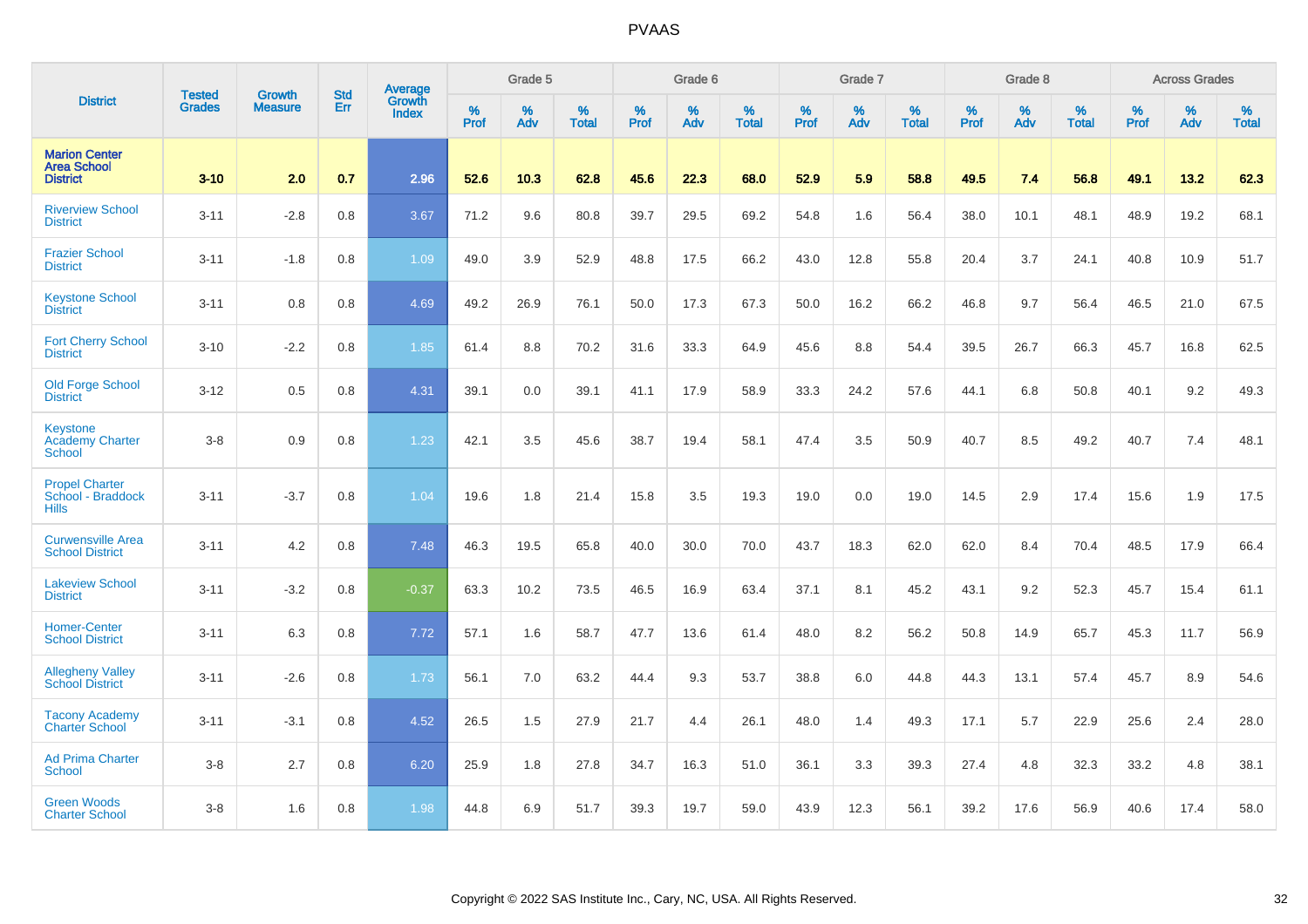# PVAAS

| District | Tested Grades | Growth Measure | Std Err | Average Growth Index | Grade 5 | | | Grade 6 | | | Grade 7 | | | Grade 8 | | | Across Grades | | |
|---|---|---|---|---|---|---|---|---|---|---|---|---|---|---|---|---|---|---|---|
| | | | | | % Prof | % Adv | % Total | % Prof | % Adv | % Total | % Prof | % Adv | % Total | % Prof | % Adv | % Total | % Prof | % Adv | % Total |
| **Marion Center Area School District** | **3-10** | **2.0** | **0.7** | **2.96** | **52.6** | **10.3** | **62.8** | **45.6** | **22.3** | **68.0** | **52.9** | **5.9** | **58.8** | **49.5** | **7.4** | **56.8** | **49.1** | **13.2** | **62.3** |
| Riverview School District | 3-11 | -2.8 | 0.8 | 3.67 | 71.2 | 9.6 | 80.8 | 39.7 | 29.5 | 69.2 | 54.8 | 1.6 | 56.4 | 38.0 | 10.1 | 48.1 | 48.9 | 19.2 | 68.1 |
| Frazier School District | 3-11 | -1.8 | 0.8 | 1.09 | 49.0 | 3.9 | 52.9 | 48.8 | 17.5 | 66.2 | 43.0 | 12.8 | 55.8 | 20.4 | 3.7 | 24.1 | 40.8 | 10.9 | 51.7 |
| Keystone School District | 3-11 | 0.8 | 0.8 | 4.69 | 49.2 | 26.9 | 76.1 | 50.0 | 17.3 | 67.3 | 50.0 | 16.2 | 66.2 | 46.8 | 9.7 | 56.4 | 46.5 | 21.0 | 67.5 |
| Fort Cherry School District | 3-10 | -2.2 | 0.8 | 1.85 | 61.4 | 8.8 | 70.2 | 31.6 | 33.3 | 64.9 | 45.6 | 8.8 | 54.4 | 39.5 | 26.7 | 66.3 | 45.7 | 16.8 | 62.5 |
| Old Forge School District | 3-12 | 0.5 | 0.8 | 4.31 | 39.1 | 0.0 | 39.1 | 41.1 | 17.9 | 58.9 | 33.3 | 24.2 | 57.6 | 44.1 | 6.8 | 50.8 | 40.1 | 9.2 | 49.3 |
| Keystone Academy Charter School | 3-8 | 0.9 | 0.8 | 1.23 | 42.1 | 3.5 | 45.6 | 38.7 | 19.4 | 58.1 | 47.4 | 3.5 | 50.9 | 40.7 | 8.5 | 49.2 | 40.7 | 7.4 | 48.1 |
| Propel Charter School - Braddock Hills | 3-11 | -3.7 | 0.8 | 1.04 | 19.6 | 1.8 | 21.4 | 15.8 | 3.5 | 19.3 | 19.0 | 0.0 | 19.0 | 14.5 | 2.9 | 17.4 | 15.6 | 1.9 | 17.5 |
| Curwensville Area School District | 3-11 | 4.2 | 0.8 | 7.48 | 46.3 | 19.5 | 65.8 | 40.0 | 30.0 | 70.0 | 43.7 | 18.3 | 62.0 | 62.0 | 8.4 | 70.4 | 48.5 | 17.9 | 66.4 |
| Lakeview School District | 3-11 | -3.2 | 0.8 | -0.37 | 63.3 | 10.2 | 73.5 | 46.5 | 16.9 | 63.4 | 37.1 | 8.1 | 45.2 | 43.1 | 9.2 | 52.3 | 45.7 | 15.4 | 61.1 |
| Homer-Center School District | 3-11 | 6.3 | 0.8 | 7.72 | 57.1 | 1.6 | 58.7 | 47.7 | 13.6 | 61.4 | 48.0 | 8.2 | 56.2 | 50.8 | 14.9 | 65.7 | 45.3 | 11.7 | 56.9 |
| Allegheny Valley School District | 3-11 | -2.6 | 0.8 | 1.73 | 56.1 | 7.0 | 63.2 | 44.4 | 9.3 | 53.7 | 38.8 | 6.0 | 44.8 | 44.3 | 13.1 | 57.4 | 45.7 | 8.9 | 54.6 |
| Tacony Academy Charter School | 3-11 | -3.1 | 0.8 | 4.52 | 26.5 | 1.5 | 27.9 | 21.7 | 4.4 | 26.1 | 48.0 | 1.4 | 49.3 | 17.1 | 5.7 | 22.9 | 25.6 | 2.4 | 28.0 |
| Ad Prima Charter School | 3-8 | 2.7 | 0.8 | 6.20 | 25.9 | 1.8 | 27.8 | 34.7 | 16.3 | 51.0 | 36.1 | 3.3 | 39.3 | 27.4 | 4.8 | 32.3 | 33.2 | 4.8 | 38.1 |
| Green Woods Charter School | 3-8 | 1.6 | 0.8 | 1.98 | 44.8 | 6.9 | 51.7 | 39.3 | 19.7 | 59.0 | 43.9 | 12.3 | 56.1 | 39.2 | 17.6 | 56.9 | 40.6 | 17.4 | 58.0 |

Copyright © 2022 SAS Institute Inc., Cary, NC, USA. All Rights Reserved.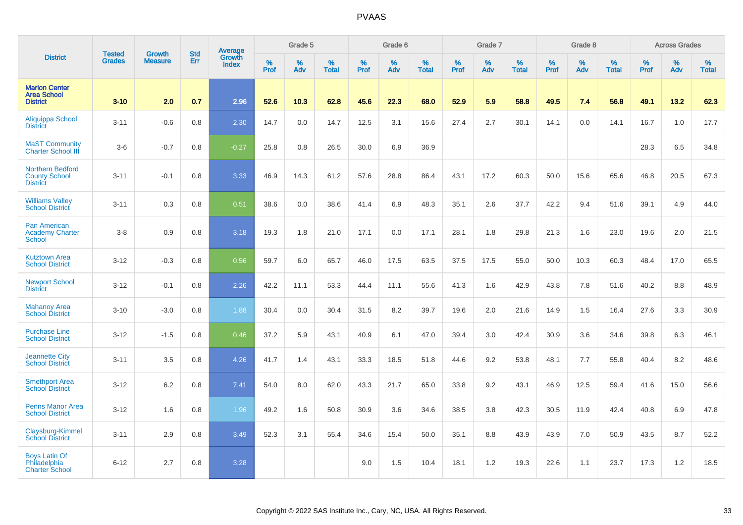# PVAAS

| District | Tested Grades | Growth Measure | Std Err | Average Growth Index | Grade 5 | | | Grade 6 | | | Grade 7 | | | Grade 8 | | | Across Grades | | |
|---|---|---|---|---|---|---|---|---|---|---|---|---|---|---|---|---|---|---|---|
| | | | | | % Prof | % Adv | % Total | % Prof | % Adv | % Total | % Prof | % Adv | % Total | % Prof | % Adv | % Total | % Prof | % Adv | % Total |
| **Marion Center Area School District** | **3-10** | **2.0** | **0.7** | **2.96** | **52.6** | **10.3** | **62.8** | **45.6** | **22.3** | **68.0** | **52.9** | **5.9** | **58.8** | **49.5** | **7.4** | **56.8** | **49.1** | **13.2** | **62.3** |
| Aliquippa School District | 3-11 | -0.6 | 0.8 | 2.30 | 14.7 | 0.0 | 14.7 | 12.5 | 3.1 | 15.6 | 27.4 | 2.7 | 30.1 | 14.1 | 0.0 | 14.1 | 16.7 | 1.0 | 17.7 |
| MaST Community Charter School III | 3-6 | -0.7 | 0.8 | -0.27 | 25.8 | 0.8 | 26.5 | 30.0 | 6.9 | 36.9 | | | | | | | 28.3 | 6.5 | 34.8 |
| Northern Bedford County School District | 3-11 | -0.1 | 0.8 | 3.33 | 46.9 | 14.3 | 61.2 | 57.6 | 28.8 | 86.4 | 43.1 | 17.2 | 60.3 | 50.0 | 15.6 | 65.6 | 46.8 | 20.5 | 67.3 |
| Williams Valley School District | 3-11 | 0.3 | 0.8 | 0.51 | 38.6 | 0.0 | 38.6 | 41.4 | 6.9 | 48.3 | 35.1 | 2.6 | 37.7 | 42.2 | 9.4 | 51.6 | 39.1 | 4.9 | 44.0 |
| Pan American Academy Charter School | 3-8 | 0.9 | 0.8 | 3.18 | 19.3 | 1.8 | 21.0 | 17.1 | 0.0 | 17.1 | 28.1 | 1.8 | 29.8 | 21.3 | 1.6 | 23.0 | 19.6 | 2.0 | 21.5 |
| Kutztown Area School District | 3-12 | -0.3 | 0.8 | 0.56 | 59.7 | 6.0 | 65.7 | 46.0 | 17.5 | 63.5 | 37.5 | 17.5 | 55.0 | 50.0 | 10.3 | 60.3 | 48.4 | 17.0 | 65.5 |
| Newport School District | 3-12 | -0.1 | 0.8 | 2.26 | 42.2 | 11.1 | 53.3 | 44.4 | 11.1 | 55.6 | 41.3 | 1.6 | 42.9 | 43.8 | 7.8 | 51.6 | 40.2 | 8.8 | 48.9 |
| Mahanoy Area School District | 3-10 | -3.0 | 0.8 | 1.88 | 30.4 | 0.0 | 30.4 | 31.5 | 8.2 | 39.7 | 19.6 | 2.0 | 21.6 | 14.9 | 1.5 | 16.4 | 27.6 | 3.3 | 30.9 |
| Purchase Line School District | 3-12 | -1.5 | 0.8 | 0.46 | 37.2 | 5.9 | 43.1 | 40.9 | 6.1 | 47.0 | 39.4 | 3.0 | 42.4 | 30.9 | 3.6 | 34.6 | 39.8 | 6.3 | 46.1 |
| Jeannette City School District | 3-11 | 3.5 | 0.8 | 4.26 | 41.7 | 1.4 | 43.1 | 33.3 | 18.5 | 51.8 | 44.6 | 9.2 | 53.8 | 48.1 | 7.7 | 55.8 | 40.4 | 8.2 | 48.6 |
| Smethport Area School District | 3-12 | 6.2 | 0.8 | 7.41 | 54.0 | 8.0 | 62.0 | 43.3 | 21.7 | 65.0 | 33.8 | 9.2 | 43.1 | 46.9 | 12.5 | 59.4 | 41.6 | 15.0 | 56.6 |
| Penns Manor Area School District | 3-12 | 1.6 | 0.8 | 1.96 | 49.2 | 1.6 | 50.8 | 30.9 | 3.6 | 34.6 | 38.5 | 3.8 | 42.3 | 30.5 | 11.9 | 42.4 | 40.8 | 6.9 | 47.8 |
| Claysburg-Kimmel School District | 3-11 | 2.9 | 0.8 | 3.49 | 52.3 | 3.1 | 55.4 | 34.6 | 15.4 | 50.0 | 35.1 | 8.8 | 43.9 | 43.9 | 7.0 | 50.9 | 43.5 | 8.7 | 52.2 |
| Boys Latin Of Philadelphia Charter School | 6-12 | 2.7 | 0.8 | 3.28 | | | | 9.0 | 1.5 | 10.4 | 18.1 | 1.2 | 19.3 | 22.6 | 1.1 | 23.7 | 17.3 | 1.2 | 18.5 |

Copyright © 2022 SAS Institute Inc., Cary, NC, USA. All Rights Reserved.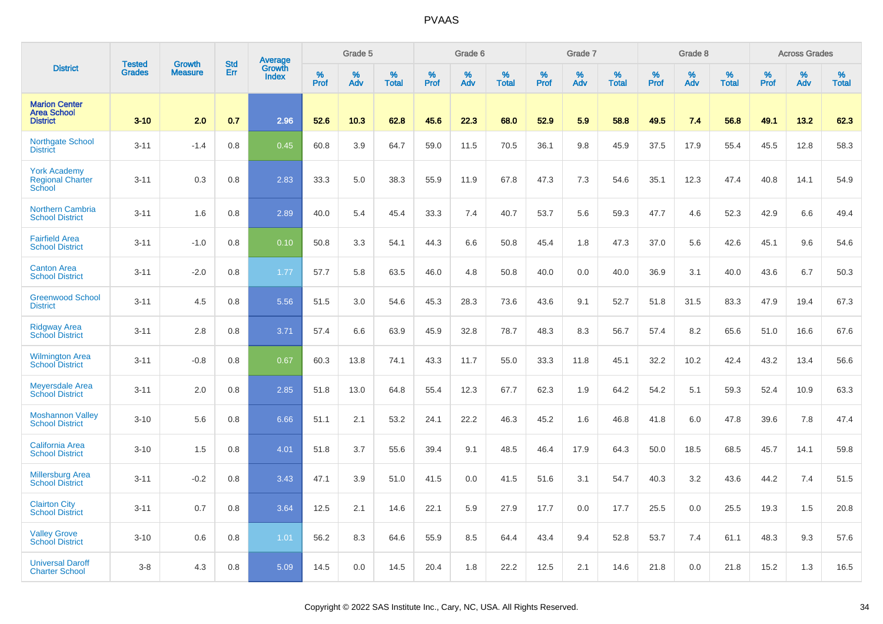# PVAAS

| District | Tested Grades | Growth Measure | Std Err | Average Growth Index | Grade 5 | | | Grade 6 | | | Grade 7 | | | Grade 8 | | | Across Grades | | |
|---|---|---|---|---|---|---|---|---|---|---|---|---|---|---|---|---|---|---|---|
| | | | | | % Prof | % Adv | % Total | % Prof | % Adv | % Total | % Prof | % Adv | % Total | % Prof | % Adv | % Total | % Prof | % Adv | % Total |
| **Marion Center Area School District** | **3-10** | **2.0** | **0.7** | **2.96** | **52.6** | **10.3** | **62.8** | **45.6** | **22.3** | **68.0** | **52.9** | **5.9** | **58.8** | **49.5** | **7.4** | **56.8** | **49.1** | **13.2** | **62.3** |
| Northgate School District | 3-11 | -1.4 | 0.8 | 0.45 | 60.8 | 3.9 | 64.7 | 59.0 | 11.5 | 70.5 | 36.1 | 9.8 | 45.9 | 37.5 | 17.9 | 55.4 | 45.5 | 12.8 | 58.3 |
| York Academy Regional Charter School | 3-11 | 0.3 | 0.8 | 2.83 | 33.3 | 5.0 | 38.3 | 55.9 | 11.9 | 67.8 | 47.3 | 7.3 | 54.6 | 35.1 | 12.3 | 47.4 | 40.8 | 14.1 | 54.9 |
| Northern Cambria School District | 3-11 | 1.6 | 0.8 | 2.89 | 40.0 | 5.4 | 45.4 | 33.3 | 7.4 | 40.7 | 53.7 | 5.6 | 59.3 | 47.7 | 4.6 | 52.3 | 42.9 | 6.6 | 49.4 |
| Fairfield Area School District | 3-11 | -1.0 | 0.8 | 0.10 | 50.8 | 3.3 | 54.1 | 44.3 | 6.6 | 50.8 | 45.4 | 1.8 | 47.3 | 37.0 | 5.6 | 42.6 | 45.1 | 9.6 | 54.6 |
| Canton Area School District | 3-11 | -2.0 | 0.8 | 1.77 | 57.7 | 5.8 | 63.5 | 46.0 | 4.8 | 50.8 | 40.0 | 0.0 | 40.0 | 36.9 | 3.1 | 40.0 | 43.6 | 6.7 | 50.3 |
| Greenwood School District | 3-11 | 4.5 | 0.8 | 5.56 | 51.5 | 3.0 | 54.6 | 45.3 | 28.3 | 73.6 | 43.6 | 9.1 | 52.7 | 51.8 | 31.5 | 83.3 | 47.9 | 19.4 | 67.3 |
| Ridgway Area School District | 3-11 | 2.8 | 0.8 | 3.71 | 57.4 | 6.6 | 63.9 | 45.9 | 32.8 | 78.7 | 48.3 | 8.3 | 56.7 | 57.4 | 8.2 | 65.6 | 51.0 | 16.6 | 67.6 |
| Wilmington Area School District | 3-11 | -0.8 | 0.8 | 0.67 | 60.3 | 13.8 | 74.1 | 43.3 | 11.7 | 55.0 | 33.3 | 11.8 | 45.1 | 32.2 | 10.2 | 42.4 | 43.2 | 13.4 | 56.6 |
| Meyersdale Area School District | 3-11 | 2.0 | 0.8 | 2.85 | 51.8 | 13.0 | 64.8 | 55.4 | 12.3 | 67.7 | 62.3 | 1.9 | 64.2 | 54.2 | 5.1 | 59.3 | 52.4 | 10.9 | 63.3 |
| Moshannon Valley School District | 3-10 | 5.6 | 0.8 | 6.66 | 51.1 | 2.1 | 53.2 | 24.1 | 22.2 | 46.3 | 45.2 | 1.6 | 46.8 | 41.8 | 6.0 | 47.8 | 39.6 | 7.8 | 47.4 |
| California Area School District | 3-10 | 1.5 | 0.8 | 4.01 | 51.8 | 3.7 | 55.6 | 39.4 | 9.1 | 48.5 | 46.4 | 17.9 | 64.3 | 50.0 | 18.5 | 68.5 | 45.7 | 14.1 | 59.8 |
| Millersburg Area School District | 3-11 | -0.2 | 0.8 | 3.43 | 47.1 | 3.9 | 51.0 | 41.5 | 0.0 | 41.5 | 51.6 | 3.1 | 54.7 | 40.3 | 3.2 | 43.6 | 44.2 | 7.4 | 51.5 |
| Clairton City School District | 3-11 | 0.7 | 0.8 | 3.64 | 12.5 | 2.1 | 14.6 | 22.1 | 5.9 | 27.9 | 17.7 | 0.0 | 17.7 | 25.5 | 0.0 | 25.5 | 19.3 | 1.5 | 20.8 |
| Valley Grove School District | 3-10 | 0.6 | 0.8 | 1.01 | 56.2 | 8.3 | 64.6 | 55.9 | 8.5 | 64.4 | 43.4 | 9.4 | 52.8 | 53.7 | 7.4 | 61.1 | 48.3 | 9.3 | 57.6 |
| Universal Daroff Charter School | 3-8 | 4.3 | 0.8 | 5.09 | 14.5 | 0.0 | 14.5 | 20.4 | 1.8 | 22.2 | 12.5 | 2.1 | 14.6 | 21.8 | 0.0 | 21.8 | 15.2 | 1.3 | 16.5 |

Copyright © 2022 SAS Institute Inc., Cary, NC, USA. All Rights Reserved.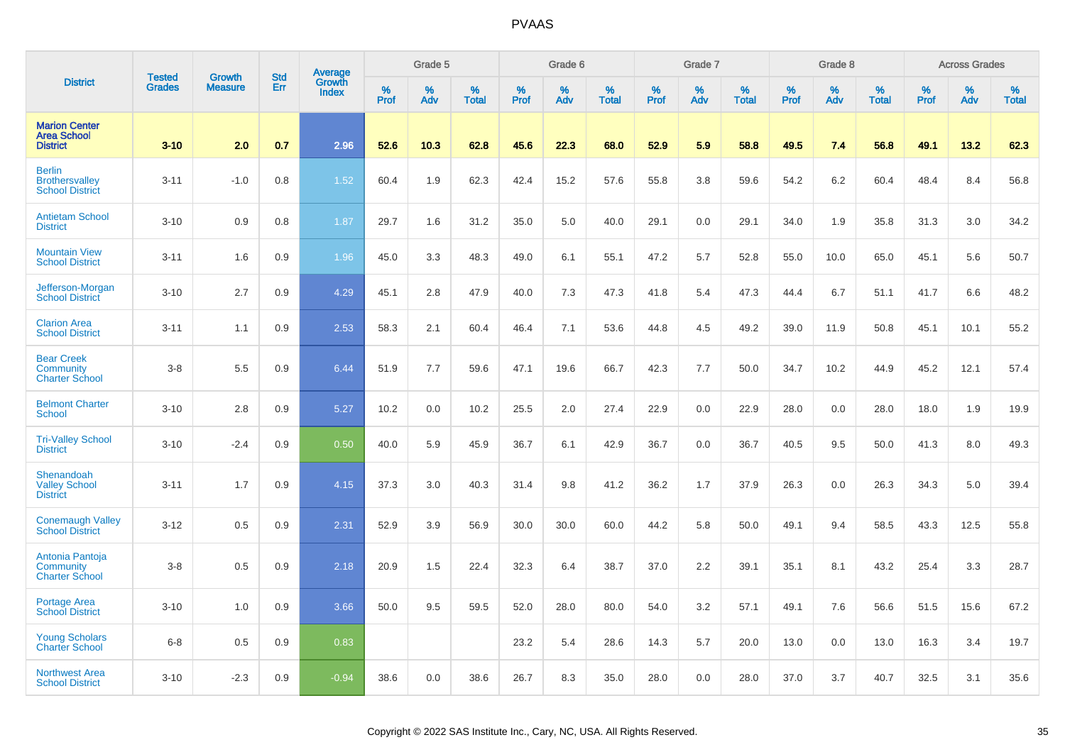# PVAAS

| District | Tested Grades | Growth Measure | Std Err | Average Growth Index | Grade 5 | | | Grade 6 | | | Grade 7 | | | Grade 8 | | | Across Grades | | |
|---|---|---|---|---|---|---|---|---|---|---|---|---|---|---|---|---|---|---|---|
| | | | | | % Prof | % Adv | % Total | % Prof | % Adv | % Total | % Prof | % Adv | % Total | % Prof | % Adv | % Total | % Prof | % Adv | % Total |
| **Marion Center Area School District** | **3-10** | **2.0** | **0.7** | **2.96** | **52.6** | **10.3** | **62.8** | **45.6** | **22.3** | **68.0** | **52.9** | **5.9** | **58.8** | **49.5** | **7.4** | **56.8** | **49.1** | **13.2** | **62.3** |
| Berlin Brothersvalley School District | 3-11 | -1.0 | 0.8 | 1.52 | 60.4 | 1.9 | 62.3 | 42.4 | 15.2 | 57.6 | 55.8 | 3.8 | 59.6 | 54.2 | 6.2 | 60.4 | 48.4 | 8.4 | 56.8 |
| Antietam School District | 3-10 | 0.9 | 0.8 | 1.87 | 29.7 | 1.6 | 31.2 | 35.0 | 5.0 | 40.0 | 29.1 | 0.0 | 29.1 | 34.0 | 1.9 | 35.8 | 31.3 | 3.0 | 34.2 |
| Mountain View School District | 3-11 | 1.6 | 0.9 | 1.96 | 45.0 | 3.3 | 48.3 | 49.0 | 6.1 | 55.1 | 47.2 | 5.7 | 52.8 | 55.0 | 10.0 | 65.0 | 45.1 | 5.6 | 50.7 |
| Jefferson-Morgan School District | 3-10 | 2.7 | 0.9 | 4.29 | 45.1 | 2.8 | 47.9 | 40.0 | 7.3 | 47.3 | 41.8 | 5.4 | 47.3 | 44.4 | 6.7 | 51.1 | 41.7 | 6.6 | 48.2 |
| Clarion Area School District | 3-11 | 1.1 | 0.9 | 2.53 | 58.3 | 2.1 | 60.4 | 46.4 | 7.1 | 53.6 | 44.8 | 4.5 | 49.2 | 39.0 | 11.9 | 50.8 | 45.1 | 10.1 | 55.2 |
| Bear Creek Community Charter School | 3-8 | 5.5 | 0.9 | 6.44 | 51.9 | 7.7 | 59.6 | 47.1 | 19.6 | 66.7 | 42.3 | 7.7 | 50.0 | 34.7 | 10.2 | 44.9 | 45.2 | 12.1 | 57.4 |
| Belmont Charter School | 3-10 | 2.8 | 0.9 | 5.27 | 10.2 | 0.0 | 10.2 | 25.5 | 2.0 | 27.4 | 22.9 | 0.0 | 22.9 | 28.0 | 0.0 | 28.0 | 18.0 | 1.9 | 19.9 |
| Tri-Valley School District | 3-10 | -2.4 | 0.9 | 0.50 | 40.0 | 5.9 | 45.9 | 36.7 | 6.1 | 42.9 | 36.7 | 0.0 | 36.7 | 40.5 | 9.5 | 50.0 | 41.3 | 8.0 | 49.3 |
| Shenandoah Valley School District | 3-11 | 1.7 | 0.9 | 4.15 | 37.3 | 3.0 | 40.3 | 31.4 | 9.8 | 41.2 | 36.2 | 1.7 | 37.9 | 26.3 | 0.0 | 26.3 | 34.3 | 5.0 | 39.4 |
| Conemaugh Valley School District | 3-12 | 0.5 | 0.9 | 2.31 | 52.9 | 3.9 | 56.9 | 30.0 | 30.0 | 60.0 | 44.2 | 5.8 | 50.0 | 49.1 | 9.4 | 58.5 | 43.3 | 12.5 | 55.8 |
| Antonia Pantoja Community Charter School | 3-8 | 0.5 | 0.9 | 2.18 | 20.9 | 1.5 | 22.4 | 32.3 | 6.4 | 38.7 | 37.0 | 2.2 | 39.1 | 35.1 | 8.1 | 43.2 | 25.4 | 3.3 | 28.7 |
| Portage Area School District | 3-10 | 1.0 | 0.9 | 3.66 | 50.0 | 9.5 | 59.5 | 52.0 | 28.0 | 80.0 | 54.0 | 3.2 | 57.1 | 49.1 | 7.6 | 56.6 | 51.5 | 15.6 | 67.2 |
| Young Scholars Charter School | 6-8 | 0.5 | 0.9 | 0.83 | | | | 23.2 | 5.4 | 28.6 | 14.3 | 5.7 | 20.0 | 13.0 | 0.0 | 13.0 | 16.3 | 3.4 | 19.7 |
| Northwest Area School District | 3-10 | -2.3 | 0.9 | -0.94 | 38.6 | 0.0 | 38.6 | 26.7 | 8.3 | 35.0 | 28.0 | 0.0 | 28.0 | 37.0 | 3.7 | 40.7 | 32.5 | 3.1 | 35.6 |

Copyright © 2022 SAS Institute Inc., Cary, NC, USA. All Rights Reserved.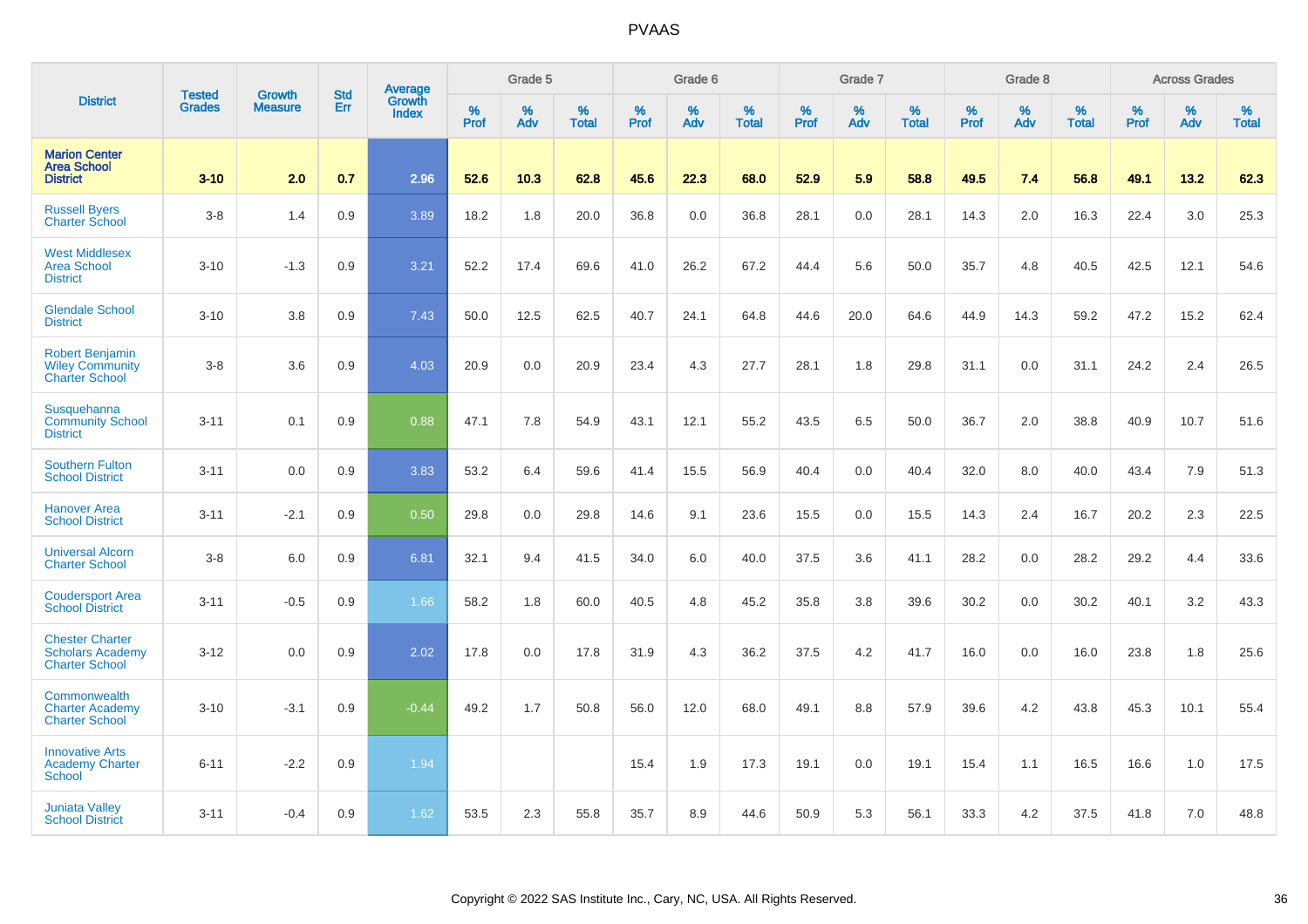| District | Tested Grades | Growth Measure | Std Err | Average Growth Index | Grade 5 | | | Grade 6 | | | Grade 7 | | | Grade 8 | | | Across Grades | | |
|---|---|---|---|---|---|---|---|---|---|---|---|---|---|---|---|---|---|---|---|
| | | | | | % Prof | % Adv | % Total | % Prof | % Adv | % Total | % Prof | % Adv | % Total | % Prof | % Adv | % Total | % Prof | % Adv | % Total |
| **Marion Center Area School District** | **3-10** | **2.0** | **0.7** | **2.96** | **52.6** | **10.3** | **62.8** | **45.6** | **22.3** | **68.0** | **52.9** | **5.9** | **58.8** | **49.5** | **7.4** | **56.8** | **49.1** | **13.2** | **62.3** |
| Russell Byers Charter School | 3-8 | 1.4 | 0.9 | 3.89 | 18.2 | 1.8 | 20.0 | 36.8 | 0.0 | 36.8 | 28.1 | 0.0 | 28.1 | 14.3 | 2.0 | 16.3 | 22.4 | 3.0 | 25.3 |
| West Middlesex Area School District | 3-10 | -1.3 | 0.9 | 3.21 | 52.2 | 17.4 | 69.6 | 41.0 | 26.2 | 67.2 | 44.4 | 5.6 | 50.0 | 35.7 | 4.8 | 40.5 | 42.5 | 12.1 | 54.6 |
| Glendale School District | 3-10 | 3.8 | 0.9 | 7.43 | 50.0 | 12.5 | 62.5 | 40.7 | 24.1 | 64.8 | 44.6 | 20.0 | 64.6 | 44.9 | 14.3 | 59.2 | 47.2 | 15.2 | 62.4 |
| Robert Benjamin Wiley Community Charter School | 3-8 | 3.6 | 0.9 | 4.03 | 20.9 | 0.0 | 20.9 | 23.4 | 4.3 | 27.7 | 28.1 | 1.8 | 29.8 | 31.1 | 0.0 | 31.1 | 24.2 | 2.4 | 26.5 |
| Susquehanna Community School District | 3-11 | 0.1 | 0.9 | 0.88 | 47.1 | 7.8 | 54.9 | 43.1 | 12.1 | 55.2 | 43.5 | 6.5 | 50.0 | 36.7 | 2.0 | 38.8 | 40.9 | 10.7 | 51.6 |
| Southern Fulton School District | 3-11 | 0.0 | 0.9 | 3.83 | 53.2 | 6.4 | 59.6 | 41.4 | 15.5 | 56.9 | 40.4 | 0.0 | 40.4 | 32.0 | 8.0 | 40.0 | 43.4 | 7.9 | 51.3 |
| Hanover Area School District | 3-11 | -2.1 | 0.9 | 0.50 | 29.8 | 0.0 | 29.8 | 14.6 | 9.1 | 23.6 | 15.5 | 0.0 | 15.5 | 14.3 | 2.4 | 16.7 | 20.2 | 2.3 | 22.5 |
| Universal Alcorn Charter School | 3-8 | 6.0 | 0.9 | 6.81 | 32.1 | 9.4 | 41.5 | 34.0 | 6.0 | 40.0 | 37.5 | 3.6 | 41.1 | 28.2 | 0.0 | 28.2 | 29.2 | 4.4 | 33.6 |
| Coudersport Area School District | 3-11 | -0.5 | 0.9 | 1.66 | 58.2 | 1.8 | 60.0 | 40.5 | 4.8 | 45.2 | 35.8 | 3.8 | 39.6 | 30.2 | 0.0 | 30.2 | 40.1 | 3.2 | 43.3 |
| Chester Charter Scholars Academy Charter School | 3-12 | 0.0 | 0.9 | 2.02 | 17.8 | 0.0 | 17.8 | 31.9 | 4.3 | 36.2 | 37.5 | 4.2 | 41.7 | 16.0 | 0.0 | 16.0 | 23.8 | 1.8 | 25.6 |
| Commonwealth Charter Academy Charter School | 3-10 | -3.1 | 0.9 | -0.44 | 49.2 | 1.7 | 50.8 | 56.0 | 12.0 | 68.0 | 49.1 | 8.8 | 57.9 | 39.6 | 4.2 | 43.8 | 45.3 | 10.1 | 55.4 |
| Innovative Arts Academy Charter School | 6-11 | -2.2 | 0.9 | 1.94 | | | | 15.4 | 1.9 | 17.3 | 19.1 | 0.0 | 19.1 | 15.4 | 1.1 | 16.5 | 16.6 | 1.0 | 17.5 |
| Juniata Valley School District | 3-11 | -0.4 | 0.9 | 1.62 | 53.5 | 2.3 | 55.8 | 35.7 | 8.9 | 44.6 | 50.9 | 5.3 | 56.1 | 33.3 | 4.2 | 37.5 | 41.8 | 7.0 | 48.8 |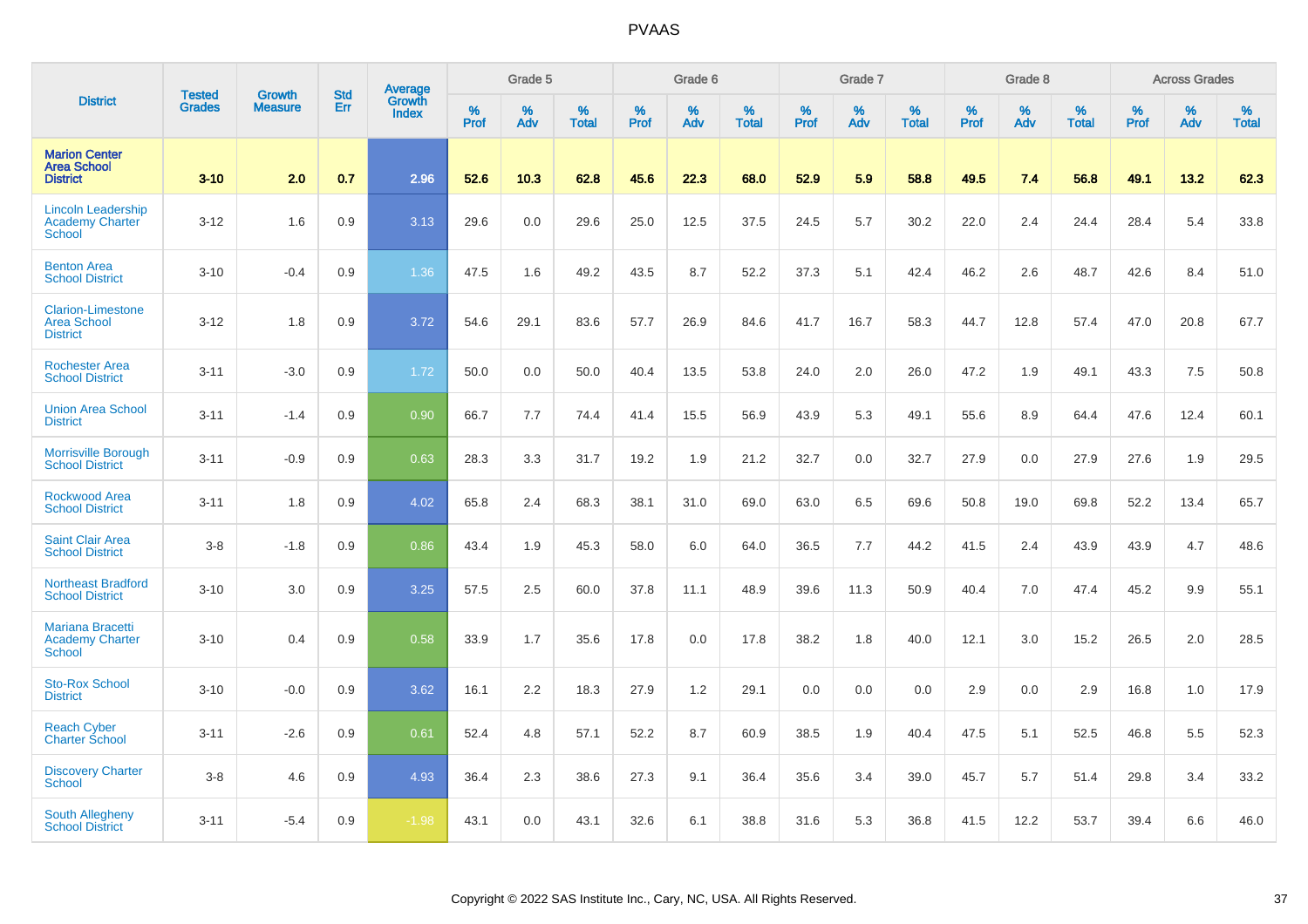# PVAAS

| District | Tested Grades | Growth Measure | Std Err | Average Growth Index | Grade 5 | | | Grade 6 | | | Grade 7 | | | Grade 8 | | | Across Grades | | |
|---|---|---|---|---|---|---|---|---|---|---|---|---|---|---|---|---|---|---|---|
| | | | | | % Prof | % Adv | % Total | % Prof | % Adv | % Total | % Prof | % Adv | % Total | % Prof | % Adv | % Total | % Prof | % Adv | % Total |
| **Marion Center Area School District** | **3-10** | **2.0** | **0.7** | **2.96** | **52.6** | **10.3** | **62.8** | **45.6** | **22.3** | **68.0** | **52.9** | **5.9** | **58.8** | **49.5** | **7.4** | **56.8** | **49.1** | **13.2** | **62.3** |
| Lincoln Leadership Academy Charter School | 3-12 | 1.6 | 0.9 | 3.13 | 29.6 | 0.0 | 29.6 | 25.0 | 12.5 | 37.5 | 24.5 | 5.7 | 30.2 | 22.0 | 2.4 | 24.4 | 28.4 | 5.4 | 33.8 |
| Benton Area School District | 3-10 | -0.4 | 0.9 | 1.36 | 47.5 | 1.6 | 49.2 | 43.5 | 8.7 | 52.2 | 37.3 | 5.1 | 42.4 | 46.2 | 2.6 | 48.7 | 42.6 | 8.4 | 51.0 |
| Clarion-Limestone Area School District | 3-12 | 1.8 | 0.9 | 3.72 | 54.6 | 29.1 | 83.6 | 57.7 | 26.9 | 84.6 | 41.7 | 16.7 | 58.3 | 44.7 | 12.8 | 57.4 | 47.0 | 20.8 | 67.7 |
| Rochester Area School District | 3-11 | -3.0 | 0.9 | 1.72 | 50.0 | 0.0 | 50.0 | 40.4 | 13.5 | 53.8 | 24.0 | 2.0 | 26.0 | 47.2 | 1.9 | 49.1 | 43.3 | 7.5 | 50.8 |
| Union Area School District | 3-11 | -1.4 | 0.9 | 0.90 | 66.7 | 7.7 | 74.4 | 41.4 | 15.5 | 56.9 | 43.9 | 5.3 | 49.1 | 55.6 | 8.9 | 64.4 | 47.6 | 12.4 | 60.1 |
| Morrisville Borough School District | 3-11 | -0.9 | 0.9 | 0.63 | 28.3 | 3.3 | 31.7 | 19.2 | 1.9 | 21.2 | 32.7 | 0.0 | 32.7 | 27.9 | 0.0 | 27.9 | 27.6 | 1.9 | 29.5 |
| Rockwood Area School District | 3-11 | 1.8 | 0.9 | 4.02 | 65.8 | 2.4 | 68.3 | 38.1 | 31.0 | 69.0 | 63.0 | 6.5 | 69.6 | 50.8 | 19.0 | 69.8 | 52.2 | 13.4 | 65.7 |
| Saint Clair Area School District | 3-8 | -1.8 | 0.9 | 0.86 | 43.4 | 1.9 | 45.3 | 58.0 | 6.0 | 64.0 | 36.5 | 7.7 | 44.2 | 41.5 | 2.4 | 43.9 | 43.9 | 4.7 | 48.6 |
| Northeast Bradford School District | 3-10 | 3.0 | 0.9 | 3.25 | 57.5 | 2.5 | 60.0 | 37.8 | 11.1 | 48.9 | 39.6 | 11.3 | 50.9 | 40.4 | 7.0 | 47.4 | 45.2 | 9.9 | 55.1 |
| Mariana Bracetti Academy Charter School | 3-10 | 0.4 | 0.9 | 0.58 | 33.9 | 1.7 | 35.6 | 17.8 | 0.0 | 17.8 | 38.2 | 1.8 | 40.0 | 12.1 | 3.0 | 15.2 | 26.5 | 2.0 | 28.5 |
| Sto-Rox School District | 3-10 | -0.0 | 0.9 | 3.62 | 16.1 | 2.2 | 18.3 | 27.9 | 1.2 | 29.1 | 0.0 | 0.0 | 0.0 | 2.9 | 0.0 | 2.9 | 16.8 | 1.0 | 17.9 |
| Reach Cyber Charter School | 3-11 | -2.6 | 0.9 | 0.61 | 52.4 | 4.8 | 57.1 | 52.2 | 8.7 | 60.9 | 38.5 | 1.9 | 40.4 | 47.5 | 5.1 | 52.5 | 46.8 | 5.5 | 52.3 |
| Discovery Charter School | 3-8 | 4.6 | 0.9 | 4.93 | 36.4 | 2.3 | 38.6 | 27.3 | 9.1 | 36.4 | 35.6 | 3.4 | 39.0 | 45.7 | 5.7 | 51.4 | 29.8 | 3.4 | 33.2 |
| South Allegheny School District | 3-11 | -5.4 | 0.9 | -1.98 | 43.1 | 0.0 | 43.1 | 32.6 | 6.1 | 38.8 | 31.6 | 5.3 | 36.8 | 41.5 | 12.2 | 53.7 | 39.4 | 6.6 | 46.0 |

Copyright © 2022 SAS Institute Inc., Cary, NC, USA. All Rights Reserved.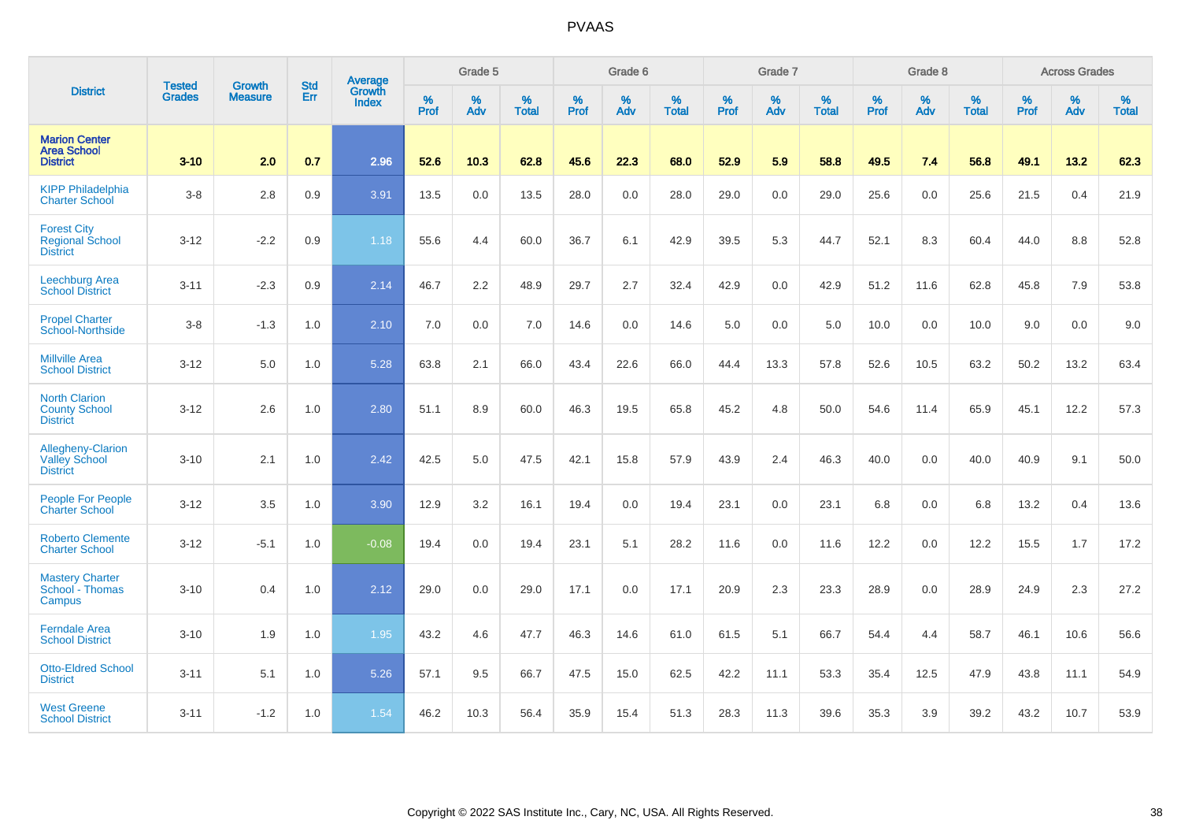# PVAAS

| District | Tested Grades | Growth Measure | Std Err | Average Growth Index | Grade 5 | | | Grade 6 | | | Grade 7 | | | Grade 8 | | | Across Grades | | |
|---|---|---|---|---|---|---|---|---|---|---|---|---|---|---|---|---|---|---|---|
| | | | | | % Prof | % Adv | % Total | % Prof | % Adv | % Total | % Prof | % Adv | % Total | % Prof | % Adv | % Total | % Prof | % Adv | % Total |
| **Marion Center Area School District** | **3-10** | **2.0** | **0.7** | **2.96** | **52.6** | **10.3** | **62.8** | **45.6** | **22.3** | **68.0** | **52.9** | **5.9** | **58.8** | **49.5** | **7.4** | **56.8** | **49.1** | **13.2** | **62.3** |
| KIPP Philadelphia Charter School | 3-8 | 2.8 | 0.9 | 3.91 | 13.5 | 0.0 | 13.5 | 28.0 | 0.0 | 28.0 | 29.0 | 0.0 | 29.0 | 25.6 | 0.0 | 25.6 | 21.5 | 0.4 | 21.9 |
| Forest City Regional School District | 3-12 | -2.2 | 0.9 | 1.18 | 55.6 | 4.4 | 60.0 | 36.7 | 6.1 | 42.9 | 39.5 | 5.3 | 44.7 | 52.1 | 8.3 | 60.4 | 44.0 | 8.8 | 52.8 |
| Leechburg Area School District | 3-11 | -2.3 | 0.9 | 2.14 | 46.7 | 2.2 | 48.9 | 29.7 | 2.7 | 32.4 | 42.9 | 0.0 | 42.9 | 51.2 | 11.6 | 62.8 | 45.8 | 7.9 | 53.8 |
| Propel Charter School-Northside | 3-8 | -1.3 | 1.0 | 2.10 | 7.0 | 0.0 | 7.0 | 14.6 | 0.0 | 14.6 | 5.0 | 0.0 | 5.0 | 10.0 | 0.0 | 10.0 | 9.0 | 0.0 | 9.0 |
| Millville Area School District | 3-12 | 5.0 | 1.0 | 5.28 | 63.8 | 2.1 | 66.0 | 43.4 | 22.6 | 66.0 | 44.4 | 13.3 | 57.8 | 52.6 | 10.5 | 63.2 | 50.2 | 13.2 | 63.4 |
| North Clarion County School District | 3-12 | 2.6 | 1.0 | 2.80 | 51.1 | 8.9 | 60.0 | 46.3 | 19.5 | 65.8 | 45.2 | 4.8 | 50.0 | 54.6 | 11.4 | 65.9 | 45.1 | 12.2 | 57.3 |
| Allegheny-Clarion Valley School District | 3-10 | 2.1 | 1.0 | 2.42 | 42.5 | 5.0 | 47.5 | 42.1 | 15.8 | 57.9 | 43.9 | 2.4 | 46.3 | 40.0 | 0.0 | 40.0 | 40.9 | 9.1 | 50.0 |
| People For People Charter School | 3-12 | 3.5 | 1.0 | 3.90 | 12.9 | 3.2 | 16.1 | 19.4 | 0.0 | 19.4 | 23.1 | 0.0 | 23.1 | 6.8 | 0.0 | 6.8 | 13.2 | 0.4 | 13.6 |
| Roberto Clemente Charter School | 3-12 | -5.1 | 1.0 | -0.08 | 19.4 | 0.0 | 19.4 | 23.1 | 5.1 | 28.2 | 11.6 | 0.0 | 11.6 | 12.2 | 0.0 | 12.2 | 15.5 | 1.7 | 17.2 |
| Mastery Charter School - Thomas Campus | 3-10 | 0.4 | 1.0 | 2.12 | 29.0 | 0.0 | 29.0 | 17.1 | 0.0 | 17.1 | 20.9 | 2.3 | 23.3 | 28.9 | 0.0 | 28.9 | 24.9 | 2.3 | 27.2 |
| Ferndale Area School District | 3-10 | 1.9 | 1.0 | 1.95 | 43.2 | 4.6 | 47.7 | 46.3 | 14.6 | 61.0 | 61.5 | 5.1 | 66.7 | 54.4 | 4.4 | 58.7 | 46.1 | 10.6 | 56.6 |
| Otto-Eldred School District | 3-11 | 5.1 | 1.0 | 5.26 | 57.1 | 9.5 | 66.7 | 47.5 | 15.0 | 62.5 | 42.2 | 11.1 | 53.3 | 35.4 | 12.5 | 47.9 | 43.8 | 11.1 | 54.9 |
| West Greene School District | 3-11 | -1.2 | 1.0 | 1.54 | 46.2 | 10.3 | 56.4 | 35.9 | 15.4 | 51.3 | 28.3 | 11.3 | 39.6 | 35.3 | 3.9 | 39.2 | 43.2 | 10.7 | 53.9 |

Copyright © 2022 SAS Institute Inc., Cary, NC, USA. All Rights Reserved.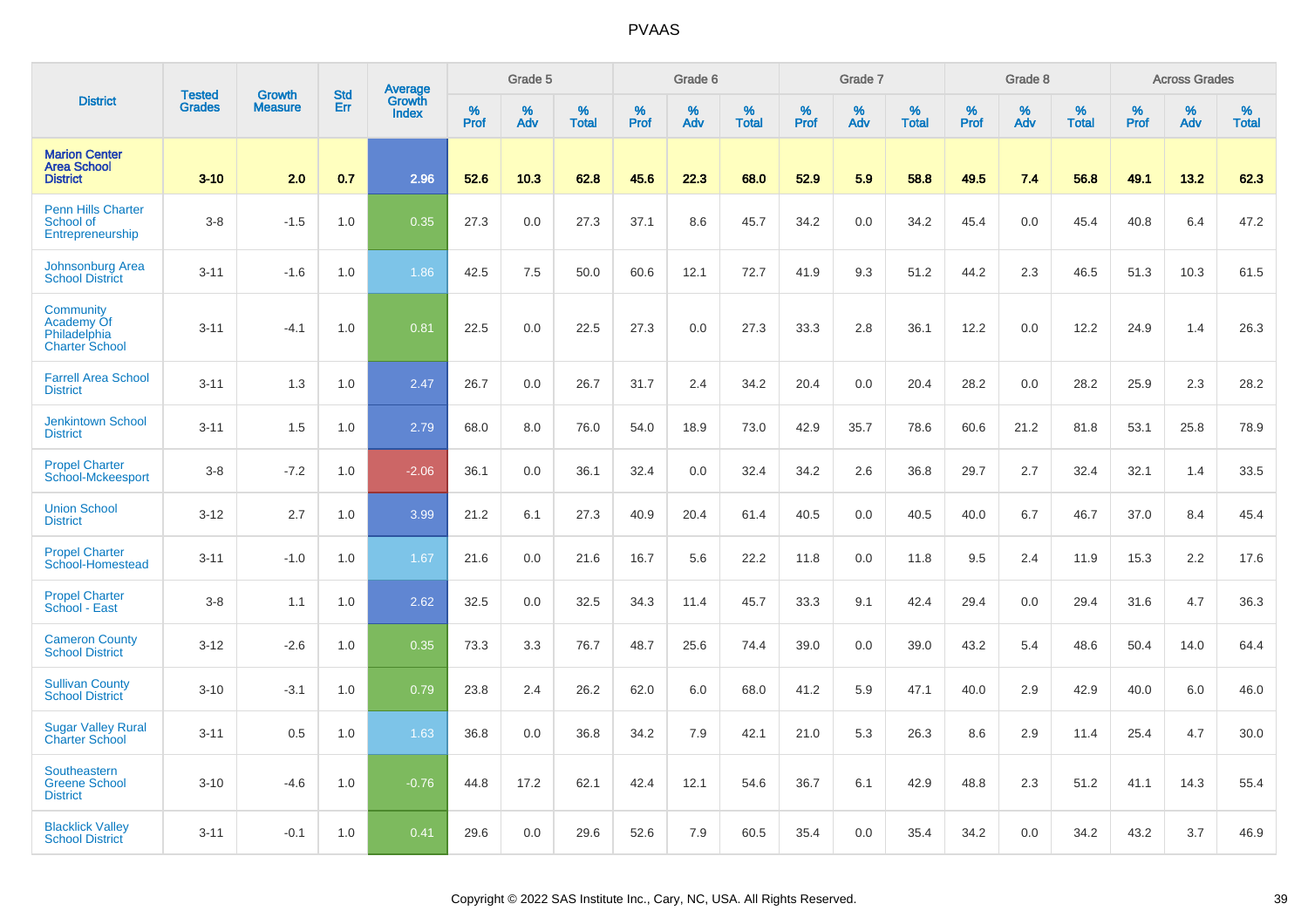# PVAAS

| District | Tested Grades | Growth Measure | Std Err | Average Growth Index | Grade 5 | | | Grade 6 | | | Grade 7 | | | Grade 8 | | | Across Grades | | |
|---|---|---|---|---|---|---|---|---|---|---|---|---|---|---|---|---|---|---|---|
| | | | | | % Prof | % Adv | % Total | % Prof | % Adv | % Total | % Prof | % Adv | % Total | % Prof | % Adv | % Total | % Prof | % Adv | % Total |
| **Marion Center Area School District** | **3-10** | **2.0** | **0.7** | **2.96** | **52.6** | **10.3** | **62.8** | **45.6** | **22.3** | **68.0** | **52.9** | **5.9** | **58.8** | **49.5** | **7.4** | **56.8** | **49.1** | **13.2** | **62.3** |
| Penn Hills Charter School of Entrepreneurship | 3-8 | -1.5 | 1.0 | 0.35 | 27.3 | 0.0 | 27.3 | 37.1 | 8.6 | 45.7 | 34.2 | 0.0 | 34.2 | 45.4 | 0.0 | 45.4 | 40.8 | 6.4 | 47.2 |
| Johnsonburg Area School District | 3-11 | -1.6 | 1.0 | 1.86 | 42.5 | 7.5 | 50.0 | 60.6 | 12.1 | 72.7 | 41.9 | 9.3 | 51.2 | 44.2 | 2.3 | 46.5 | 51.3 | 10.3 | 61.5 |
| Community Academy Of Philadelphia Charter School | 3-11 | -4.1 | 1.0 | 0.81 | 22.5 | 0.0 | 22.5 | 27.3 | 0.0 | 27.3 | 33.3 | 2.8 | 36.1 | 12.2 | 0.0 | 12.2 | 24.9 | 1.4 | 26.3 |
| Farrell Area School District | 3-11 | 1.3 | 1.0 | 2.47 | 26.7 | 0.0 | 26.7 | 31.7 | 2.4 | 34.2 | 20.4 | 0.0 | 20.4 | 28.2 | 0.0 | 28.2 | 25.9 | 2.3 | 28.2 |
| Jenkintown School District | 3-11 | 1.5 | 1.0 | 2.79 | 68.0 | 8.0 | 76.0 | 54.0 | 18.9 | 73.0 | 42.9 | 35.7 | 78.6 | 60.6 | 21.2 | 81.8 | 53.1 | 25.8 | 78.9 |
| Propel Charter School-Mckeesport | 3-8 | -7.2 | 1.0 | -2.06 | 36.1 | 0.0 | 36.1 | 32.4 | 0.0 | 32.4 | 34.2 | 2.6 | 36.8 | 29.7 | 2.7 | 32.4 | 32.1 | 1.4 | 33.5 |
| Union School District | 3-12 | 2.7 | 1.0 | 3.99 | 21.2 | 6.1 | 27.3 | 40.9 | 20.4 | 61.4 | 40.5 | 0.0 | 40.5 | 40.0 | 6.7 | 46.7 | 37.0 | 8.4 | 45.4 |
| Propel Charter School-Homestead | 3-11 | -1.0 | 1.0 | 1.67 | 21.6 | 0.0 | 21.6 | 16.7 | 5.6 | 22.2 | 11.8 | 0.0 | 11.8 | 9.5 | 2.4 | 11.9 | 15.3 | 2.2 | 17.6 |
| Propel Charter School - East | 3-8 | 1.1 | 1.0 | 2.62 | 32.5 | 0.0 | 32.5 | 34.3 | 11.4 | 45.7 | 33.3 | 9.1 | 42.4 | 29.4 | 0.0 | 29.4 | 31.6 | 4.7 | 36.3 |
| Cameron County School District | 3-12 | -2.6 | 1.0 | 0.35 | 73.3 | 3.3 | 76.7 | 48.7 | 25.6 | 74.4 | 39.0 | 0.0 | 39.0 | 43.2 | 5.4 | 48.6 | 50.4 | 14.0 | 64.4 |
| Sullivan County School District | 3-10 | -3.1 | 1.0 | 0.79 | 23.8 | 2.4 | 26.2 | 62.0 | 6.0 | 68.0 | 41.2 | 5.9 | 47.1 | 40.0 | 2.9 | 42.9 | 40.0 | 6.0 | 46.0 |
| Sugar Valley Rural Charter School | 3-11 | 0.5 | 1.0 | 1.63 | 36.8 | 0.0 | 36.8 | 34.2 | 7.9 | 42.1 | 21.0 | 5.3 | 26.3 | 8.6 | 2.9 | 11.4 | 25.4 | 4.7 | 30.0 |
| Southeastern Greene School District | 3-10 | -4.6 | 1.0 | -0.76 | 44.8 | 17.2 | 62.1 | 42.4 | 12.1 | 54.6 | 36.7 | 6.1 | 42.9 | 48.8 | 2.3 | 51.2 | 41.1 | 14.3 | 55.4 |
| Blacklick Valley School District | 3-11 | -0.1 | 1.0 | 0.41 | 29.6 | 0.0 | 29.6 | 52.6 | 7.9 | 60.5 | 35.4 | 0.0 | 35.4 | 34.2 | 0.0 | 34.2 | 43.2 | 3.7 | 46.9 |

Copyright © 2022 SAS Institute Inc., Cary, NC, USA. All Rights Reserved.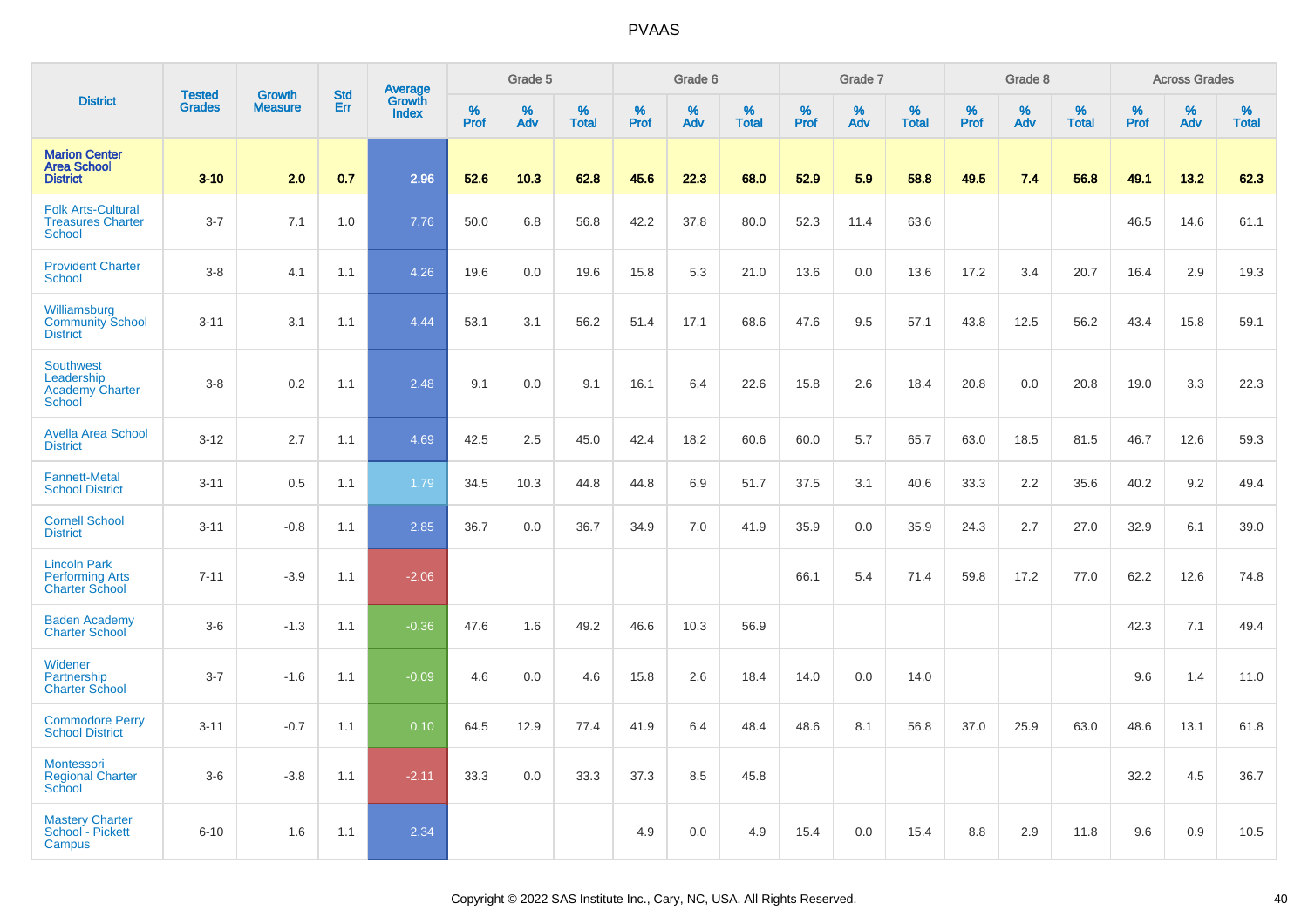# PVAAS

| District | Tested Grades | Growth Measure | Std Err | Average Growth Index | Grade 5 | | | Grade 6 | | | Grade 7 | | | Grade 8 | | | Across Grades | | |
|---|---|---|---|---|---|---|---|---|---|---|---|---|---|---|---|---|---|---|---|
| | | | | | % Prof | % Adv | % Total | % Prof | % Adv | % Total | % Prof | % Adv | % Total | % Prof | % Adv | % Total | % Prof | % Adv | % Total |
| **Marion Center Area School District** | **3-10** | **2.0** | **0.7** | **2.96** | **52.6** | **10.3** | **62.8** | **45.6** | **22.3** | **68.0** | **52.9** | **5.9** | **58.8** | **49.5** | **7.4** | **56.8** | **49.1** | **13.2** | **62.3** |
| Folk Arts-Cultural Treasures Charter School | 3-7 | 7.1 | 1.0 | 7.76 | 50.0 | 6.8 | 56.8 | 42.2 | 37.8 | 80.0 | 52.3 | 11.4 | 63.6 | | | | 46.5 | 14.6 | 61.1 |
| Provident Charter School | 3-8 | 4.1 | 1.1 | 4.26 | 19.6 | 0.0 | 19.6 | 15.8 | 5.3 | 21.0 | 13.6 | 0.0 | 13.6 | 17.2 | 3.4 | 20.7 | 16.4 | 2.9 | 19.3 |
| Williamsburg Community School District | 3-11 | 3.1 | 1.1 | 4.44 | 53.1 | 3.1 | 56.2 | 51.4 | 17.1 | 68.6 | 47.6 | 9.5 | 57.1 | 43.8 | 12.5 | 56.2 | 43.4 | 15.8 | 59.1 |
| Southwest Leadership Academy Charter School | 3-8 | 0.2 | 1.1 | 2.48 | 9.1 | 0.0 | 9.1 | 16.1 | 6.4 | 22.6 | 15.8 | 2.6 | 18.4 | 20.8 | 0.0 | 20.8 | 19.0 | 3.3 | 22.3 |
| Avella Area School District | 3-12 | 2.7 | 1.1 | 4.69 | 42.5 | 2.5 | 45.0 | 42.4 | 18.2 | 60.6 | 60.0 | 5.7 | 65.7 | 63.0 | 18.5 | 81.5 | 46.7 | 12.6 | 59.3 |
| Fannett-Metal School District | 3-11 | 0.5 | 1.1 | 1.79 | 34.5 | 10.3 | 44.8 | 44.8 | 6.9 | 51.7 | 37.5 | 3.1 | 40.6 | 33.3 | 2.2 | 35.6 | 40.2 | 9.2 | 49.4 |
| Cornell School District | 3-11 | -0.8 | 1.1 | 2.85 | 36.7 | 0.0 | 36.7 | 34.9 | 7.0 | 41.9 | 35.9 | 0.0 | 35.9 | 24.3 | 2.7 | 27.0 | 32.9 | 6.1 | 39.0 |
| Lincoln Park Performing Arts Charter School | 7-11 | -3.9 | 1.1 | -2.06 | | | | | | | 66.1 | 5.4 | 71.4 | 59.8 | 17.2 | 77.0 | 62.2 | 12.6 | 74.8 |
| Baden Academy Charter School | 3-6 | -1.3 | 1.1 | -0.36 | 47.6 | 1.6 | 49.2 | 46.6 | 10.3 | 56.9 | | | | | | | 42.3 | 7.1 | 49.4 |
| Widener Partnership Charter School | 3-7 | -1.6 | 1.1 | -0.09 | 4.6 | 0.0 | 4.6 | 15.8 | 2.6 | 18.4 | 14.0 | 0.0 | 14.0 | | | | 9.6 | 1.4 | 11.0 |
| Commodore Perry School District | 3-11 | -0.7 | 1.1 | 0.10 | 64.5 | 12.9 | 77.4 | 41.9 | 6.4 | 48.4 | 48.6 | 8.1 | 56.8 | 37.0 | 25.9 | 63.0 | 48.6 | 13.1 | 61.8 |
| Montessori Regional Charter School | 3-6 | -3.8 | 1.1 | -2.11 | 33.3 | 0.0 | 33.3 | 37.3 | 8.5 | 45.8 | | | | | | | 32.2 | 4.5 | 36.7 |
| Mastery Charter School - Pickett Campus | 6-10 | 1.6 | 1.1 | 2.34 | | | | 4.9 | 0.0 | 4.9 | 15.4 | 0.0 | 15.4 | 8.8 | 2.9 | 11.8 | 9.6 | 0.9 | 10.5 |

Copyright © 2022 SAS Institute Inc., Cary, NC, USA. All Rights Reserved.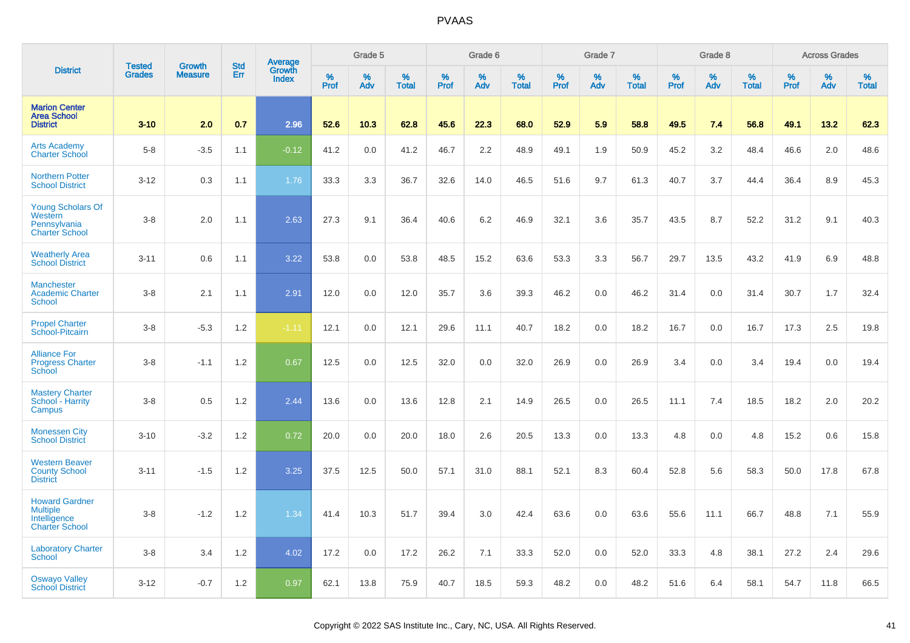# PVAAS

| District | Tested Grades | Growth Measure | Std Err | Average Growth Index | Grade 5 | | | Grade 6 | | | Grade 7 | | | Grade 8 | | | Across Grades | | |
|---|---|---|---|---|---|---|---|---|---|---|---|---|---|---|---|---|---|---|---|
| | | | | | % Prof | % Adv | % Total | % Prof | % Adv | % Total | % Prof | % Adv | % Total | % Prof | % Adv | % Total | % Prof | % Adv | % Total |
| **Marion Center Area School District** | **3-10** | **2.0** | **0.7** | **2.96** | **52.6** | **10.3** | **62.8** | **45.6** | **22.3** | **68.0** | **52.9** | **5.9** | **58.8** | **49.5** | **7.4** | **56.8** | **49.1** | **13.2** | **62.3** |
| Arts Academy Charter School | 5-8 | -3.5 | 1.1 | -0.12 | 41.2 | 0.0 | 41.2 | 46.7 | 2.2 | 48.9 | 49.1 | 1.9 | 50.9 | 45.2 | 3.2 | 48.4 | 46.6 | 2.0 | 48.6 |
| Northern Potter School District | 3-12 | 0.3 | 1.1 | 1.76 | 33.3 | 3.3 | 36.7 | 32.6 | 14.0 | 46.5 | 51.6 | 9.7 | 61.3 | 40.7 | 3.7 | 44.4 | 36.4 | 8.9 | 45.3 |
| Young Scholars Of Western Pennsylvania Charter School | 3-8 | 2.0 | 1.1 | 2.63 | 27.3 | 9.1 | 36.4 | 40.6 | 6.2 | 46.9 | 32.1 | 3.6 | 35.7 | 43.5 | 8.7 | 52.2 | 31.2 | 9.1 | 40.3 |
| Weatherly Area School District | 3-11 | 0.6 | 1.1 | 3.22 | 53.8 | 0.0 | 53.8 | 48.5 | 15.2 | 63.6 | 53.3 | 3.3 | 56.7 | 29.7 | 13.5 | 43.2 | 41.9 | 6.9 | 48.8 |
| Manchester Academic Charter School | 3-8 | 2.1 | 1.1 | 2.91 | 12.0 | 0.0 | 12.0 | 35.7 | 3.6 | 39.3 | 46.2 | 0.0 | 46.2 | 31.4 | 0.0 | 31.4 | 30.7 | 1.7 | 32.4 |
| Propel Charter School-Pitcairn | 3-8 | -5.3 | 1.2 | -1.11 | 12.1 | 0.0 | 12.1 | 29.6 | 11.1 | 40.7 | 18.2 | 0.0 | 18.2 | 16.7 | 0.0 | 16.7 | 17.3 | 2.5 | 19.8 |
| Alliance For Progress Charter School | 3-8 | -1.1 | 1.2 | 0.67 | 12.5 | 0.0 | 12.5 | 32.0 | 0.0 | 32.0 | 26.9 | 0.0 | 26.9 | 3.4 | 0.0 | 3.4 | 19.4 | 0.0 | 19.4 |
| Mastery Charter School - Harrity Campus | 3-8 | 0.5 | 1.2 | 2.44 | 13.6 | 0.0 | 13.6 | 12.8 | 2.1 | 14.9 | 26.5 | 0.0 | 26.5 | 11.1 | 7.4 | 18.5 | 18.2 | 2.0 | 20.2 |
| Monessen City School District | 3-10 | -3.2 | 1.2 | 0.72 | 20.0 | 0.0 | 20.0 | 18.0 | 2.6 | 20.5 | 13.3 | 0.0 | 13.3 | 4.8 | 0.0 | 4.8 | 15.2 | 0.6 | 15.8 |
| Western Beaver County School District | 3-11 | -1.5 | 1.2 | 3.25 | 37.5 | 12.5 | 50.0 | 57.1 | 31.0 | 88.1 | 52.1 | 8.3 | 60.4 | 52.8 | 5.6 | 58.3 | 50.0 | 17.8 | 67.8 |
| Howard Gardner Multiple Intelligence Charter School | 3-8 | -1.2 | 1.2 | 1.34 | 41.4 | 10.3 | 51.7 | 39.4 | 3.0 | 42.4 | 63.6 | 0.0 | 63.6 | 55.6 | 11.1 | 66.7 | 48.8 | 7.1 | 55.9 |
| Laboratory Charter School | 3-8 | 3.4 | 1.2 | 4.02 | 17.2 | 0.0 | 17.2 | 26.2 | 7.1 | 33.3 | 52.0 | 0.0 | 52.0 | 33.3 | 4.8 | 38.1 | 27.2 | 2.4 | 29.6 |
| Oswayo Valley School District | 3-12 | -0.7 | 1.2 | 0.97 | 62.1 | 13.8 | 75.9 | 40.7 | 18.5 | 59.3 | 48.2 | 0.0 | 48.2 | 51.6 | 6.4 | 58.1 | 54.7 | 11.8 | 66.5 |

Copyright © 2022 SAS Institute Inc., Cary, NC, USA. All Rights Reserved.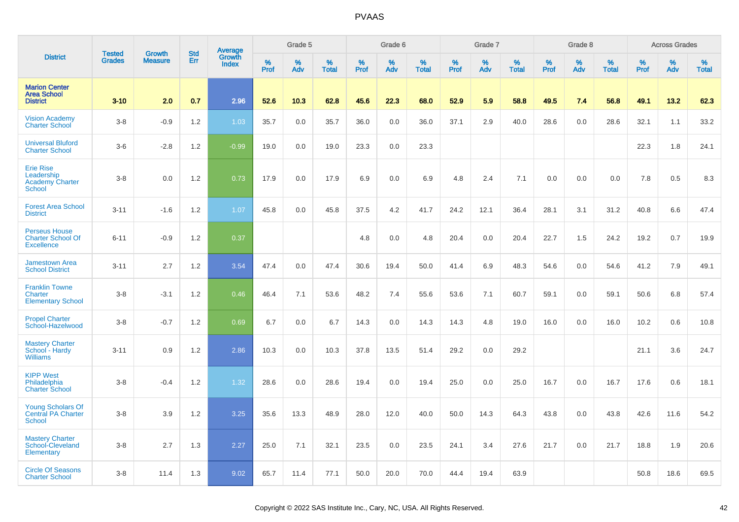| District | Tested Grades | Growth Measure | Std Err | Average Growth Index | Grade 5 | | | Grade 6 | | | Grade 7 | | | Grade 8 | | | Across Grades | | |
|---|---|---|---|---|---|---|---|---|---|---|---|---|---|---|---|---|---|---|---|
| | | | | | % Prof | % Adv | % Total | % Prof | % Adv | % Total | % Prof | % Adv | % Total | % Prof | % Adv | % Total | % Prof | % Adv | % Total |
| **Marion Center Area School District** | **3-10** | **2.0** | **0.7** | **2.96** | **52.6** | **10.3** | **62.8** | **45.6** | **22.3** | **68.0** | **52.9** | **5.9** | **58.8** | **49.5** | **7.4** | **56.8** | **49.1** | **13.2** | **62.3** |
| Vision Academy Charter School | 3-8 | -0.9 | 1.2 | 1.03 | 35.7 | 0.0 | 35.7 | 36.0 | 0.0 | 36.0 | 37.1 | 2.9 | 40.0 | 28.6 | 0.0 | 28.6 | 32.1 | 1.1 | 33.2 |
| Universal Bluford Charter School | 3-6 | -2.8 | 1.2 | -0.99 | 19.0 | 0.0 | 19.0 | 23.3 | 0.0 | 23.3 | | | | | | | 22.3 | 1.8 | 24.1 |
| Erie Rise Leadership Academy Charter School | 3-8 | 0.0 | 1.2 | 0.73 | 17.9 | 0.0 | 17.9 | 6.9 | 0.0 | 6.9 | 4.8 | 2.4 | 7.1 | 0.0 | 0.0 | 0.0 | 7.8 | 0.5 | 8.3 |
| Forest Area School District | 3-11 | -1.6 | 1.2 | 1.07 | 45.8 | 0.0 | 45.8 | 37.5 | 4.2 | 41.7 | 24.2 | 12.1 | 36.4 | 28.1 | 3.1 | 31.2 | 40.8 | 6.6 | 47.4 |
| Perseus House Charter School Of Excellence | 6-11 | -0.9 | 1.2 | 0.37 | | | | 4.8 | 0.0 | 4.8 | 20.4 | 0.0 | 20.4 | 22.7 | 1.5 | 24.2 | 19.2 | 0.7 | 19.9 |
| Jamestown Area School District | 3-11 | 2.7 | 1.2 | 3.54 | 47.4 | 0.0 | 47.4 | 30.6 | 19.4 | 50.0 | 41.4 | 6.9 | 48.3 | 54.6 | 0.0 | 54.6 | 41.2 | 7.9 | 49.1 |
| Franklin Towne Charter Elementary School | 3-8 | -3.1 | 1.2 | 0.46 | 46.4 | 7.1 | 53.6 | 48.2 | 7.4 | 55.6 | 53.6 | 7.1 | 60.7 | 59.1 | 0.0 | 59.1 | 50.6 | 6.8 | 57.4 |
| Propel Charter School-Hazelwood | 3-8 | -0.7 | 1.2 | 0.69 | 6.7 | 0.0 | 6.7 | 14.3 | 0.0 | 14.3 | 14.3 | 4.8 | 19.0 | 16.0 | 0.0 | 16.0 | 10.2 | 0.6 | 10.8 |
| Mastery Charter School - Hardy Williams | 3-11 | 0.9 | 1.2 | 2.86 | 10.3 | 0.0 | 10.3 | 37.8 | 13.5 | 51.4 | 29.2 | 0.0 | 29.2 | | | | 21.1 | 3.6 | 24.7 |
| KIPP West Philadelphia Charter School | 3-8 | -0.4 | 1.2 | 1.32 | 28.6 | 0.0 | 28.6 | 19.4 | 0.0 | 19.4 | 25.0 | 0.0 | 25.0 | 16.7 | 0.0 | 16.7 | 17.6 | 0.6 | 18.1 |
| Young Scholars Of Central PA Charter School | 3-8 | 3.9 | 1.2 | 3.25 | 35.6 | 13.3 | 48.9 | 28.0 | 12.0 | 40.0 | 50.0 | 14.3 | 64.3 | 43.8 | 0.0 | 43.8 | 42.6 | 11.6 | 54.2 |
| Mastery Charter School-Cleveland Elementary | 3-8 | 2.7 | 1.3 | 2.27 | 25.0 | 7.1 | 32.1 | 23.5 | 0.0 | 23.5 | 24.1 | 3.4 | 27.6 | 21.7 | 0.0 | 21.7 | 18.8 | 1.9 | 20.6 |
| Circle Of Seasons Charter School | 3-8 | 11.4 | 1.3 | 9.02 | 65.7 | 11.4 | 77.1 | 50.0 | 20.0 | 70.0 | 44.4 | 19.4 | 63.9 | | | | 50.8 | 18.6 | 69.5 |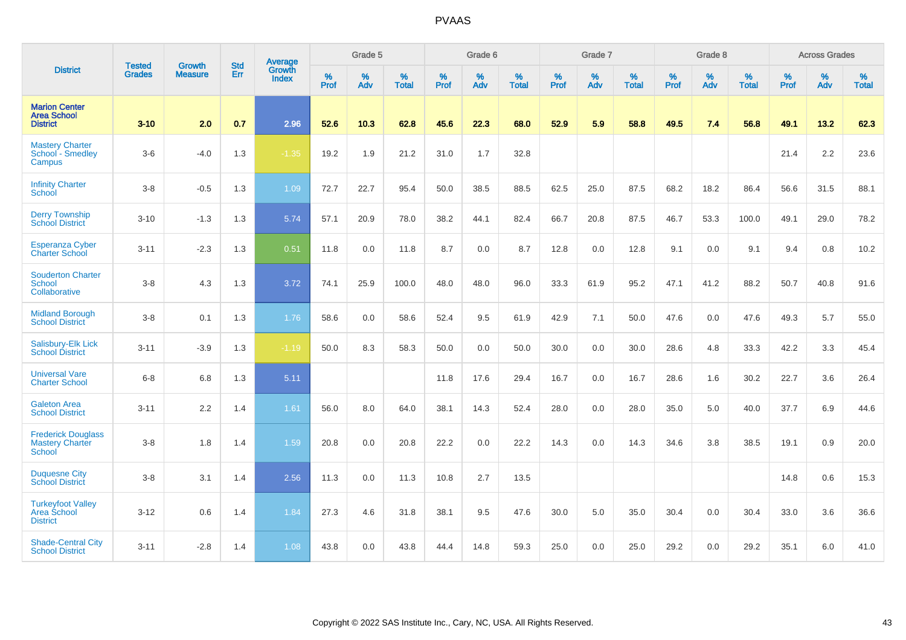# PVAAS

| District | Tested Grades | Growth Measure | Std Err | Average Growth Index | Grade 5 | | | Grade 6 | | | Grade 7 | | | Grade 8 | | | Across Grades | | |
|---|---|---|---|---|---|---|---|---|---|---|---|---|---|---|---|---|---|---|---|
| | | | | | % Prof | % Adv | % Total | % Prof | % Adv | % Total | % Prof | % Adv | % Total | % Prof | % Adv | % Total | % Prof | % Adv | % Total |
| **Marion Center Area School District** | **3-10** | **2.0** | **0.7** | **2.96** | **52.6** | **10.3** | **62.8** | **45.6** | **22.3** | **68.0** | **52.9** | **5.9** | **58.8** | **49.5** | **7.4** | **56.8** | **49.1** | **13.2** | **62.3** |
| Mastery Charter School - Smedley Campus | 3-6 | -4.0 | 1.3 | -1.35 | 19.2 | 1.9 | 21.2 | 31.0 | 1.7 | 32.8 | | | | | | | 21.4 | 2.2 | 23.6 |
| Infinity Charter School | 3-8 | -0.5 | 1.3 | 1.09 | 72.7 | 22.7 | 95.4 | 50.0 | 38.5 | 88.5 | 62.5 | 25.0 | 87.5 | 68.2 | 18.2 | 86.4 | 56.6 | 31.5 | 88.1 |
| Derry Township School District | 3-10 | -1.3 | 1.3 | 5.74 | 57.1 | 20.9 | 78.0 | 38.2 | 44.1 | 82.4 | 66.7 | 20.8 | 87.5 | 46.7 | 53.3 | 100.0 | 49.1 | 29.0 | 78.2 |
| Esperanza Cyber Charter School | 3-11 | -2.3 | 1.3 | 0.51 | 11.8 | 0.0 | 11.8 | 8.7 | 0.0 | 8.7 | 12.8 | 0.0 | 12.8 | 9.1 | 0.0 | 9.1 | 9.4 | 0.8 | 10.2 |
| Souderton Charter School Collaborative | 3-8 | 4.3 | 1.3 | 3.72 | 74.1 | 25.9 | 100.0 | 48.0 | 48.0 | 96.0 | 33.3 | 61.9 | 95.2 | 47.1 | 41.2 | 88.2 | 50.7 | 40.8 | 91.6 |
| Midland Borough School District | 3-8 | 0.1 | 1.3 | 1.76 | 58.6 | 0.0 | 58.6 | 52.4 | 9.5 | 61.9 | 42.9 | 7.1 | 50.0 | 47.6 | 0.0 | 47.6 | 49.3 | 5.7 | 55.0 |
| Salisbury-Elk Lick School District | 3-11 | -3.9 | 1.3 | -1.19 | 50.0 | 8.3 | 58.3 | 50.0 | 0.0 | 50.0 | 30.0 | 0.0 | 30.0 | 28.6 | 4.8 | 33.3 | 42.2 | 3.3 | 45.4 |
| Universal Vare Charter School | 6-8 | 6.8 | 1.3 | 5.11 | | | | 11.8 | 17.6 | 29.4 | 16.7 | 0.0 | 16.7 | 28.6 | 1.6 | 30.2 | 22.7 | 3.6 | 26.4 |
| Galeton Area School District | 3-11 | 2.2 | 1.4 | 1.61 | 56.0 | 8.0 | 64.0 | 38.1 | 14.3 | 52.4 | 28.0 | 0.0 | 28.0 | 35.0 | 5.0 | 40.0 | 37.7 | 6.9 | 44.6 |
| Frederick Douglass Mastery Charter School | 3-8 | 1.8 | 1.4 | 1.59 | 20.8 | 0.0 | 20.8 | 22.2 | 0.0 | 22.2 | 14.3 | 0.0 | 14.3 | 34.6 | 3.8 | 38.5 | 19.1 | 0.9 | 20.0 |
| Duquesne City School District | 3-8 | 3.1 | 1.4 | 2.56 | 11.3 | 0.0 | 11.3 | 10.8 | 2.7 | 13.5 | | | | | | | 14.8 | 0.6 | 15.3 |
| Turkeyfoot Valley Area School District | 3-12 | 0.6 | 1.4 | 1.84 | 27.3 | 4.6 | 31.8 | 38.1 | 9.5 | 47.6 | 30.0 | 5.0 | 35.0 | 30.4 | 0.0 | 30.4 | 33.0 | 3.6 | 36.6 |
| Shade-Central City School District | 3-11 | -2.8 | 1.4 | 1.08 | 43.8 | 0.0 | 43.8 | 44.4 | 14.8 | 59.3 | 25.0 | 0.0 | 25.0 | 29.2 | 0.0 | 29.2 | 35.1 | 6.0 | 41.0 |

Copyright © 2022 SAS Institute Inc., Cary, NC, USA. All Rights Reserved.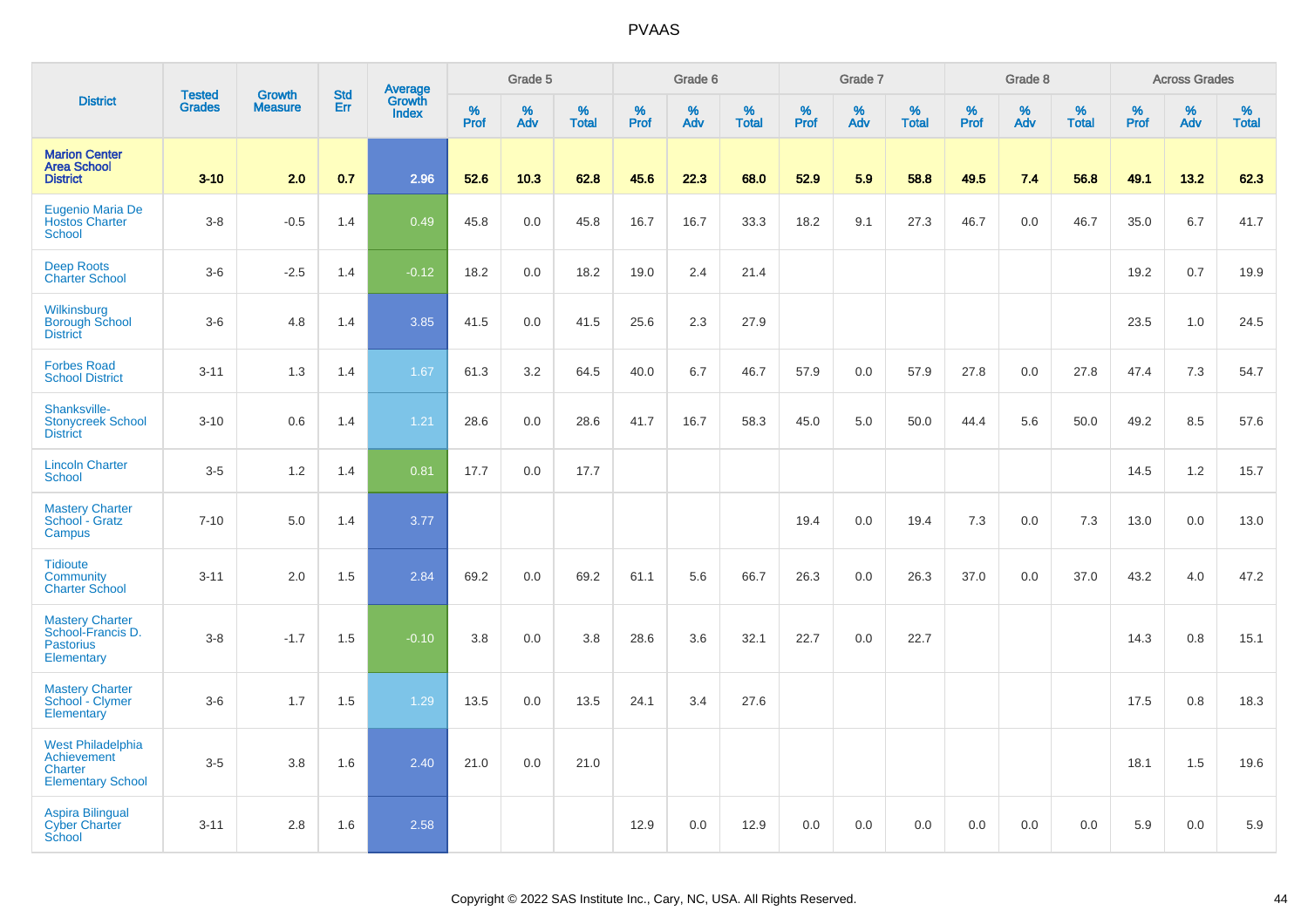# PVAAS

| District | Tested Grades | Growth Measure | Std Err | Average Growth Index | Grade 5 | | | Grade 6 | | | Grade 7 | | | Grade 8 | | | Across Grades | | |
|---|---|---|---|---|---|---|---|---|---|---|---|---|---|---|---|---|---|---|---|
| | | | | | % Prof | % Adv | % Total | % Prof | % Adv | % Total | % Prof | % Adv | % Total | % Prof | % Adv | % Total | % Prof | % Adv | % Total |
| **Marion Center Area School District** | **3-10** | **2.0** | **0.7** | **2.96** | **52.6** | **10.3** | **62.8** | **45.6** | **22.3** | **68.0** | **52.9** | **5.9** | **58.8** | **49.5** | **7.4** | **56.8** | **49.1** | **13.2** | **62.3** |
| Eugenio Maria De Hostos Charter School | 3-8 | -0.5 | 1.4 | 0.49 | 45.8 | 0.0 | 45.8 | 16.7 | 16.7 | 33.3 | 18.2 | 9.1 | 27.3 | 46.7 | 0.0 | 46.7 | 35.0 | 6.7 | 41.7 |
| Deep Roots Charter School | 3-6 | -2.5 | 1.4 | -0.12 | 18.2 | 0.0 | 18.2 | 19.0 | 2.4 | 21.4 | | | | | | | 19.2 | 0.7 | 19.9 |
| Wilkinsburg Borough School District | 3-6 | 4.8 | 1.4 | 3.85 | 41.5 | 0.0 | 41.5 | 25.6 | 2.3 | 27.9 | | | | | | | 23.5 | 1.0 | 24.5 |
| Forbes Road School District | 3-11 | 1.3 | 1.4 | 1.67 | 61.3 | 3.2 | 64.5 | 40.0 | 6.7 | 46.7 | 57.9 | 0.0 | 57.9 | 27.8 | 0.0 | 27.8 | 47.4 | 7.3 | 54.7 |
| Shanksville-Stonycreek School District | 3-10 | 0.6 | 1.4 | 1.21 | 28.6 | 0.0 | 28.6 | 41.7 | 16.7 | 58.3 | 45.0 | 5.0 | 50.0 | 44.4 | 5.6 | 50.0 | 49.2 | 8.5 | 57.6 |
| Lincoln Charter School | 3-5 | 1.2 | 1.4 | 0.81 | 17.7 | 0.0 | 17.7 | | | | | | | | | | 14.5 | 1.2 | 15.7 |
| Mastery Charter School - Gratz Campus | 7-10 | 5.0 | 1.4 | 3.77 | | | | | | | 19.4 | 0.0 | 19.4 | 7.3 | 0.0 | 7.3 | 13.0 | 0.0 | 13.0 |
| Tidioute Community Charter School | 3-11 | 2.0 | 1.5 | 2.84 | 69.2 | 0.0 | 69.2 | 61.1 | 5.6 | 66.7 | 26.3 | 0.0 | 26.3 | 37.0 | 0.0 | 37.0 | 43.2 | 4.0 | 47.2 |
| Mastery Charter School-Francis D. Pastorius Elementary | 3-8 | -1.7 | 1.5 | -0.10 | 3.8 | 0.0 | 3.8 | 28.6 | 3.6 | 32.1 | 22.7 | 0.0 | 22.7 | | | | 14.3 | 0.8 | 15.1 |
| Mastery Charter School - Clymer Elementary | 3-6 | 1.7 | 1.5 | 1.29 | 13.5 | 0.0 | 13.5 | 24.1 | 3.4 | 27.6 | | | | | | | 17.5 | 0.8 | 18.3 |
| West Philadelphia Achievement Charter Elementary School | 3-5 | 3.8 | 1.6 | 2.40 | 21.0 | 0.0 | 21.0 | | | | | | | | | | 18.1 | 1.5 | 19.6 |
| Aspira Bilingual Cyber Charter School | 3-11 | 2.8 | 1.6 | 2.58 | | | | 12.9 | 0.0 | 12.9 | 0.0 | 0.0 | 0.0 | 0.0 | 0.0 | 0.0 | 5.9 | 0.0 | 5.9 |

Copyright © 2022 SAS Institute Inc., Cary, NC, USA. All Rights Reserved.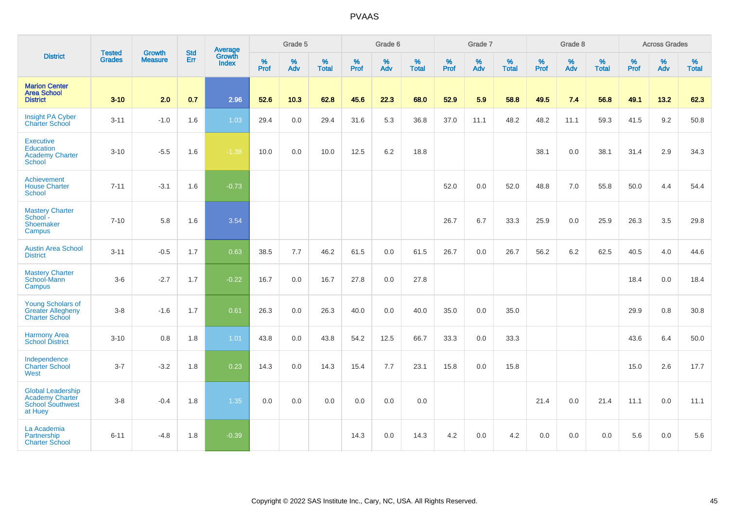# PVAAS

| District | Tested Grades | Growth Measure | Std Err | Average Growth Index | Grade 5 | | | Grade 6 | | | Grade 7 | | | Grade 8 | | | Across Grades | | |
|---|---|---|---|---|---|---|---|---|---|---|---|---|---|---|---|---|---|---|---|
| | | | | | % Prof | % Adv | % Total | % Prof | % Adv | % Total | % Prof | % Adv | % Total | % Prof | % Adv | % Total | % Prof | % Adv | % Total |
| **Marion Center Area School District** | **3-10** | **2.0** | **0.7** | **2.96** | **52.6** | **10.3** | **62.8** | **45.6** | **22.3** | **68.0** | **52.9** | **5.9** | **58.8** | **49.5** | **7.4** | **56.8** | **49.1** | **13.2** | **62.3** |
| Insight PA Cyber Charter School | 3-11 | -1.0 | 1.6 | 1.03 | 29.4 | 0.0 | 29.4 | 31.6 | 5.3 | 36.8 | 37.0 | 11.1 | 48.2 | 48.2 | 11.1 | 59.3 | 41.5 | 9.2 | 50.8 |
| Executive Education Academy Charter School | 3-10 | -5.5 | 1.6 | -1.38 | 10.0 | 0.0 | 10.0 | 12.5 | 6.2 | 18.8 | | | | 38.1 | 0.0 | 38.1 | 31.4 | 2.9 | 34.3 |
| Achievement House Charter School | 7-11 | -3.1 | 1.6 | -0.73 | | | | | | | 52.0 | 0.0 | 52.0 | 48.8 | 7.0 | 55.8 | 50.0 | 4.4 | 54.4 |
| Mastery Charter School - Shoemaker Campus | 7-10 | 5.8 | 1.6 | 3.54 | | | | | | | 26.7 | 6.7 | 33.3 | 25.9 | 0.0 | 25.9 | 26.3 | 3.5 | 29.8 |
| Austin Area School District | 3-11 | -0.5 | 1.7 | 0.63 | 38.5 | 7.7 | 46.2 | 61.5 | 0.0 | 61.5 | 26.7 | 0.0 | 26.7 | 56.2 | 6.2 | 62.5 | 40.5 | 4.0 | 44.6 |
| Mastery Charter School-Mann Campus | 3-6 | -2.7 | 1.7 | -0.22 | 16.7 | 0.0 | 16.7 | 27.8 | 0.0 | 27.8 | | | | | | | 18.4 | 0.0 | 18.4 |
| Young Scholars of Greater Allegheny Charter School | 3-8 | -1.6 | 1.7 | 0.61 | 26.3 | 0.0 | 26.3 | 40.0 | 0.0 | 40.0 | 35.0 | 0.0 | 35.0 | | | | 29.9 | 0.8 | 30.8 |
| Harmony Area School District | 3-10 | 0.8 | 1.8 | 1.01 | 43.8 | 0.0 | 43.8 | 54.2 | 12.5 | 66.7 | 33.3 | 0.0 | 33.3 | | | | 43.6 | 6.4 | 50.0 |
| Independence Charter School West | 3-7 | -3.2 | 1.8 | 0.23 | 14.3 | 0.0 | 14.3 | 15.4 | 7.7 | 23.1 | 15.8 | 0.0 | 15.8 | | | | 15.0 | 2.6 | 17.7 |
| Global Leadership Academy Charter School Southwest at Huey | 3-8 | -0.4 | 1.8 | 1.35 | 0.0 | 0.0 | 0.0 | 0.0 | 0.0 | 0.0 | | | | 21.4 | 0.0 | 21.4 | 11.1 | 0.0 | 11.1 |
| La Academia Partnership Charter School | 6-11 | -4.8 | 1.8 | -0.39 | | | | 14.3 | 0.0 | 14.3 | 4.2 | 0.0 | 4.2 | 0.0 | 0.0 | 0.0 | 5.6 | 0.0 | 5.6 |

Copyright © 2022 SAS Institute Inc., Cary, NC, USA. All Rights Reserved.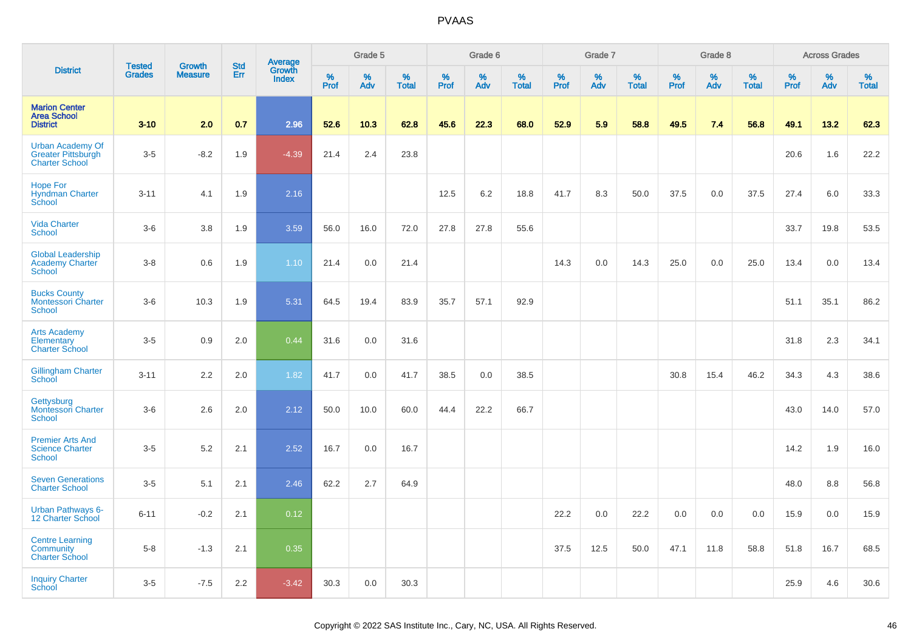| District | Tested Grades | Growth Measure | Std Err | Average Growth Index | Grade 5 | | | Grade 6 | | | Grade 7 | | | Grade 8 | | | Across Grades | | |
|---|---|---|---|---|---|---|---|---|---|---|---|---|---|---|---|---|---|---|---|
| | | | | | % Prof | % Adv | % Total | % Prof | % Adv | % Total | % Prof | % Adv | % Total | % Prof | % Adv | % Total | % Prof | % Adv | % Total |
| **Marion Center Area School District** | **3-10** | **2.0** | **0.7** | **2.96** | **52.6** | **10.3** | **62.8** | **45.6** | **22.3** | **68.0** | **52.9** | **5.9** | **58.8** | **49.5** | **7.4** | **56.8** | **49.1** | **13.2** | **62.3** |
| Urban Academy Of Greater Pittsburgh Charter School | 3-5 | -8.2 | 1.9 | -4.39 | 21.4 | 2.4 | 23.8 | | | | | | | | | | 20.6 | 1.6 | 22.2 |
| Hope For Hyndman Charter School | 3-11 | 4.1 | 1.9 | 2.16 | | | | 12.5 | 6.2 | 18.8 | 41.7 | 8.3 | 50.0 | 37.5 | 0.0 | 37.5 | 27.4 | 6.0 | 33.3 |
| Vida Charter School | 3-6 | 3.8 | 1.9 | 3.59 | 56.0 | 16.0 | 72.0 | 27.8 | 27.8 | 55.6 | | | | | | | 33.7 | 19.8 | 53.5 |
| Global Leadership Academy Charter School | 3-8 | 0.6 | 1.9 | 1.10 | 21.4 | 0.0 | 21.4 | | | | 14.3 | 0.0 | 14.3 | 25.0 | 0.0 | 25.0 | 13.4 | 0.0 | 13.4 |
| Bucks County Montessori Charter School | 3-6 | 10.3 | 1.9 | 5.31 | 64.5 | 19.4 | 83.9 | 35.7 | 57.1 | 92.9 | | | | | | | 51.1 | 35.1 | 86.2 |
| Arts Academy Elementary Charter School | 3-5 | 0.9 | 2.0 | 0.44 | 31.6 | 0.0 | 31.6 | | | | | | | | | | 31.8 | 2.3 | 34.1 |
| Gillingham Charter School | 3-11 | 2.2 | 2.0 | 1.82 | 41.7 | 0.0 | 41.7 | 38.5 | 0.0 | 38.5 | | | | 30.8 | 15.4 | 46.2 | 34.3 | 4.3 | 38.6 |
| Gettysburg Montessori Charter School | 3-6 | 2.6 | 2.0 | 2.12 | 50.0 | 10.0 | 60.0 | 44.4 | 22.2 | 66.7 | | | | | | | 43.0 | 14.0 | 57.0 |
| Premier Arts And Science Charter School | 3-5 | 5.2 | 2.1 | 2.52 | 16.7 | 0.0 | 16.7 | | | | | | | | | | 14.2 | 1.9 | 16.0 |
| Seven Generations Charter School | 3-5 | 5.1 | 2.1 | 2.46 | 62.2 | 2.7 | 64.9 | | | | | | | | | | 48.0 | 8.8 | 56.8 |
| Urban Pathways 6-12 Charter School | 6-11 | -0.2 | 2.1 | 0.12 | | | | | | | 22.2 | 0.0 | 22.2 | 0.0 | 0.0 | 0.0 | 15.9 | 0.0 | 15.9 |
| Centre Learning Community Charter School | 5-8 | -1.3 | 2.1 | 0.35 | | | | | | | 37.5 | 12.5 | 50.0 | 47.1 | 11.8 | 58.8 | 51.8 | 16.7 | 68.5 |
| Inquiry Charter School | 3-5 | -7.5 | 2.2 | -3.42 | 30.3 | 0.0 | 30.3 | | | | | | | | | | 25.9 | 4.6 | 30.6 |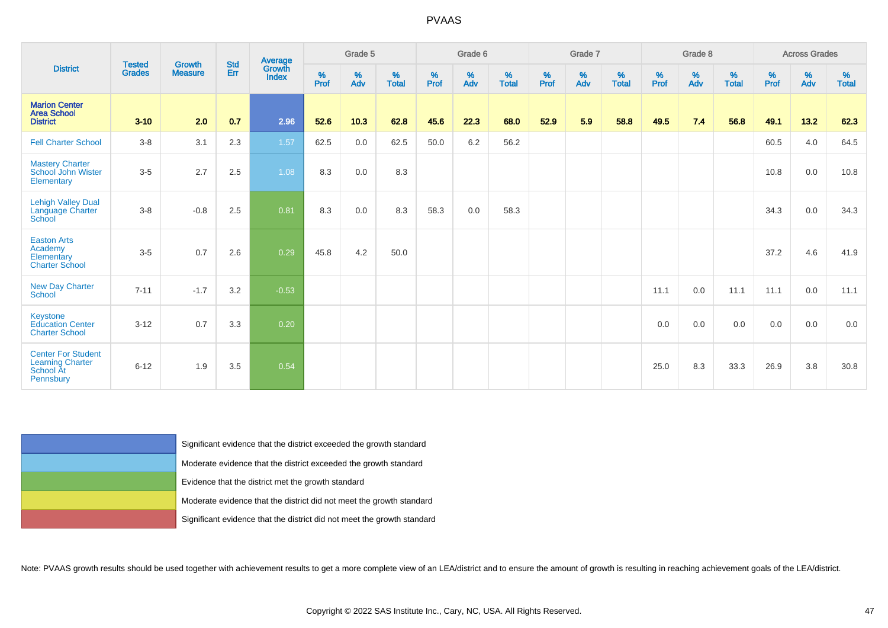# PVAAS

| District | Tested Grades | Growth Measure | Std Err | Average Growth Index | Grade 5 | | | Grade 6 | | | Grade 7 | | | Grade 8 | | | Across Grades | | |
|---|---|---|---|---|---|---|---|---|---|---|---|---|---|---|---|---|---|---|---|
| | | | | | % Prof | % Adv | % Total | % Prof | % Adv | % Total | % Prof | % Adv | % Total | % Prof | % Adv | % Total | % Prof | % Adv | % Total |
| **Marion Center Area School District** | **3-10** | **2.0** | **0.7** | **2.96** | **52.6** | **10.3** | **62.8** | **45.6** | **22.3** | **68.0** | **52.9** | **5.9** | **58.8** | **49.5** | **7.4** | **56.8** | **49.1** | **13.2** | **62.3** |
| Fell Charter School | 3-8 | 3.1 | 2.3 | 1.57 | 62.5 | 0.0 | 62.5 | 50.0 | 6.2 | 56.2 | | | | | | | 60.5 | 4.0 | 64.5 |
| Mastery Charter School John Wister Elementary | 3-5 | 2.7 | 2.5 | 1.08 | 8.3 | 0.0 | 8.3 | | | | | | | | | | 10.8 | 0.0 | 10.8 |
| Lehigh Valley Dual Language Charter School | 3-8 | -0.8 | 2.5 | 0.81 | 8.3 | 0.0 | 8.3 | 58.3 | 0.0 | 58.3 | | | | | | | 34.3 | 0.0 | 34.3 |
| Easton Arts Academy Elementary Charter School | 3-5 | 0.7 | 2.6 | 0.29 | 45.8 | 4.2 | 50.0 | | | | | | | | | | 37.2 | 4.6 | 41.9 |
| New Day Charter School | 7-11 | -1.7 | 3.2 | -0.53 | | | | | | | | | | 11.1 | 0.0 | 11.1 | 11.1 | 0.0 | 11.1 |
| Keystone Education Center Charter School | 3-12 | 0.7 | 3.3 | 0.20 | | | | | | | | | | 0.0 | 0.0 | 0.0 | 0.0 | 0.0 | 0.0 |
| Center For Student Learning Charter School At Pennsbury | 6-12 | 1.9 | 3.5 | 0.54 | | | | | | | | | | 25.0 | 8.3 | 33.3 | 26.9 | 3.8 | 30.8 |

Significant evidence that the district exceeded the growth standard

Moderate evidence that the district exceeded the growth standard

Evidence that the district met the growth standard

Moderate evidence that the district did not meet the growth standard

Significant evidence that the district did not meet the growth standard

Note: PVAAS growth results should be used together with achievement results to get a more complete view of an LEA/district and to ensure the amount of growth is resulting in reaching achievement goals of the LEA/district.

Copyright © 2022 SAS Institute Inc., Cary, NC, USA. All Rights Reserved.